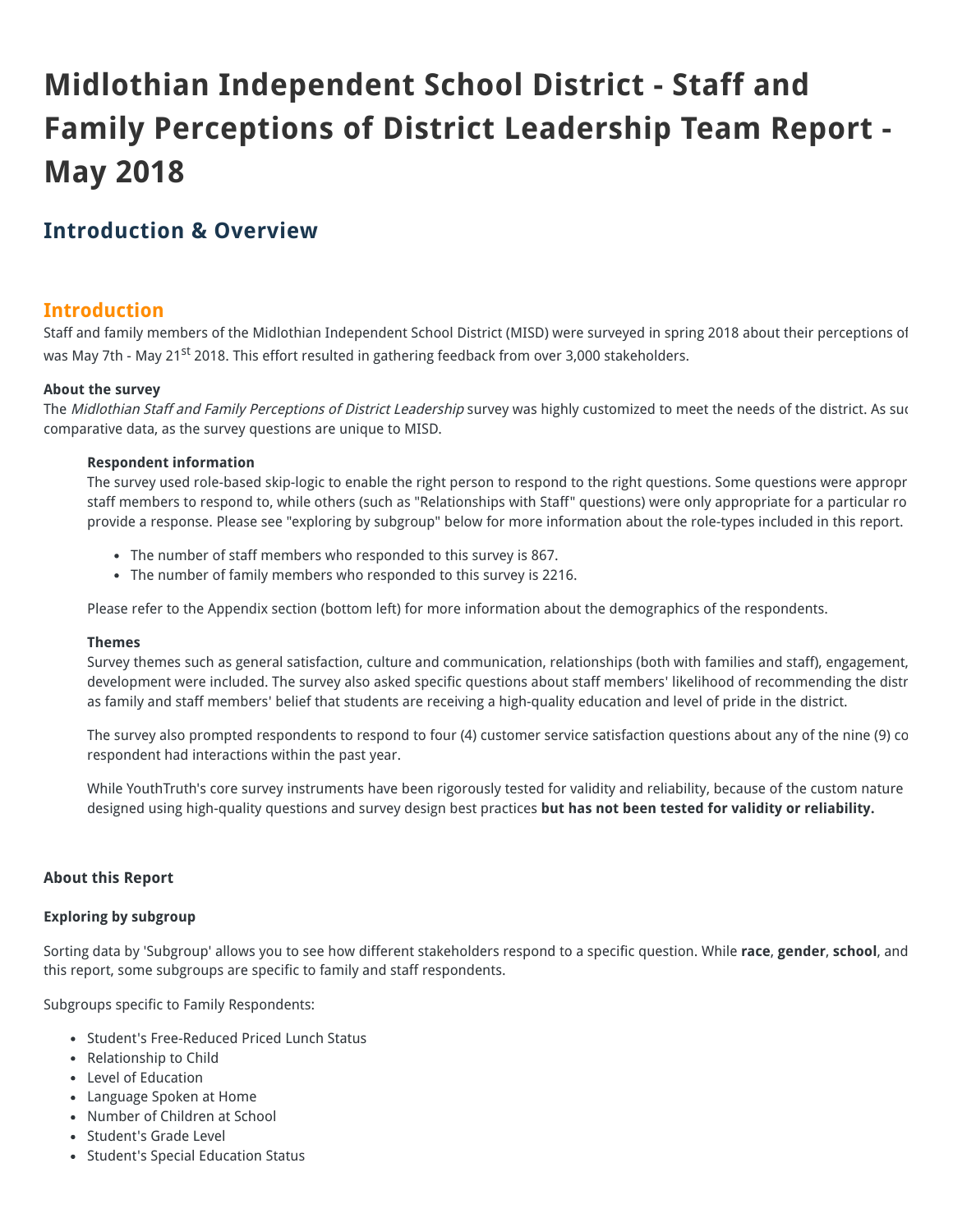# Midlothian Independent School District - Staff and Family Perceptions of District Leadership Team Report - May 2018

## Introduction & Overview

### Introduction

Staff and family members of the Midlothian Independent School District (MISD) were surveyed in spring 2018 about their perceptions of
was May 7th - May 21st 2018. This effort resulted in gathering feedback from over 3,000 stakeholders.

**About the survey**

The *Midlothian Staff and Family Perceptions of District Leadership* survey was highly customized to meet the needs of the district. As suc
comparative data, as the survey questions are unique to MISD.

**Respondent information**

The survey used role-based skip-logic to enable the right person to respond to the right questions. Some questions were appropr
staff members to respond to, while others (such as "Relationships with Staff" questions) were only appropriate for a particular ro
provide a response. Please see "exploring by subgroup" below for more information about the role-types included in this report.

- The number of staff members who responded to this survey is 867.
- The number of family members who responded to this survey is 2216.

Please refer to the Appendix section (bottom left) for more information about the demographics of the respondents.

**Themes**

Survey themes such as general satisfaction, culture and communication, relationships (both with families and staff), engagement,
development were included. The survey also asked specific questions about staff members' likelihood of recommending the distr
as family and staff members' belief that students are receiving a high-quality education and level of pride in the district.

The survey also prompted respondents to respond to four (4) customer service satisfaction questions about any of the nine (9) co
respondent had interactions within the past year.

While YouthTruth's core survey instruments have been rigorously tested for validity and reliability, because of the custom nature
designed using high-quality questions and survey design best practices **but has not been tested for validity or reliability.**

**About this Report**

**Exploring by subgroup**

Sorting data by 'Subgroup' allows you to see how different stakeholders respond to a specific question. While **race**, **gender**, **school**, and
this report, some subgroups are specific to family and staff respondents.

Subgroups specific to Family Respondents:

- Student's Free-Reduced Priced Lunch Status
- Relationship to Child
- Level of Education
- Language Spoken at Home
- Number of Children at School
- Student's Grade Level
- Student's Special Education Status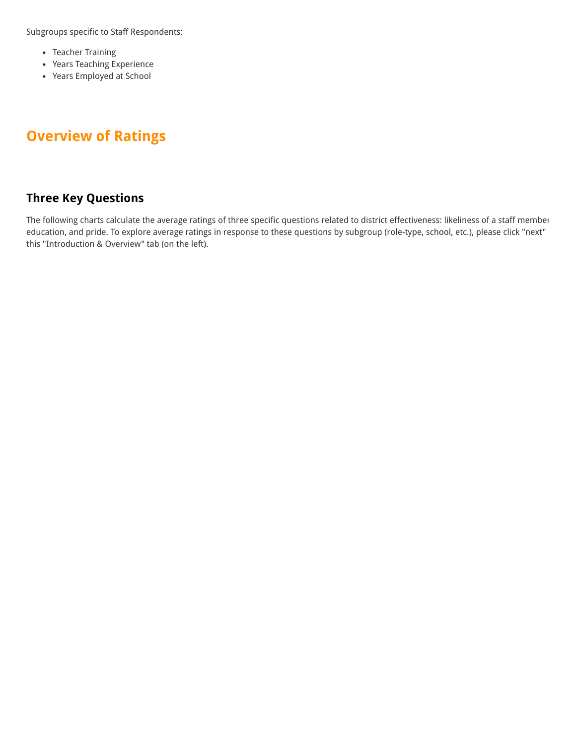Subgroups specific to Staff Respondents:

- Teacher Training
- Years Teaching Experience
- Years Employed at School

## Overview of Ratings

### Three Key Questions

The following charts calculate the average ratings of three specific questions related to district effectiveness: likeliness of a staff member education, and pride. To explore average ratings in response to these questions by subgroup (role-type, school, etc.), please click "next" this "Introduction & Overview" tab (on the left).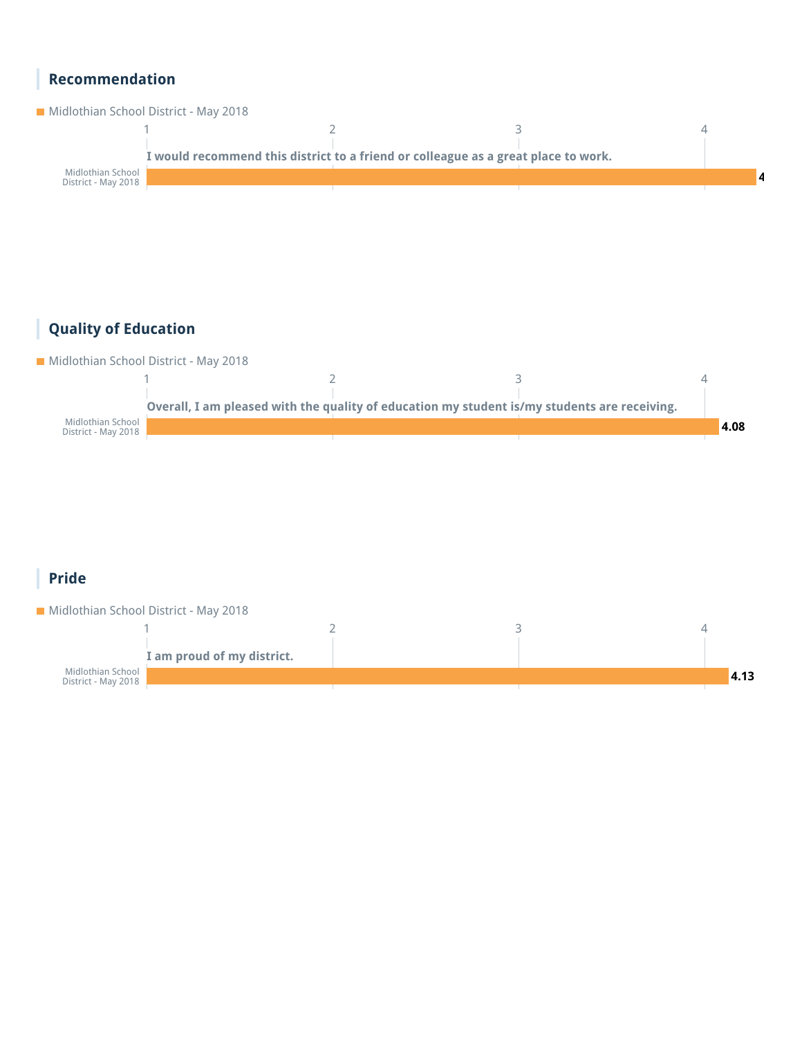## Recommendation

Midlothian School District - May 2018

**I would recommend this district to a friend or colleague as a great place to work.**

| | Score |
|---|---|
| Midlothian School District - May 2018 | 4 |

## Quality of Education

Midlothian School District - May 2018

**Overall, I am pleased with the quality of education my student is/my students are receiving.**

| | Score |
|---|---|
| Midlothian School District - May 2018 | 4.08 |

## Pride

Midlothian School District - May 2018

**I am proud of my district.**

| | Score |
|---|---|
| Midlothian School District - May 2018 | 4.13 |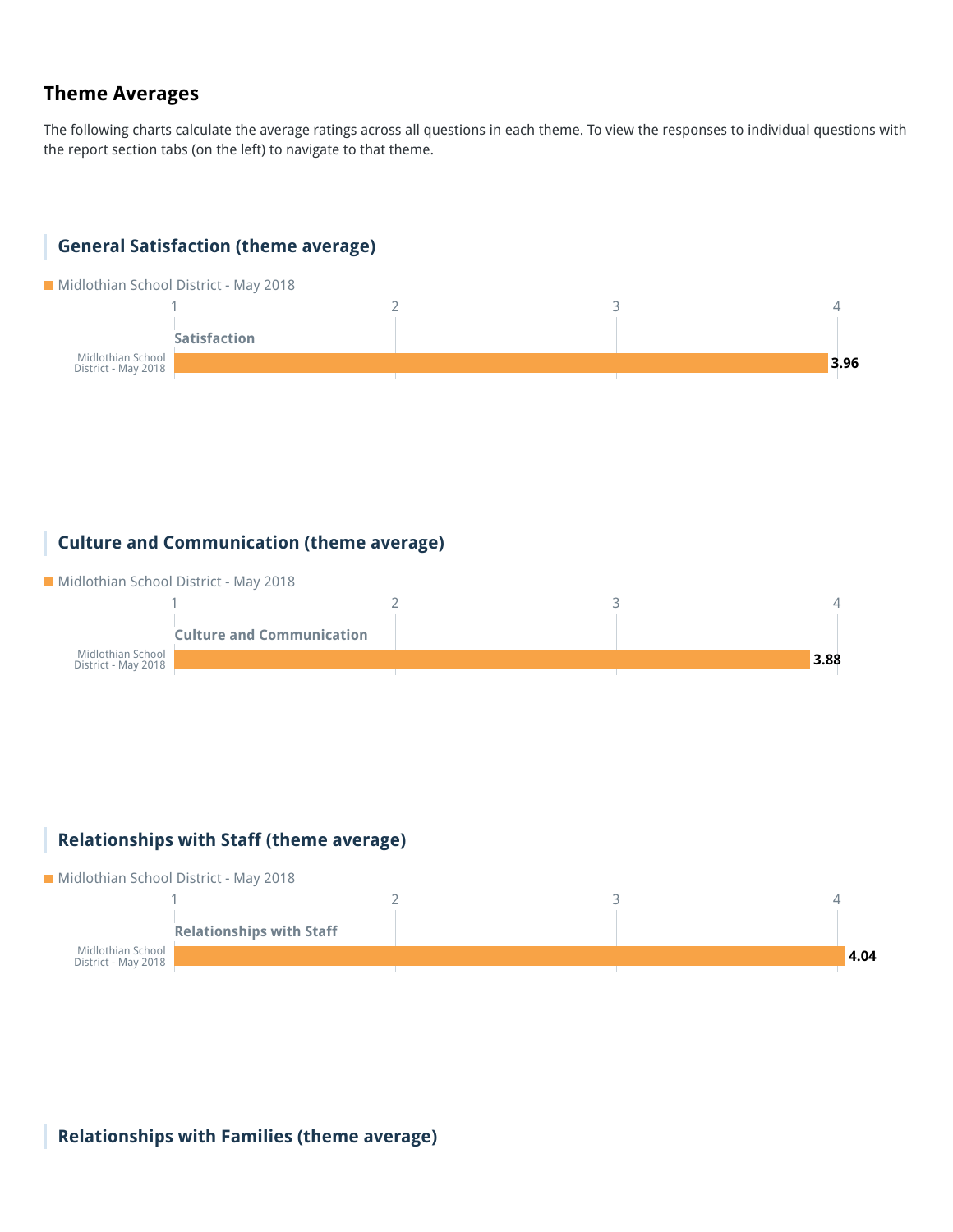## Theme Averages

The following charts calculate the average ratings across all questions in each theme. To view the responses to individual questions with the report section tabs (on the left) to navigate to that theme.

### General Satisfaction (theme average)

Midlothian School District - May 2018

| | Satisfaction |
|---|---|
| Midlothian School District - May 2018 | 3.96 |

### Culture and Communication (theme average)

Midlothian School District - May 2018

| | Culture and Communication |
|---|---|
| Midlothian School District - May 2018 | 3.88 |

### Relationships with Staff (theme average)

Midlothian School District - May 2018

| | Relationships with Staff |
|---|---|
| Midlothian School District - May 2018 | 4.04 |

### Relationships with Families (theme average)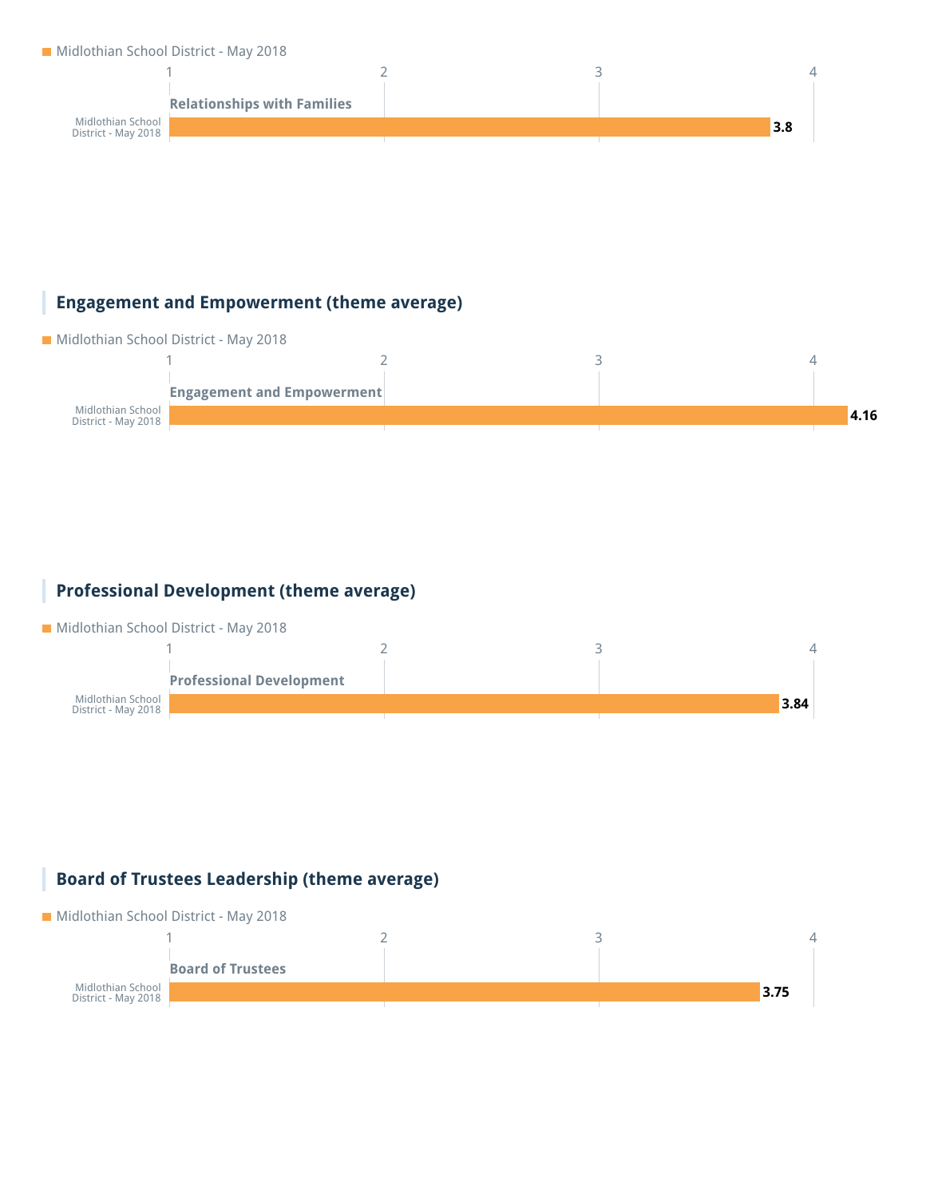■ Midlothian School District - May 2018

| | Relationships with Families |
|---|---|
| Midlothian School District - May 2018 | 3.8 |

## Engagement and Empowerment (theme average)

■ Midlothian School District - May 2018

| | Engagement and Empowerment |
|---|---|
| Midlothian School District - May 2018 | 4.16 |

## Professional Development (theme average)

■ Midlothian School District - May 2018

| | Professional Development |
|---|---|
| Midlothian School District - May 2018 | 3.84 |

## Board of Trustees Leadership (theme average)

■ Midlothian School District - May 2018

| | Board of Trustees |
|---|---|
| Midlothian School District - May 2018 | 3.75 |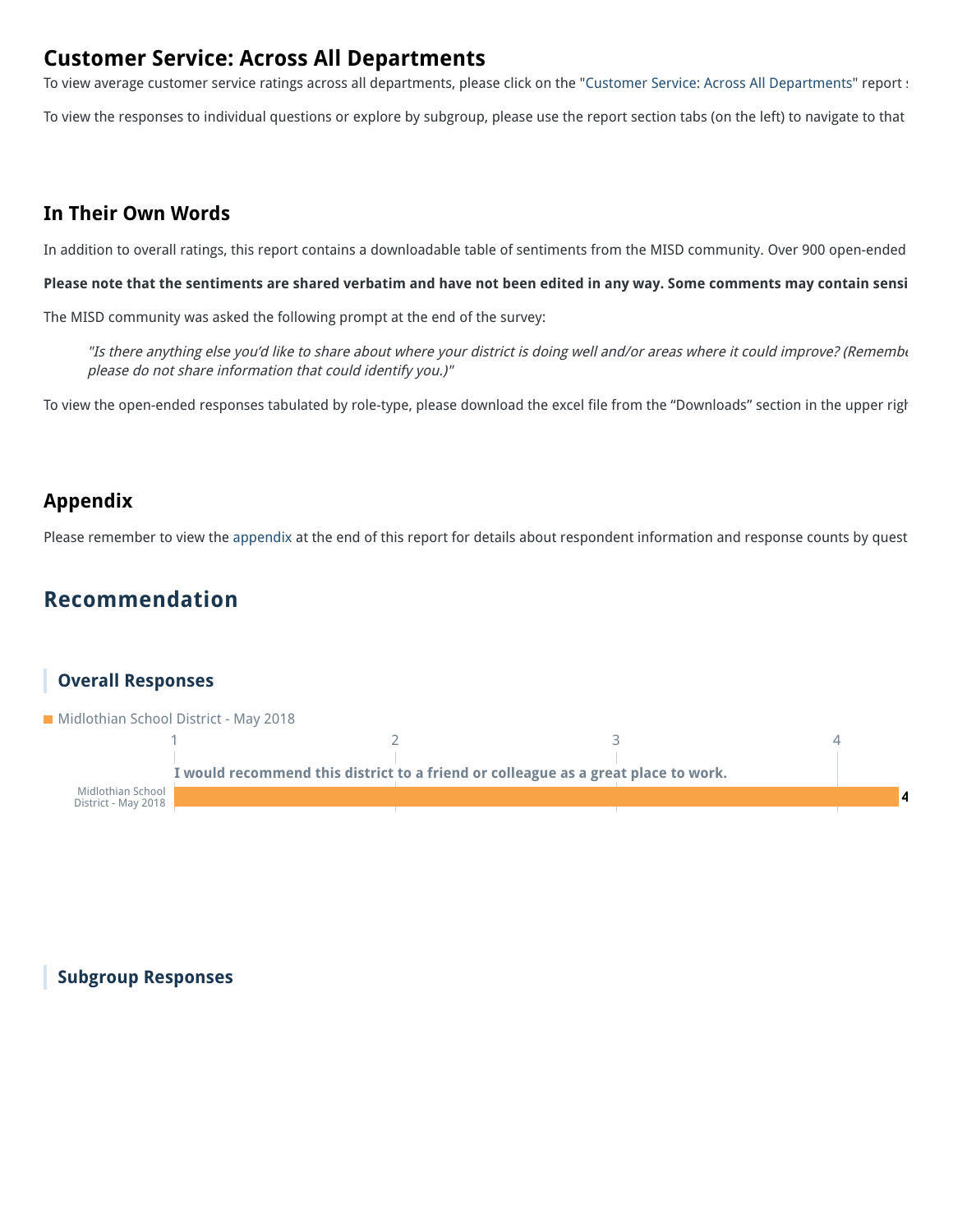## Customer Service: Across All Departments

To view average customer service ratings across all departments, please click on the "Customer Service: Across All Departments" report s

To view the responses to individual questions or explore by subgroup, please use the report section tabs (on the left) to navigate to that

## In Their Own Words

In addition to overall ratings, this report contains a downloadable table of sentiments from the MISD community. Over 900 open-ended

**Please note that the sentiments are shared verbatim and have not been edited in any way. Some comments may contain sensi**

The MISD community was asked the following prompt at the end of the survey:

> *"Is there anything else you'd like to share about where your district is doing well and/or areas where it could improve? (Remembe please do not share information that could identify you.)"*

To view the open-ended responses tabulated by role-type, please download the excel file from the "Downloads" section in the upper righ

## Appendix

Please remember to view the appendix at the end of this report for details about respondent information and response counts by quest

# Recommendation

### Overall Responses

Midlothian School District - May 2018

I would recommend this district to a friend or colleague as a great place to work.

| | Score |
|---|---|
| Midlothian School District - May 2018 | 4 |

### Subgroup Responses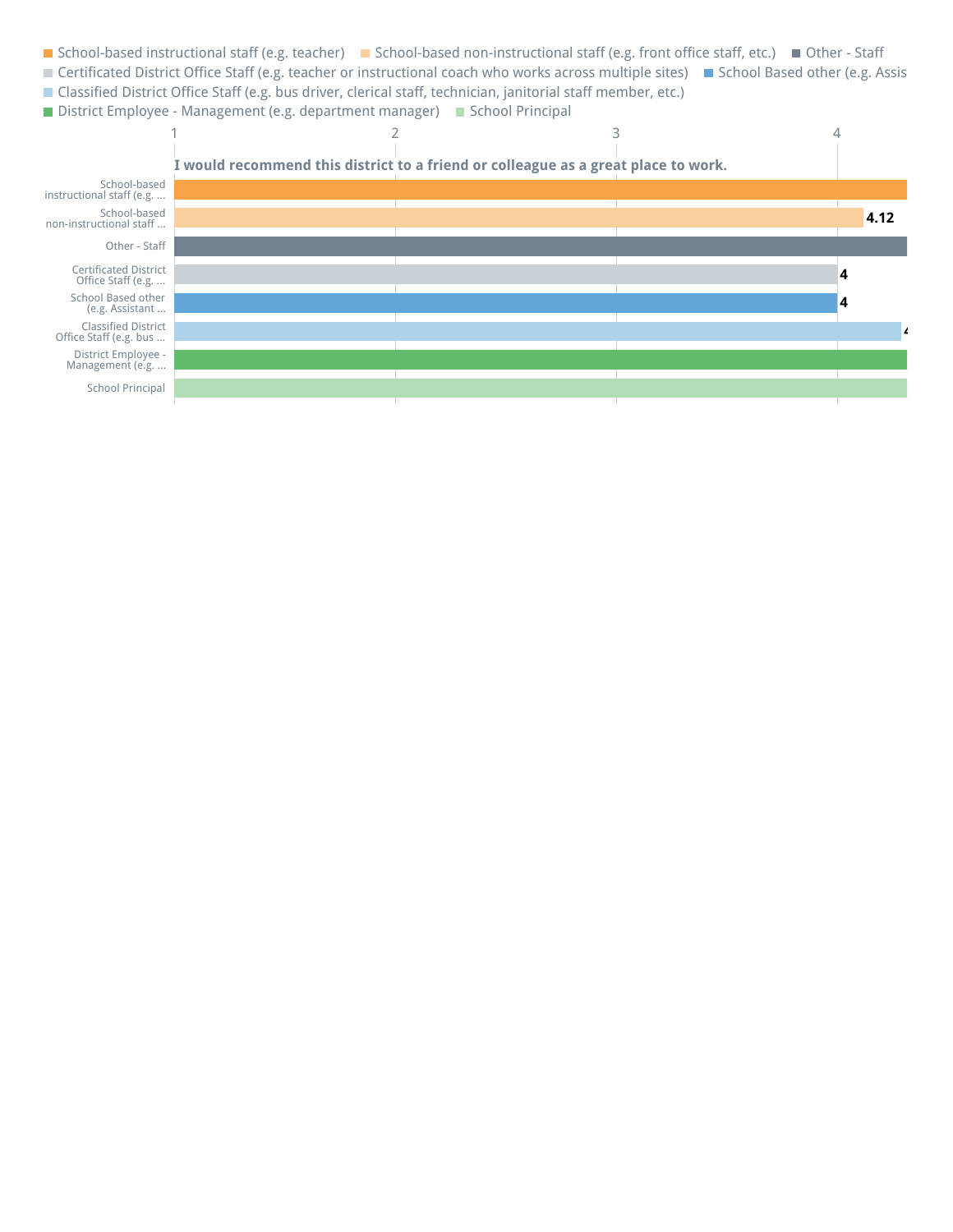School-based instructional staff (e.g. teacher) · School-based non-instructional staff (e.g. front office staff, etc.) · Other - Staff · Certificated District Office Staff (e.g. teacher or instructional coach who works across multiple sites) · School Based other (e.g. Assis · Classified District Office Staff (e.g. bus driver, clerical staff, technician, janitorial staff member, etc.) · District Employee - Management (e.g. department manager) · School Principal

**I would recommend this district to a friend or colleague as a great place to work.**

| Group | Value |
|---|---|
| School-based instructional staff (e.g. ... | |
| School-based non-instructional staff ... | 4.12 |
| Other - Staff | |
| Certificated District Office Staff (e.g. ... | 4 |
| School Based other (e.g. Assistant ... | 4 |
| Classified District Office Staff (e.g. bus ... | 4 |
| District Employee - Management (e.g. ... | |
| School Principal | |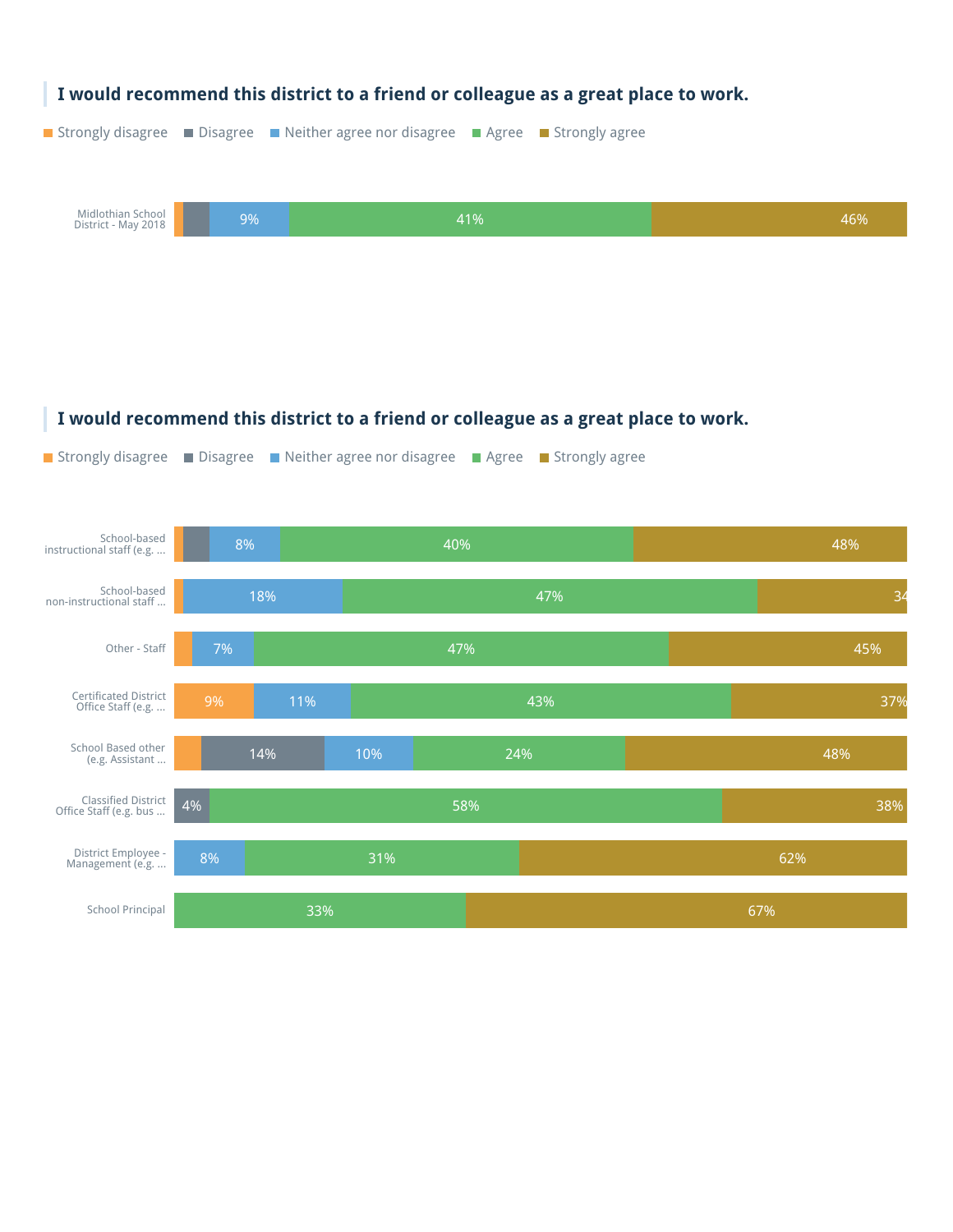### I would recommend this district to a friend or colleague as a great place to work.

| | Strongly disagree | Disagree | Neither agree nor disagree | Agree | Strongly agree |
|---|---|---|---|---|---|
| Midlothian School District - May 2018 | | | 9% | 41% | 46% |

### I would recommend this district to a friend or colleague as a great place to work.

| | Strongly disagree | Disagree | Neither agree nor disagree | Agree | Strongly agree |
|---|---|---|---|---|---|
| School-based instructional staff (e.g. ... | | | 8% | 40% | 48% |
| School-based non-instructional staff ... | | | 18% | 47% | 34 |
| Other - Staff | | | 7% | 47% | 45% |
| Certificated District Office Staff (e.g. ... | 9% | | 11% | 43% | 37% |
| School Based other (e.g. Assistant ... | | 14% | 10% | 24% | 48% |
| Classified District Office Staff (e.g. bus ... | | 4% | | 58% | 38% |
| District Employee - Management (e.g. ... | | | 8% | 31% | 62% |
| School Principal | | | | 33% | 67% |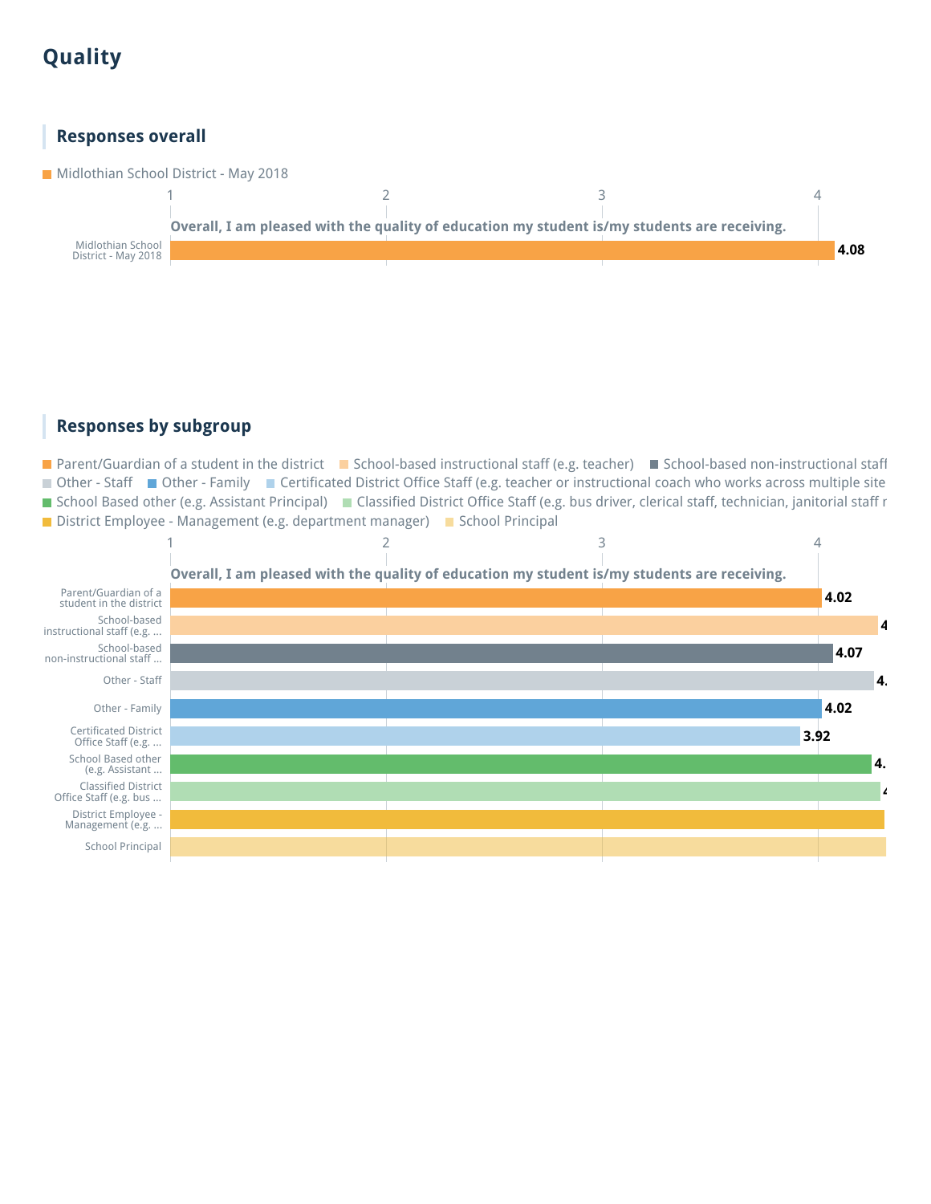# Quality

## Responses overall

Midlothian School District - May 2018

Overall, I am pleased with the quality of education my student is/my students are receiving.

| Group | Score |
|---|---|
| Midlothian School District - May 2018 | 4.08 |

## Responses by subgroup

Parent/Guardian of a student in the district | School-based instructional staff (e.g. teacher) | School-based non-instructional staff | Other - Staff | Other - Family | Certificated District Office Staff (e.g. teacher or instructional coach who works across multiple site | School Based other (e.g. Assistant Principal) | Classified District Office Staff (e.g. bus driver, clerical staff, technician, janitorial staff r | District Employee - Management (e.g. department manager) | School Principal

Overall, I am pleased with the quality of education my student is/my students are receiving.

| Subgroup | Score |
|---|---|
| Parent/Guardian of a student in the district | 4.02 |
| School-based instructional staff (e.g. ... | 4 |
| School-based non-instructional staff ... | 4.07 |
| Other - Staff | 4. |
| Other - Family | 4.02 |
| Certificated District Office Staff (e.g. ... | 3.92 |
| School Based other (e.g. Assistant ... | 4. |
| Classified District Office Staff (e.g. bus ... | 4 |
| District Employee - Management (e.g. ... | |
| School Principal | |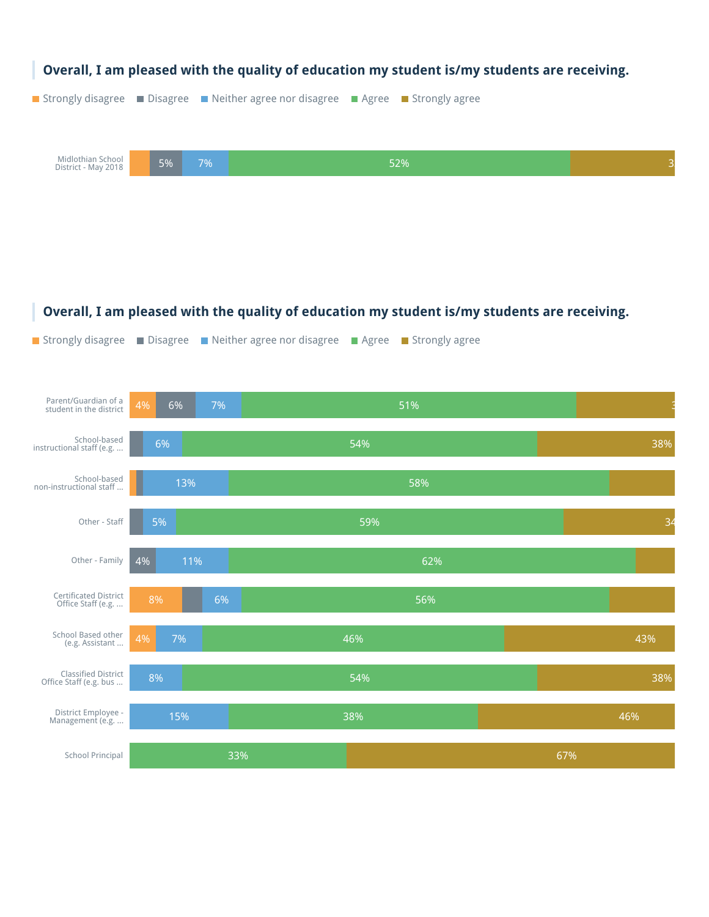### Overall, I am pleased with the quality of education my student is/my students are receiving.

Strongly disagree | Disagree | Neither agree nor disagree | Agree | Strongly agree

| | Strongly disagree | Disagree | Neither agree nor disagree | Agree | Strongly agree |
|---|---|---|---|---|---|
| Midlothian School District - May 2018 | | 5% | 7% | 52% | 3 |

### Overall, I am pleased with the quality of education my student is/my students are receiving.

Strongly disagree | Disagree | Neither agree nor disagree | Agree | Strongly agree

| | Strongly disagree | Disagree | Neither agree nor disagree | Agree | Strongly agree |
|---|---|---|---|---|---|
| Parent/Guardian of a student in the district | 4% | 6% | 7% | 51% | 3 |
| School-based instructional staff (e.g. ... | | | 6% | 54% | 38% |
| School-based non-instructional staff ... | | | 13% | 58% | |
| Other - Staff | | | 5% | 59% | 34 |
| Other - Family | | 4% | 11% | 62% | |
| Certificated District Office Staff (e.g. ... | 8% | | 6% | 56% | |
| School Based other (e.g. Assistant ... | 4% | | 7% | 46% | 43% |
| Classified District Office Staff (e.g. bus ... | | | 8% | 54% | 38% |
| District Employee - Management (e.g. ... | | | 15% | 38% | 46% |
| School Principal | | | | 33% | 67% |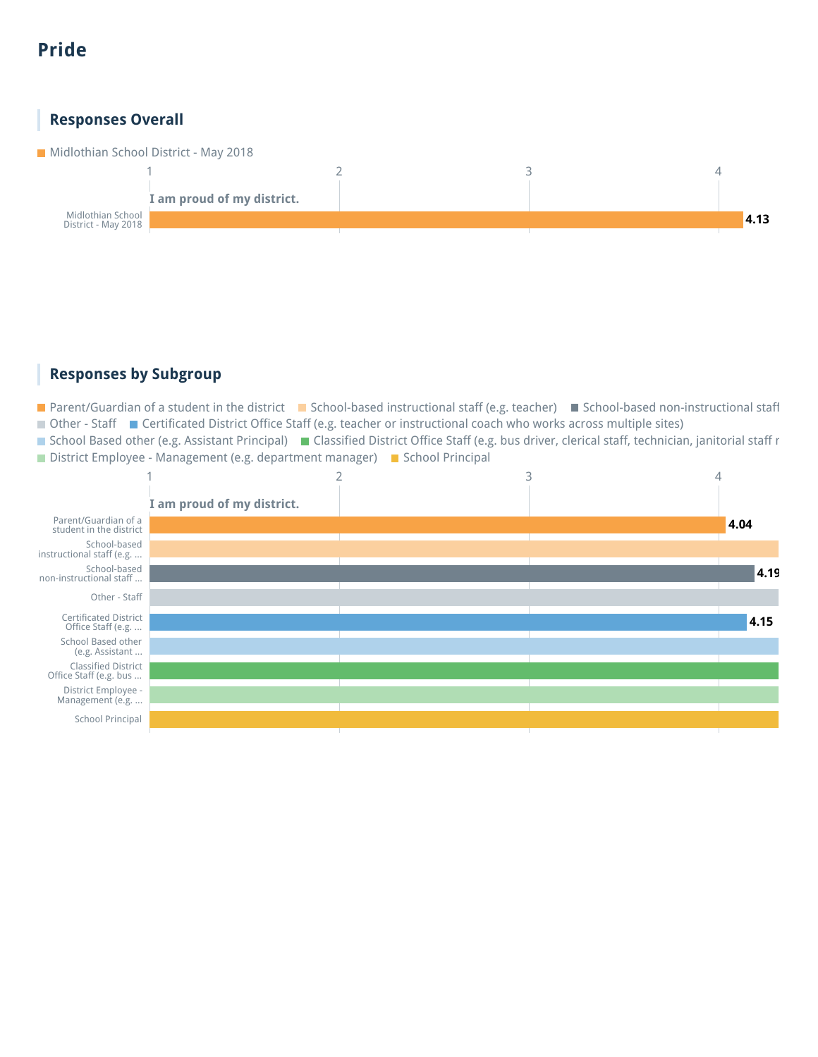# Pride

## Responses Overall

Midlothian School District - May 2018

I am proud of my district.

| Group | Score |
|---|---|
| Midlothian School District - May 2018 | 4.13 |

## Responses by Subgroup

Legend: Parent/Guardian of a student in the district; School-based instructional staff (e.g. teacher); School-based non-instructional staff; Other - Staff; Certificated District Office Staff (e.g. teacher or instructional coach who works across multiple sites); School Based other (e.g. Assistant Principal); Classified District Office Staff (e.g. bus driver, clerical staff, technician, janitorial staff r; District Employee - Management (e.g. department manager); School Principal

I am proud of my district.

| Subgroup | Score |
|---|---|
| Parent/Guardian of a student in the district | 4.04 |
| School-based instructional staff (e.g. ... | |
| School-based non-instructional staff ... | 4.19 |
| Other - Staff | |
| Certificated District Office Staff (e.g. ... | 4.15 |
| School Based other (e.g. Assistant ... | |
| Classified District Office Staff (e.g. bus ... | |
| District Employee - Management (e.g. ... | |
| School Principal | |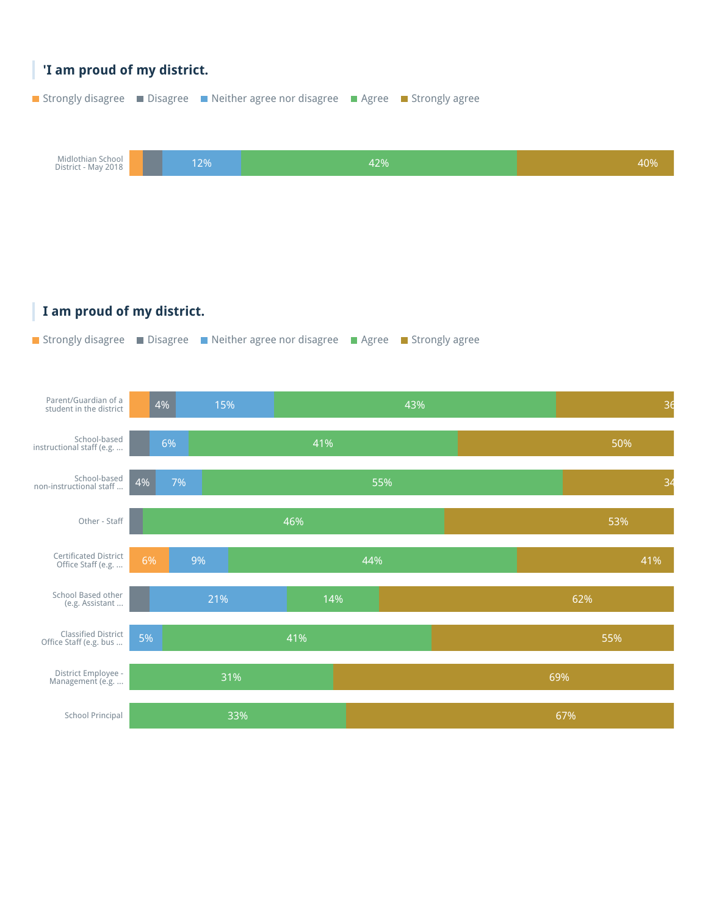## 'I am proud of my district.

Strongly disagree | Disagree | Neither agree nor disagree | Agree | Strongly agree

| | Strongly disagree | Disagree | Neither agree nor disagree | Agree | Strongly agree |
|---|---|---|---|---|---|
| Midlothian School District - May 2018 | | | 12% | 42% | 40% |

## I am proud of my district.

Strongly disagree | Disagree | Neither agree nor disagree | Agree | Strongly agree

| | Strongly disagree | Disagree | Neither agree nor disagree | Agree | Strongly agree |
|---|---|---|---|---|---|
| Parent/Guardian of a student in the district | | 4% | 15% | 43% | 36 |
| School-based instructional staff (e.g. ... | | | 6% | 41% | 50% |
| School-based non-instructional staff ... | | 4% | 7% | 55% | 34 |
| Other - Staff | | | | 46% | 53% |
| Certificated District Office Staff (e.g. ... | 6% | | 9% | 44% | 41% |
| School Based other (e.g. Assistant ... | | | 21% | 14% | 62% |
| Classified District Office Staff (e.g. bus ... | | | 5% | 41% | 55% |
| District Employee - Management (e.g. ... | | | | 31% | 69% |
| School Principal | | | | 33% | 67% |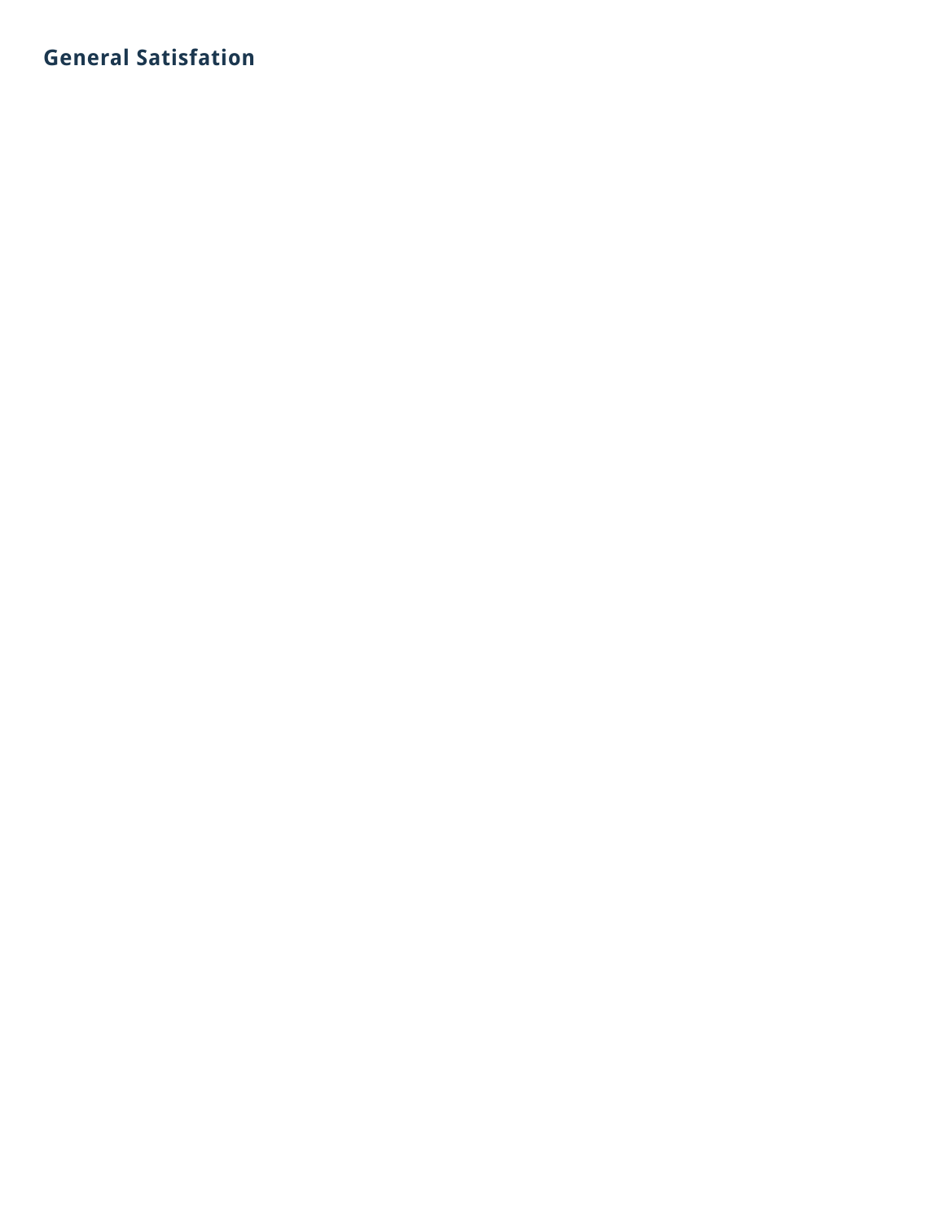## General Satisfation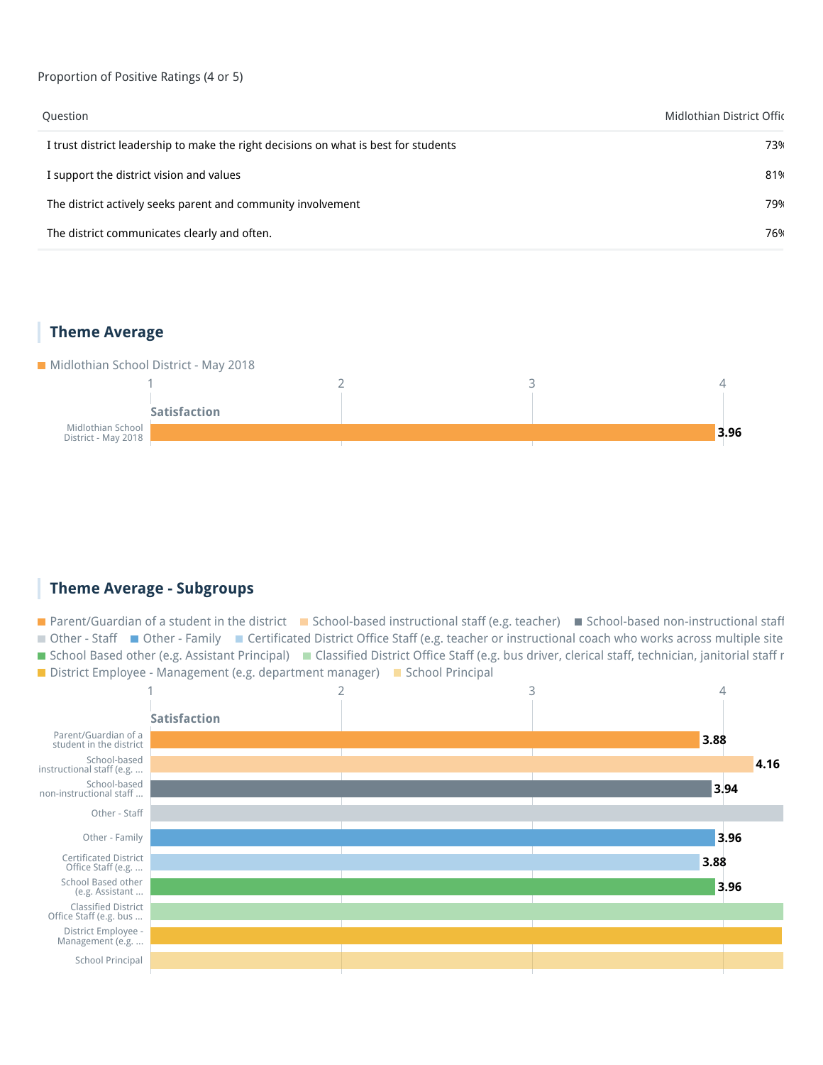Proportion of Positive Ratings (4 or 5)

| Question | Midlothian District Offic |
|---|---|
| I trust district leadership to make the right decisions on what is best for students | 73% |
| I support the district vision and values | 81% |
| The district actively seeks parent and community involvement | 79% |
| The district communicates clearly and often. | 76% |

## Theme Average

Midlothian School District - May 2018

Satisfaction

| Group | Satisfaction |
|---|---|
| Midlothian School District - May 2018 | 3.96 |

## Theme Average - Subgroups

Legend: Parent/Guardian of a student in the district; School-based instructional staff (e.g. teacher); School-based non-instructional staff; Other - Staff; Other - Family; Certificated District Office Staff (e.g. teacher or instructional coach who works across multiple site; School Based other (e.g. Assistant Principal); Classified District Office Staff (e.g. bus driver, clerical staff, technician, janitorial staff r; District Employee - Management (e.g. department manager); School Principal

Satisfaction

| Subgroup | Satisfaction |
|---|---|
| Parent/Guardian of a student in the district | 3.88 |
| School-based instructional staff (e.g. ... | 4.16 |
| School-based non-instructional staff ... | 3.94 |
| Other - Staff | |
| Other - Family | 3.96 |
| Certificated District Office Staff (e.g. ... | 3.88 |
| School Based other (e.g. Assistant ... | 3.96 |
| Classified District Office Staff (e.g. bus ... | |
| District Employee - Management (e.g. ... | |
| School Principal | |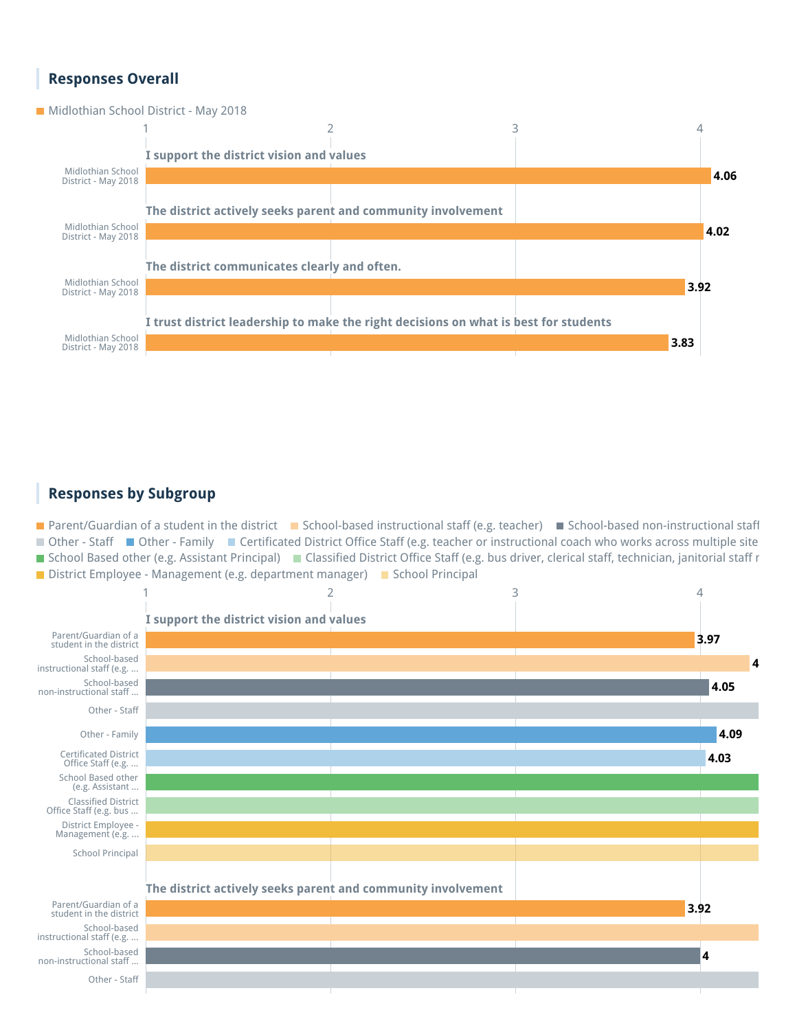## Responses Overall

Midlothian School District - May 2018

| Question | Midlothian School District - May 2018 |
|---|---|
| I support the district vision and values | 4.06 |
| The district actively seeks parent and community involvement | 4.02 |
| The district communicates clearly and often. | 3.92 |
| I trust district leadership to make the right decisions on what is best for students | 3.83 |

## Responses by Subgroup

Parent/Guardian of a student in the district · School-based instructional staff (e.g. teacher) · School-based non-instructional staff · Other - Staff · Other - Family · Certificated District Office Staff (e.g. teacher or instructional coach who works across multiple site · School Based other (e.g. Assistant Principal) · Classified District Office Staff (e.g. bus driver, clerical staff, technician, janitorial staff r · District Employee - Management (e.g. department manager) · School Principal

**I support the district vision and values**

| Subgroup | Score |
|---|---|
| Parent/Guardian of a student in the district | 3.97 |
| School-based instructional staff (e.g. ... | 4 |
| School-based non-instructional staff ... | 4.05 |
| Other - Staff | |
| Other - Family | 4.09 |
| Certificated District Office Staff (e.g. ... | 4.03 |
| School Based other (e.g. Assistant ... | |
| Classified District Office Staff (e.g. bus ... | |
| District Employee - Management (e.g. ... | |
| School Principal | |

**The district actively seeks parent and community involvement**

| Subgroup | Score |
|---|---|
| Parent/Guardian of a student in the district | 3.92 |
| School-based instructional staff (e.g. ... | |
| School-based non-instructional staff ... | 4 |
| Other - Staff | |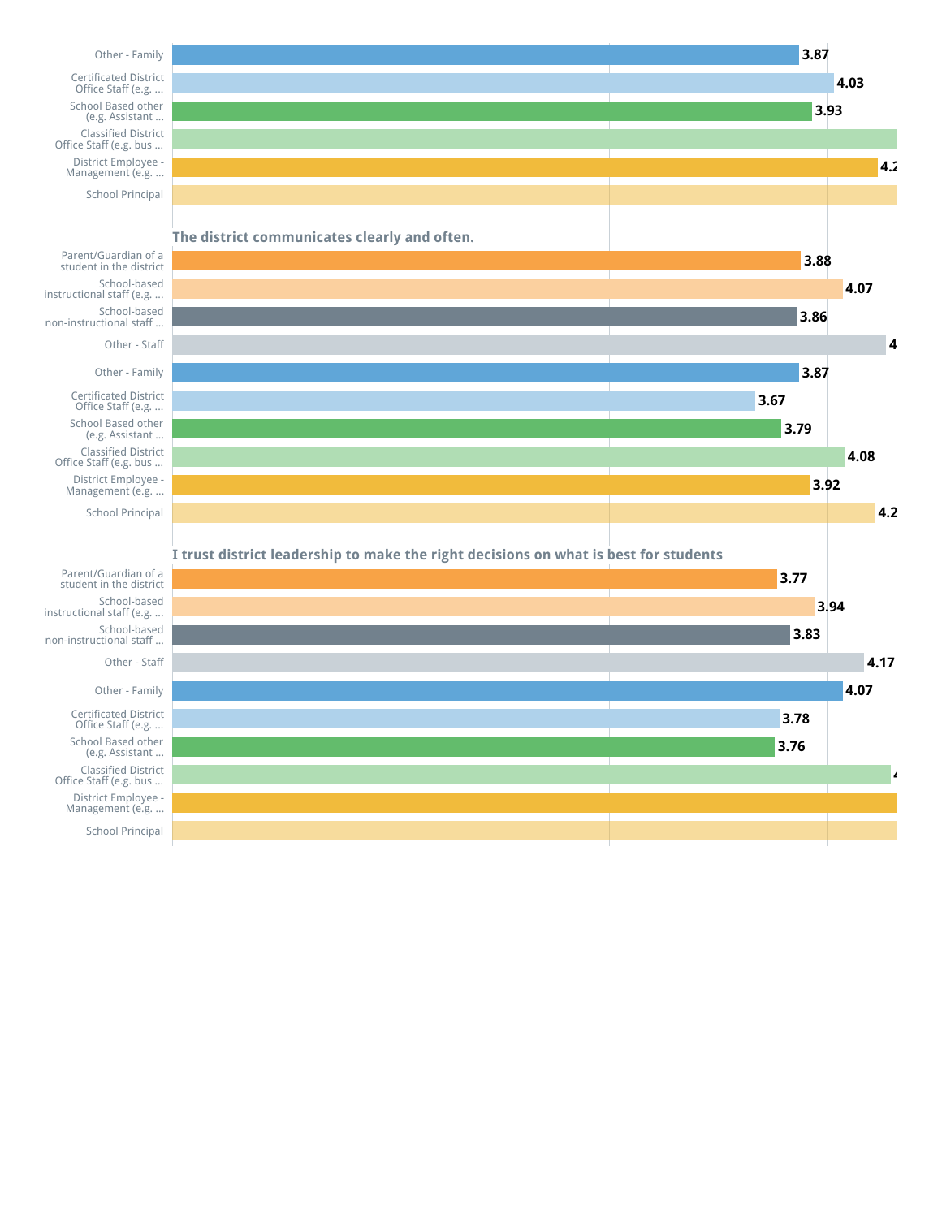| Respondent Group | Score |
|---|---|
| Other - Family | 3.87 |
| Certificated District Office Staff (e.g. ... | 4.03 |
| School Based other (e.g. Assistant ... | 3.93 |
| Classified District Office Staff (e.g. bus ... | |
| District Employee - Management (e.g. ... | 4.2 |
| School Principal | |

## The district communicates clearly and often.

| Respondent Group | Score |
|---|---|
| Parent/Guardian of a student in the district | 3.88 |
| School-based instructional staff (e.g. ... | 4.07 |
| School-based non-instructional staff ... | 3.86 |
| Other - Staff | 4 |
| Other - Family | 3.87 |
| Certificated District Office Staff (e.g. ... | 3.67 |
| School Based other (e.g. Assistant ... | 3.79 |
| Classified District Office Staff (e.g. bus ... | 4.08 |
| District Employee - Management (e.g. ... | 3.92 |
| School Principal | 4.2 |

## I trust district leadership to make the right decisions on what is best for students

| Respondent Group | Score |
|---|---|
| Parent/Guardian of a student in the district | 3.77 |
| School-based instructional staff (e.g. ... | 3.94 |
| School-based non-instructional staff ... | 3.83 |
| Other - Staff | 4.17 |
| Other - Family | 4.07 |
| Certificated District Office Staff (e.g. ... | 3.78 |
| School Based other (e.g. Assistant ... | 3.76 |
| Classified District Office Staff (e.g. bus ... | 4 |
| District Employee - Management (e.g. ... | |
| School Principal | |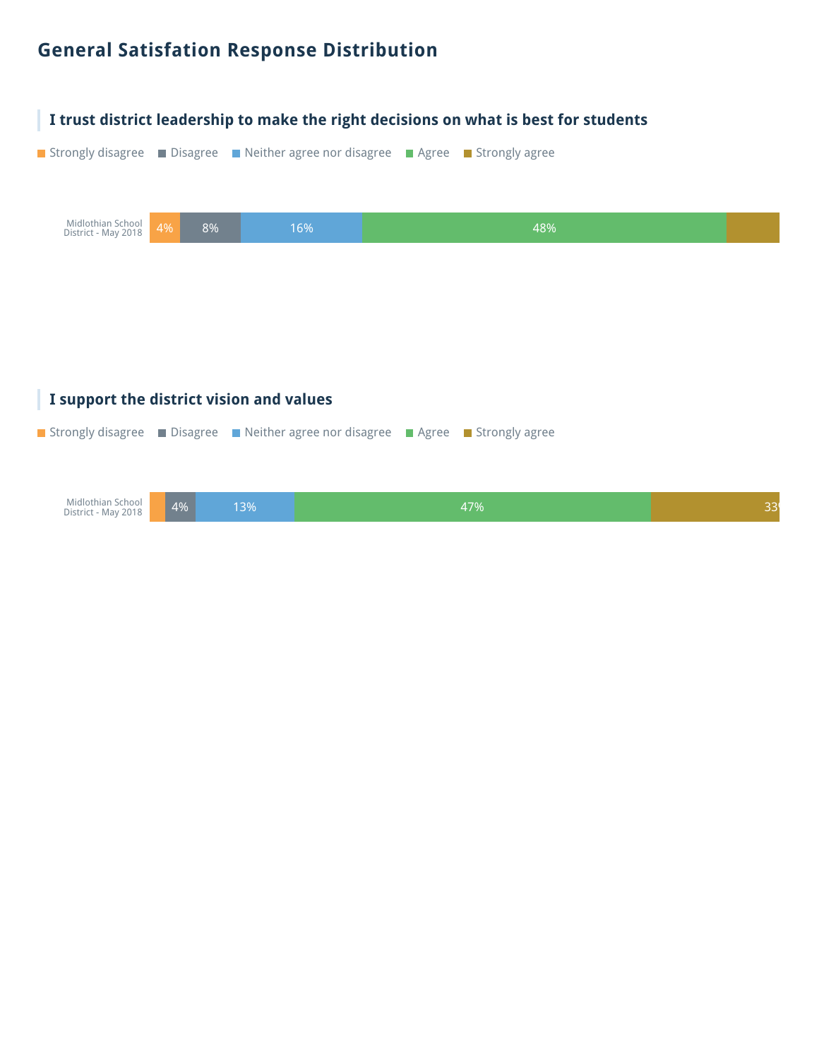# General Satisfation Response Distribution

### I trust district leadership to make the right decisions on what is best for students

| | Strongly disagree | Disagree | Neither agree nor disagree | Agree | Strongly agree |
|---|---|---|---|---|---|
| Midlothian School District - May 2018 | 4% | 8% | 16% | 48% | |

### I support the district vision and values

| | Strongly disagree | Disagree | Neither agree nor disagree | Agree | Strongly agree |
|---|---|---|---|---|---|
| Midlothian School District - May 2018 | | 4% | 13% | 47% | 33% |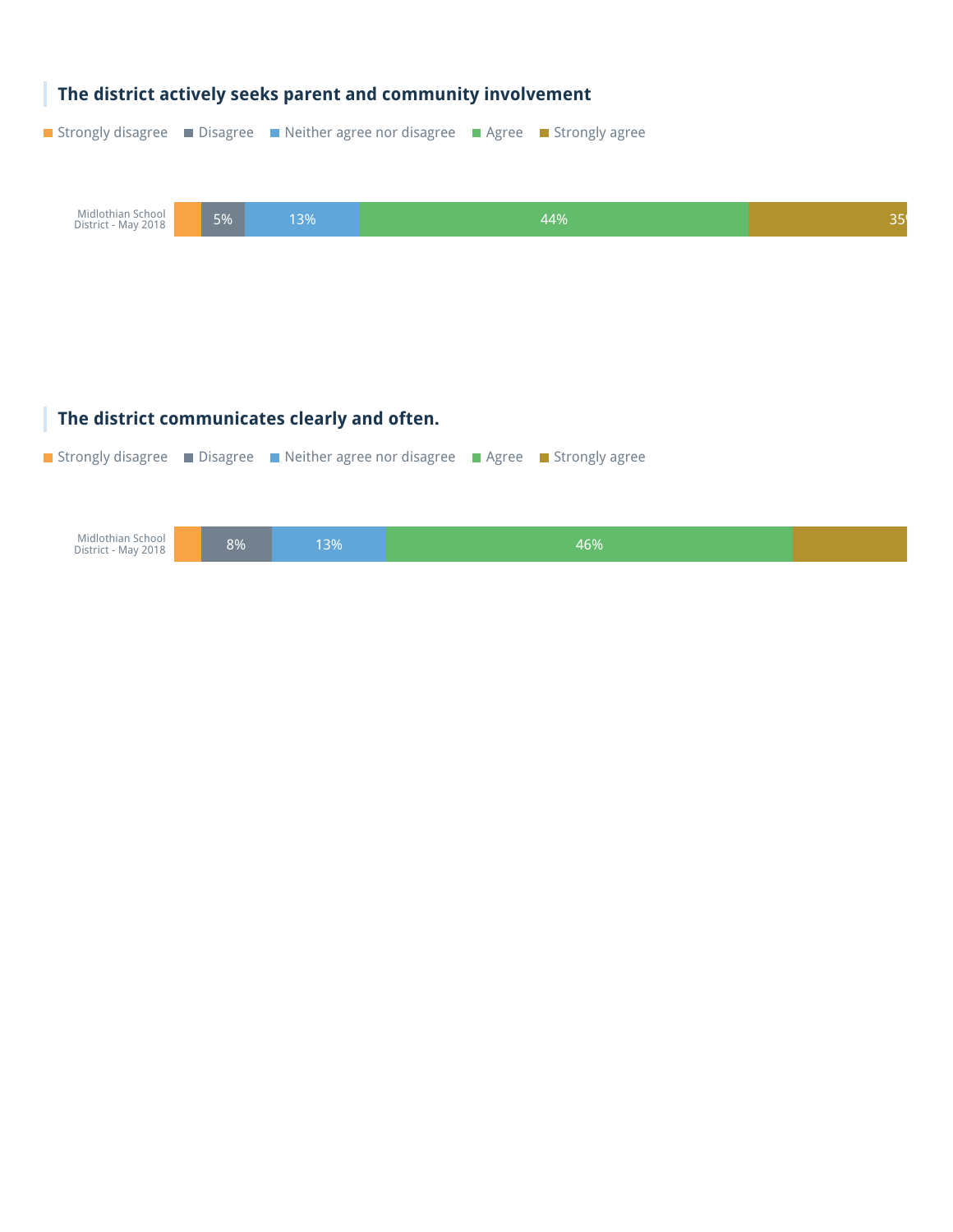### The district actively seeks parent and community involvement

Strongly disagree | Disagree | Neither agree nor disagree | Agree | Strongly agree

| | Strongly disagree | Disagree | Neither agree nor disagree | Agree | Strongly agree |
|---|---|---|---|---|---|
| Midlothian School District - May 2018 | | 5% | 13% | 44% | 35% |

### The district communicates clearly and often.

Strongly disagree | Disagree | Neither agree nor disagree | Agree | Strongly agree

| | Strongly disagree | Disagree | Neither agree nor disagree | Agree | Strongly agree |
|---|---|---|---|---|---|
| Midlothian School District - May 2018 | | 8% | 13% | 46% | |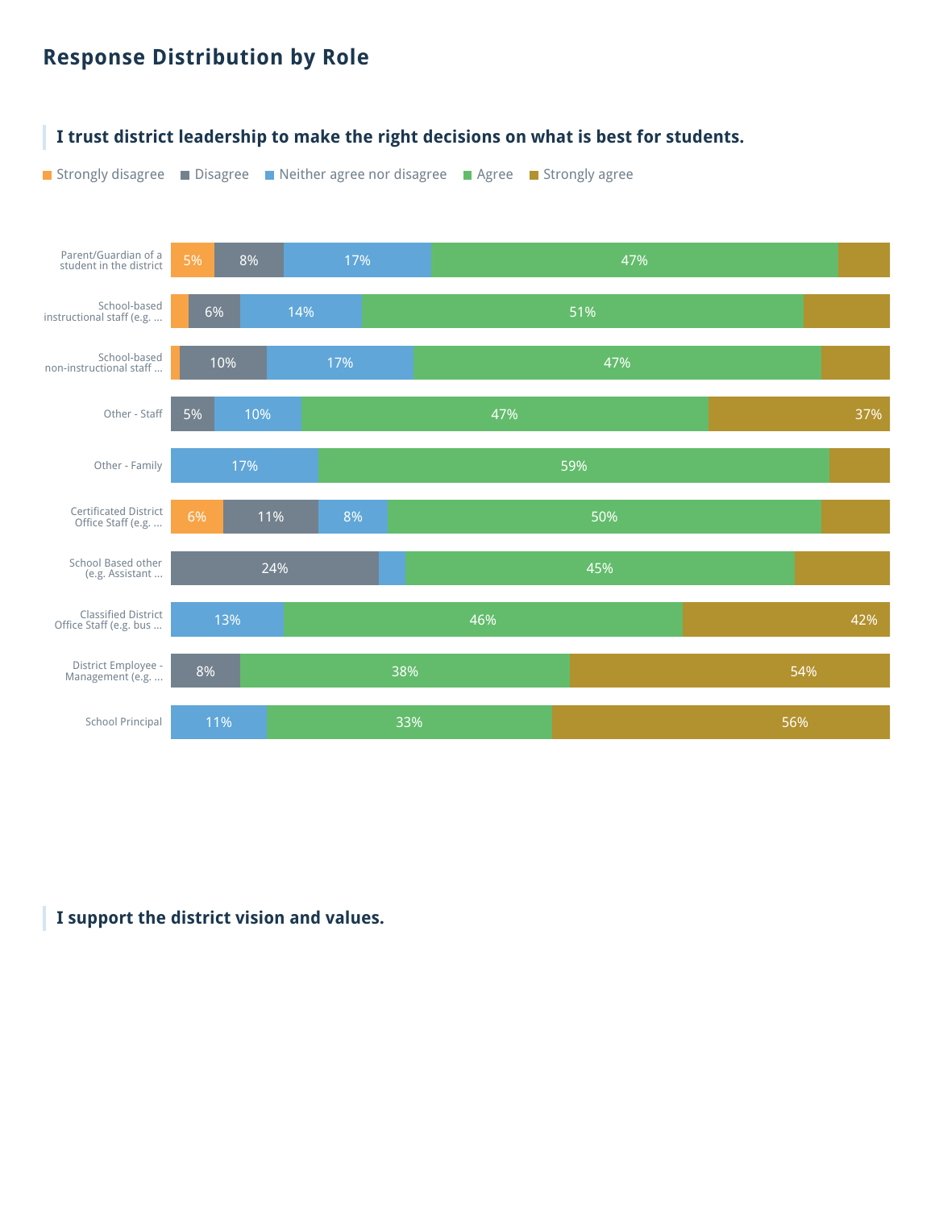## Response Distribution by Role

### I trust district leadership to make the right decisions on what is best for students.

Strongly disagree | Disagree | Neither agree nor disagree | Agree | Strongly agree

| Role | Strongly disagree | Disagree | Neither agree nor disagree | Agree | Strongly agree |
|---|---|---|---|---|---|
| Parent/Guardian of a student in the district | 5% | 8% | 17% | 47% | |
| School-based instructional staff (e.g. ... | | 6% | 14% | 51% | |
| School-based non-instructional staff ... | | 10% | 17% | 47% | |
| Other - Staff | | 5% | 10% | 47% | 37% |
| Other - Family | | | 17% | 59% | |
| Certificated District Office Staff (e.g. ... | 6% | 11% | 8% | 50% | |
| School Based other (e.g. Assistant ... | | 24% | | 45% | |
| Classified District Office Staff (e.g. bus ... | | | 13% | 46% | 42% |
| District Employee - Management (e.g. ... | | 8% | | 38% | 54% |
| School Principal | | | 11% | 33% | 56% |

### I support the district vision and values.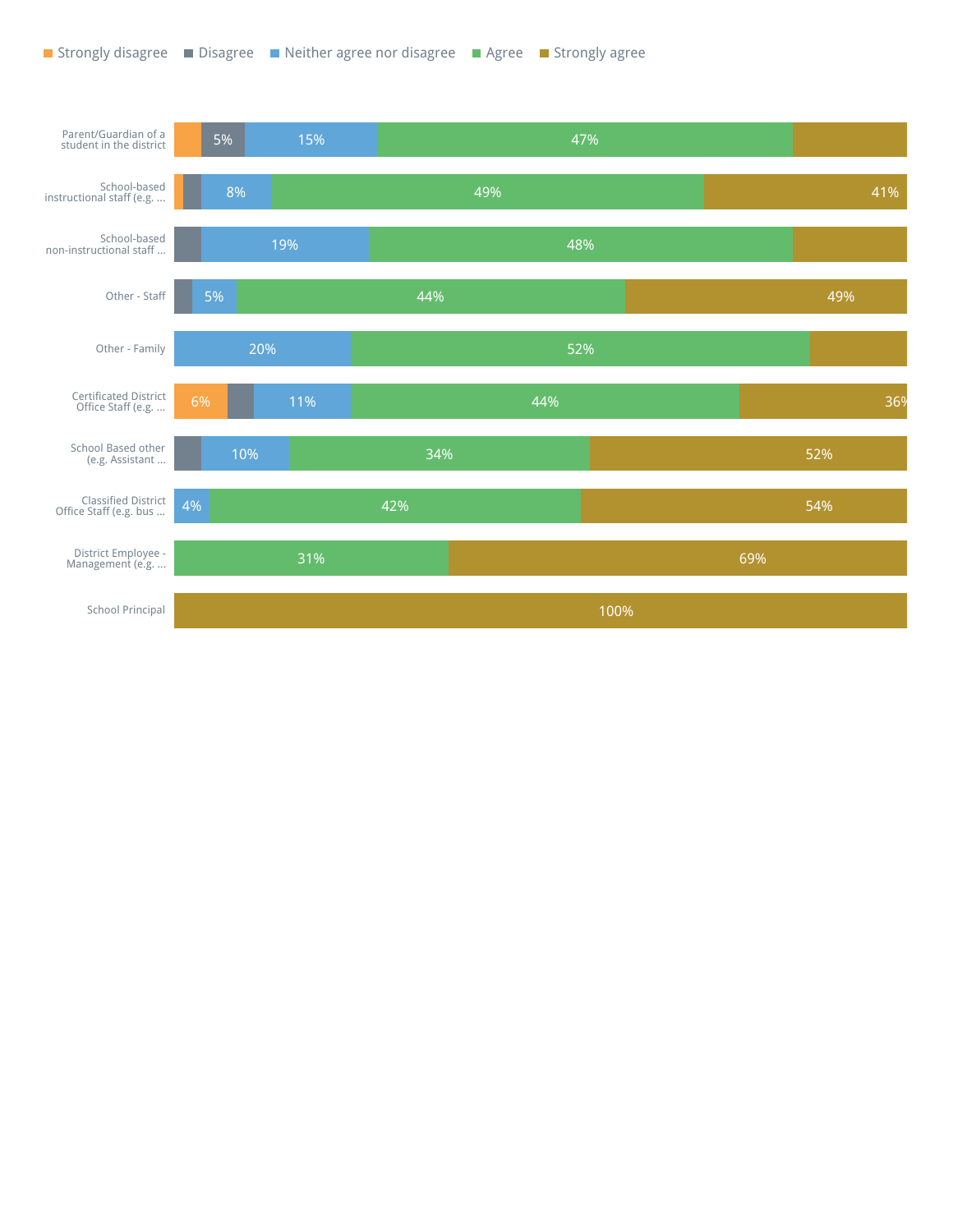Strongly disagree | Disagree | Neither agree nor disagree | Agree | Strongly agree

| Group | Strongly disagree | Disagree | Neither agree nor disagree | Agree | Strongly agree |
|---|---|---|---|---|---|
| Parent/Guardian of a student in the district | | 5% | 15% | 47% | |
| School-based instructional staff (e.g. ... | | | 8% | 49% | 41% |
| School-based non-instructional staff ... | | | 19% | 48% | |
| Other - Staff | | | 5% | 44% | 49% |
| Other - Family | | | 20% | 52% | |
| Certificated District Office Staff (e.g. ... | 6% | | 11% | 44% | 36% |
| School Based other (e.g. Assistant ... | | | 10% | 34% | 52% |
| Classified District Office Staff (e.g. bus ... | | | 4% | 42% | 54% |
| District Employee - Management (e.g. ... | | | | 31% | 69% |
| School Principal | | | | | 100% |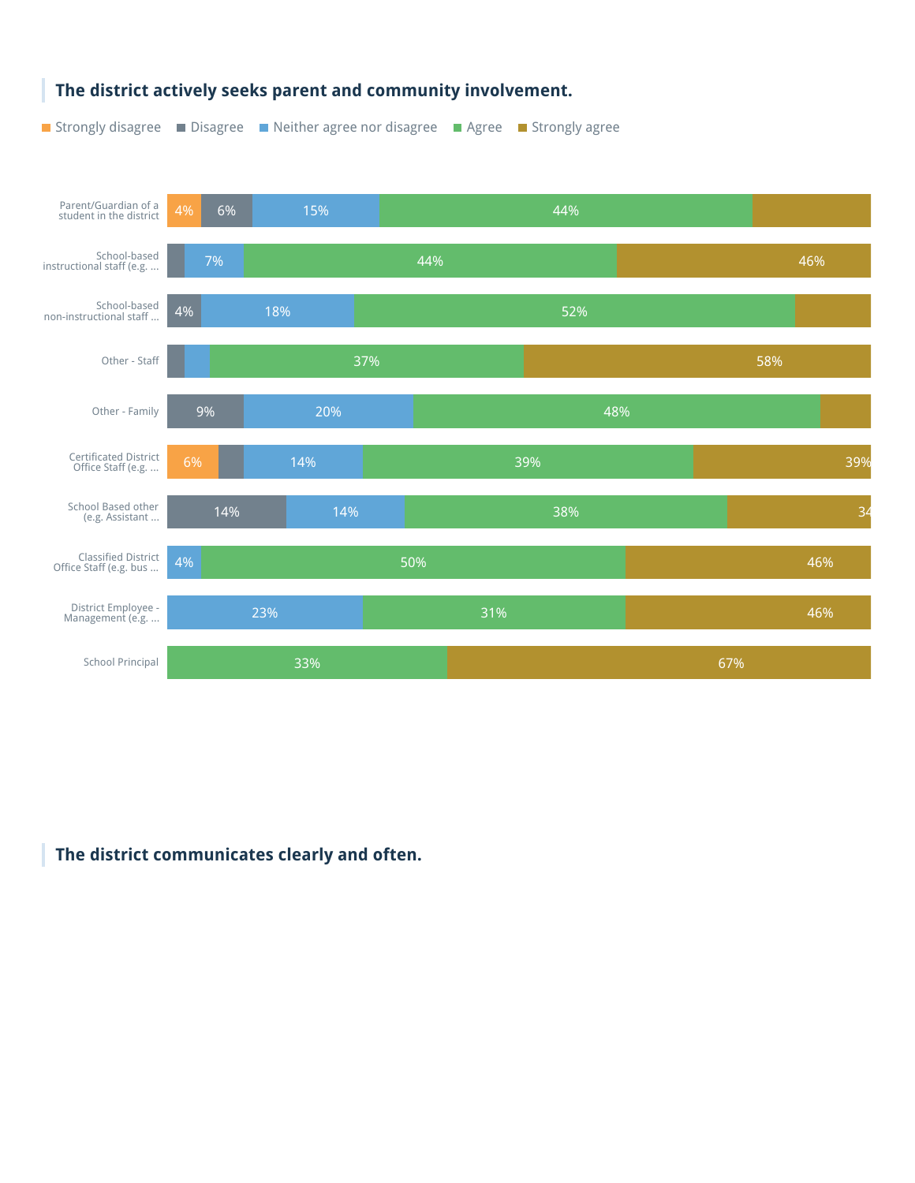## The district actively seeks parent and community involvement.

Strongly disagree | Disagree | Neither agree nor disagree | Agree | Strongly agree

| Respondent | Strongly disagree | Disagree | Neither agree nor disagree | Agree | Strongly agree |
|---|---|---|---|---|---|
| Parent/Guardian of a student in the district | 4% | 6% | 15% | 44% | |
| School-based instructional staff (e.g. ... | | | 7% | 44% | 46% |
| School-based non-instructional staff ... | | 4% | 18% | 52% | |
| Other - Staff | | | | 37% | 58% |
| Other - Family | | 9% | 20% | 48% | |
| Certificated District Office Staff (e.g. ... | 6% | | 14% | 39% | 39% |
| School Based other (e.g. Assistant ... | | 14% | 14% | 38% | 34 |
| Classified District Office Staff (e.g. bus ... | | | 4% | 50% | 46% |
| District Employee - Management (e.g. ... | | | 23% | 31% | 46% |
| School Principal | | | | 33% | 67% |

## The district communicates clearly and often.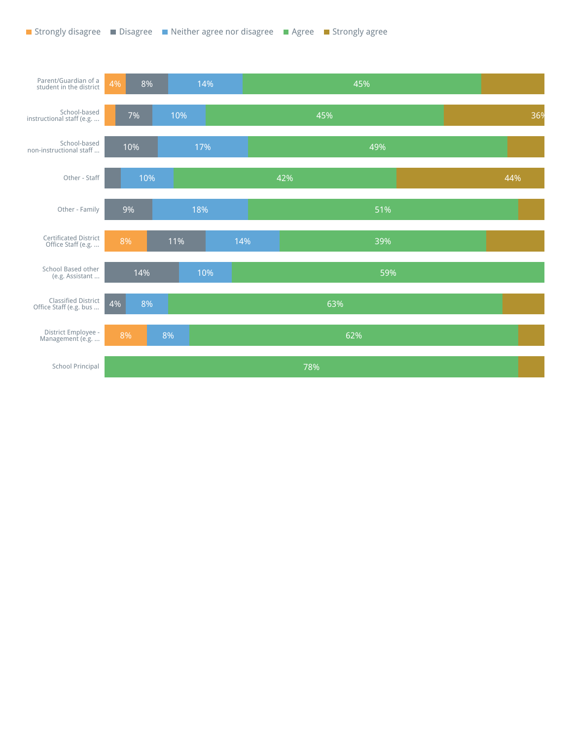Strongly disagree | Disagree | Neither agree nor disagree | Agree | Strongly agree

| | Strongly disagree | Disagree | Neither agree nor disagree | Agree | Strongly agree |
|---|---|---|---|---|---|
| Parent/Guardian of a student in the district | 4% | 8% | 14% | 45% | |
| School-based instructional staff (e.g. ... | | 7% | 10% | 45% | 36% |
| School-based non-instructional staff ... | | 10% | 17% | 49% | |
| Other - Staff | | | 10% | 42% | 44% |
| Other - Family | | 9% | 18% | 51% | |
| Certificated District Office Staff (e.g. ... | 8% | 11% | 14% | 39% | |
| School Based other (e.g. Assistant ... | | 14% | 10% | 59% | |
| Classified District Office Staff (e.g. bus ... | | 4% | 8% | 63% | |
| District Employee - Management (e.g. ... | 8% | | 8% | 62% | |
| School Principal | | | | 78% | |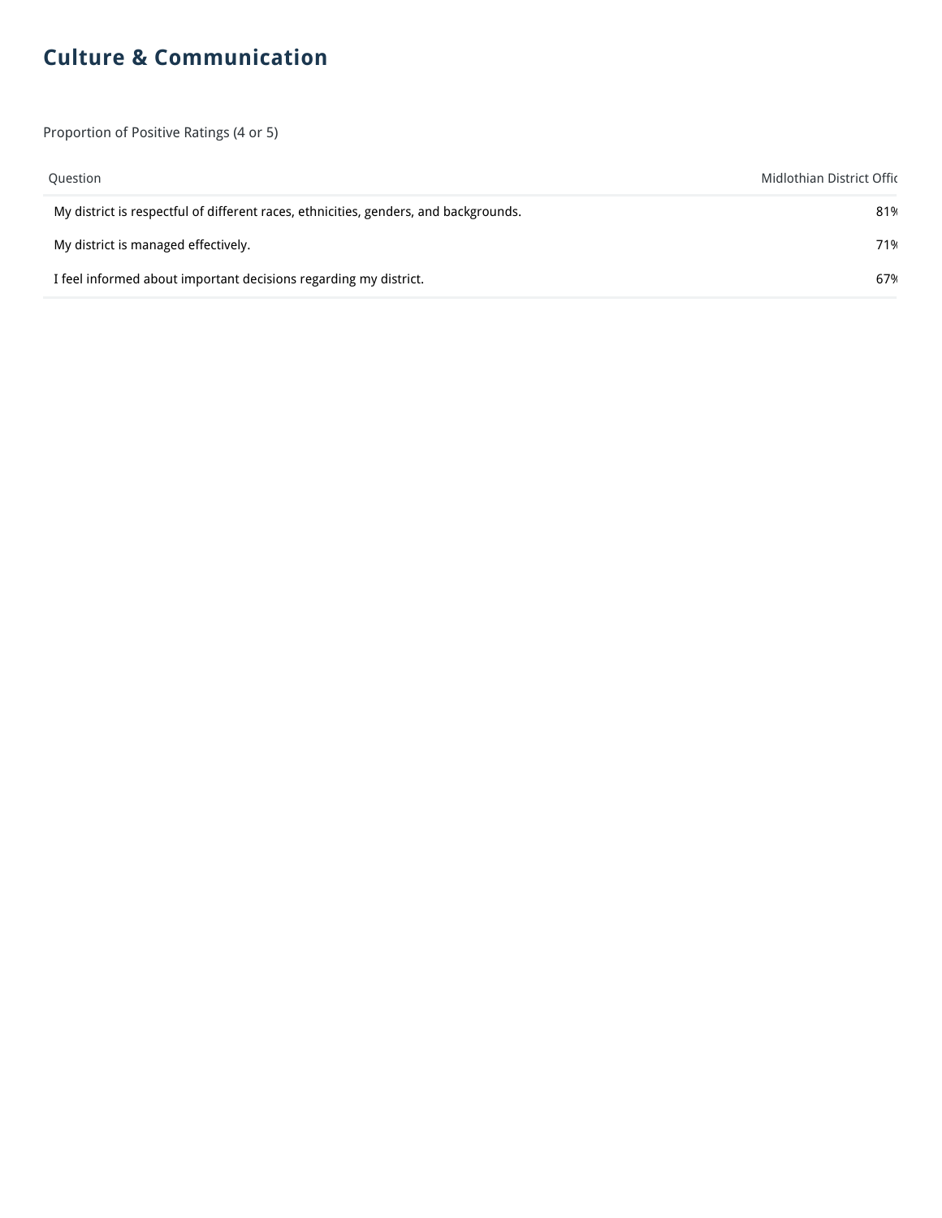## Culture & Communication

Proportion of Positive Ratings (4 or 5)

| Question | Midlothian District Offic |
|---|---|
| My district is respectful of different races, ethnicities, genders, and backgrounds. | 81% |
| My district is managed effectively. | 71% |
| I feel informed about important decisions regarding my district. | 67% |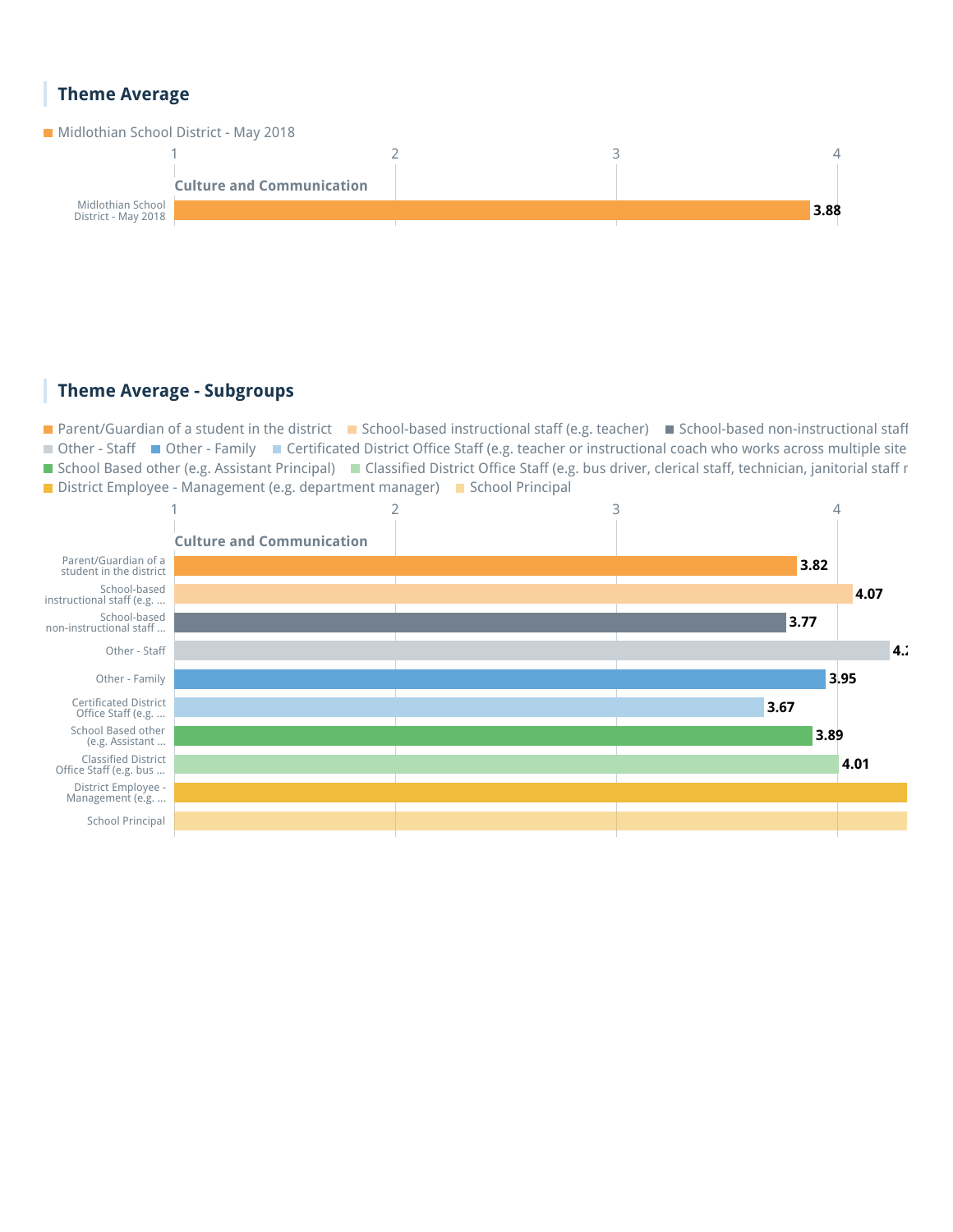## Theme Average

Midlothian School District - May 2018

**Culture and Communication**

| Group | Score |
|---|---|
| Midlothian School District - May 2018 | 3.88 |

## Theme Average - Subgroups

Parent/Guardian of a student in the district; School-based instructional staff (e.g. teacher); School-based non-instructional staff; Other - Staff; Other - Family; Certificated District Office Staff (e.g. teacher or instructional coach who works across multiple site; School Based other (e.g. Assistant Principal); Classified District Office Staff (e.g. bus driver, clerical staff, technician, janitorial staff r; District Employee - Management (e.g. department manager); School Principal

**Culture and Communication**

| Subgroup | Score |
|---|---|
| Parent/Guardian of a student in the district | 3.82 |
| School-based instructional staff (e.g. ... | 4.07 |
| School-based non-instructional staff ... | 3.77 |
| Other - Staff | 4.: |
| Other - Family | 3.95 |
| Certificated District Office Staff (e.g. ... | 3.67 |
| School Based other (e.g. Assistant ... | 3.89 |
| Classified District Office Staff (e.g. bus ... | 4.01 |
| District Employee - Management (e.g. ... | |
| School Principal | |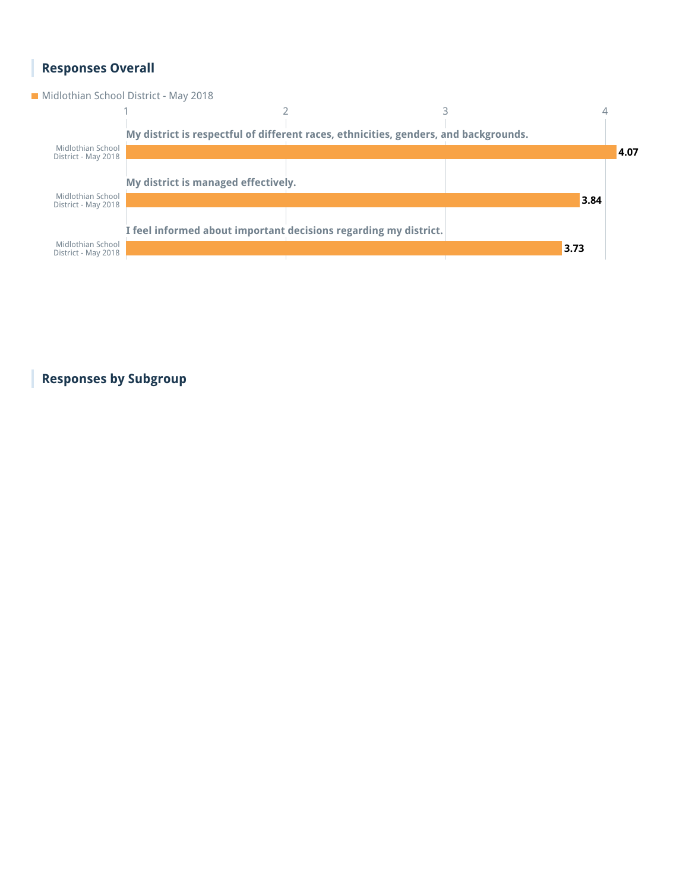## Responses Overall

Midlothian School District - May 2018

| Question | Midlothian School District - May 2018 |
| --- | --- |
| My district is respectful of different races, ethnicities, genders, and backgrounds. | 4.07 |
| My district is managed effectively. | 3.84 |
| I feel informed about important decisions regarding my district. | 3.73 |

## Responses by Subgroup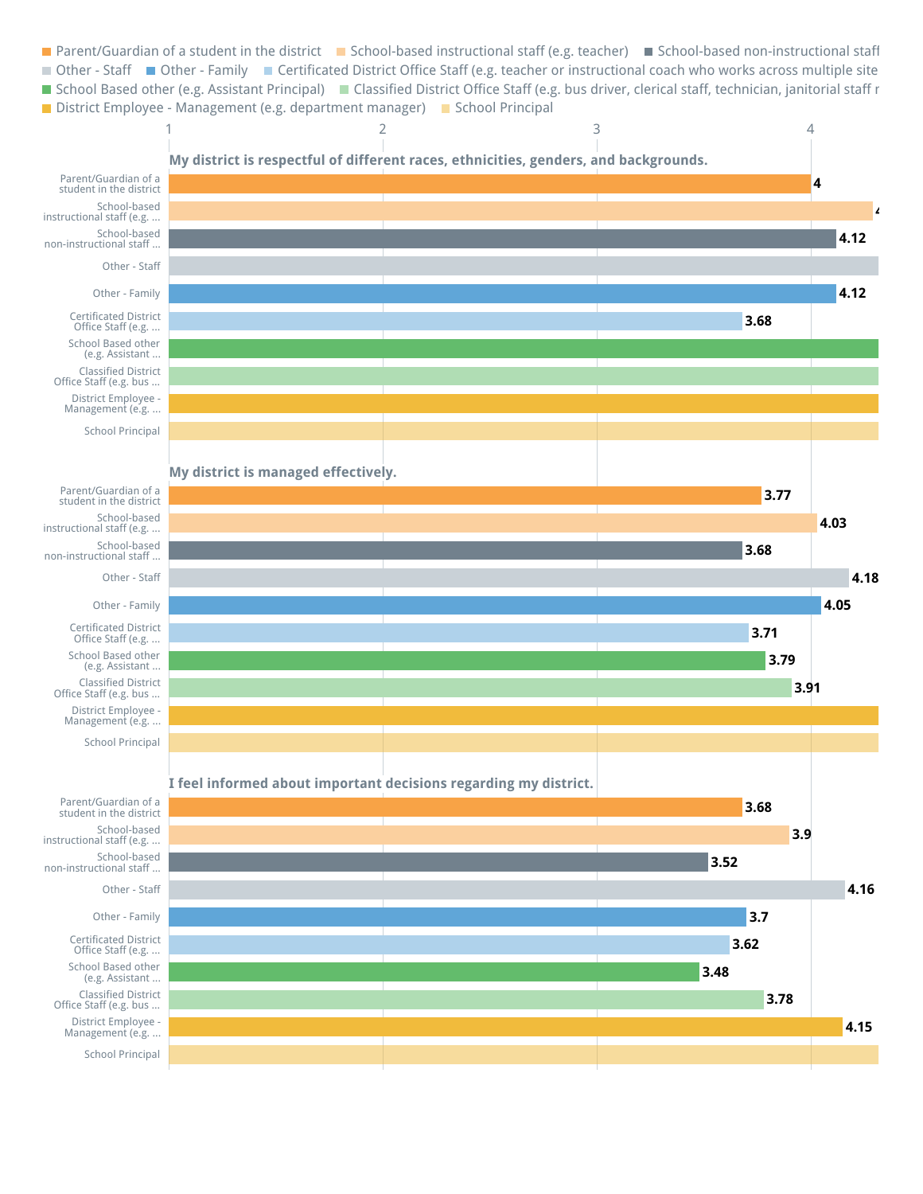Parent/Guardian of a student in the district | School-based instructional staff (e.g. teacher) | School-based non-instructional staff | Other - Staff | Other - Family | Certificated District Office Staff (e.g. teacher or instructional coach who works across multiple site | School Based other (e.g. Assistant Principal) | Classified District Office Staff (e.g. bus driver, clerical staff, technician, janitorial staff r | District Employee - Management (e.g. department manager) | School Principal

**My district is respectful of different races, ethnicities, genders, and backgrounds.**

| Group | Score |
|---|---|
| Parent/Guardian of a student in the district | 4 |
| School-based instructional staff (e.g. ... | 4 |
| School-based non-instructional staff ... | 4.12 |
| Other - Staff | |
| Other - Family | 4.12 |
| Certificated District Office Staff (e.g. ... | 3.68 |
| School Based other (e.g. Assistant ... | |
| Classified District Office Staff (e.g. bus ... | |
| District Employee - Management (e.g. ... | |
| School Principal | |

**My district is managed effectively.**

| Group | Score |
|---|---|
| Parent/Guardian of a student in the district | 3.77 |
| School-based instructional staff (e.g. ... | 4.03 |
| School-based non-instructional staff ... | 3.68 |
| Other - Staff | 4.18 |
| Other - Family | 4.05 |
| Certificated District Office Staff (e.g. ... | 3.71 |
| School Based other (e.g. Assistant ... | 3.79 |
| Classified District Office Staff (e.g. bus ... | 3.91 |
| District Employee - Management (e.g. ... | |
| School Principal | |

**I feel informed about important decisions regarding my district.**

| Group | Score |
|---|---|
| Parent/Guardian of a student in the district | 3.68 |
| School-based instructional staff (e.g. ... | 3.9 |
| School-based non-instructional staff ... | 3.52 |
| Other - Staff | 4.16 |
| Other - Family | 3.7 |
| Certificated District Office Staff (e.g. ... | 3.62 |
| School Based other (e.g. Assistant ... | 3.48 |
| Classified District Office Staff (e.g. bus ... | 3.78 |
| District Employee - Management (e.g. ... | 4.15 |
| School Principal | |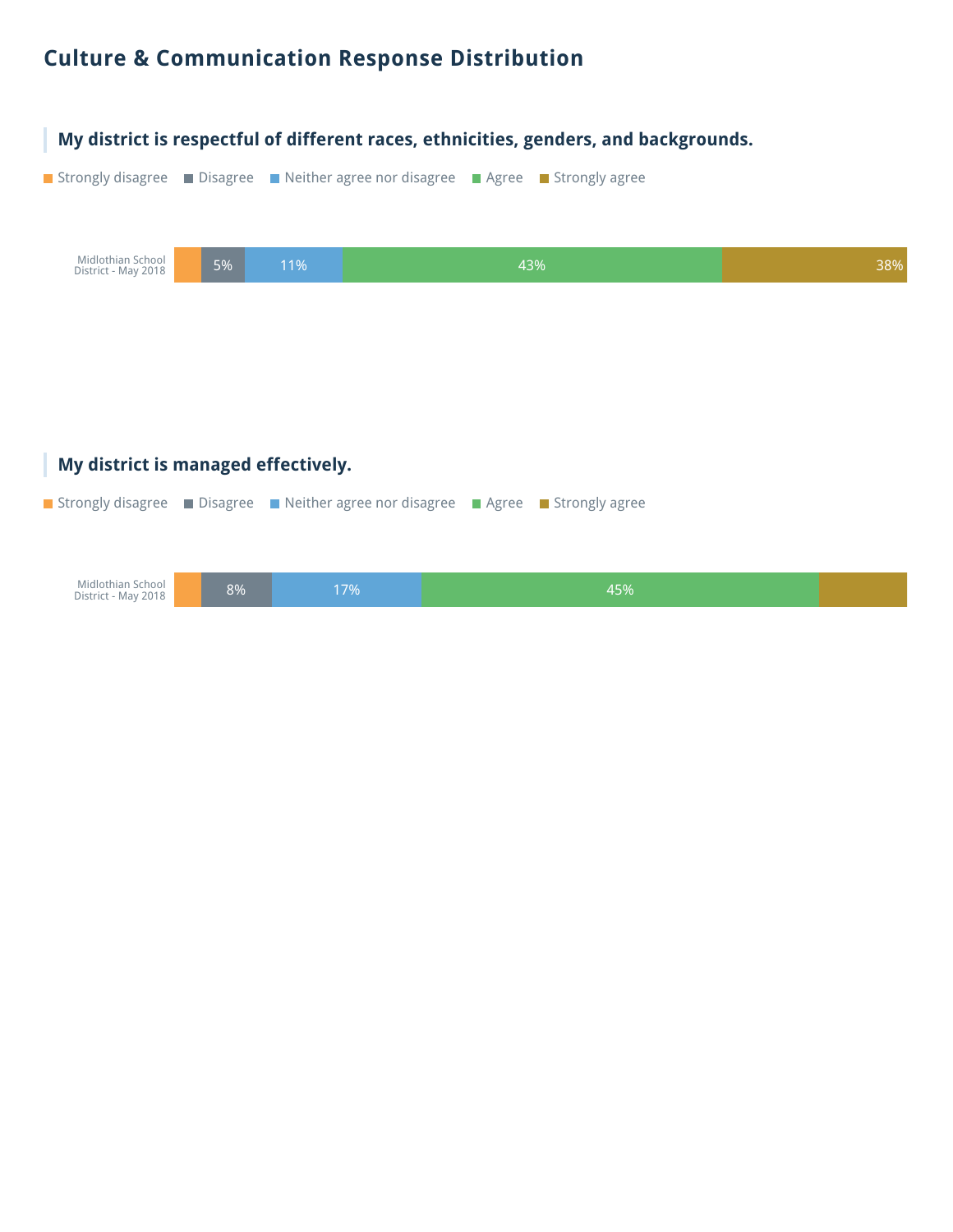# Culture & Communication Response Distribution

## My district is respectful of different races, ethnicities, genders, and backgrounds.

| | Strongly disagree | Disagree | Neither agree nor disagree | Agree | Strongly agree |
|---|---|---|---|---|---|
| Midlothian School District - May 2018 | | 5% | 11% | 43% | 38% |

## My district is managed effectively.

| | Strongly disagree | Disagree | Neither agree nor disagree | Agree | Strongly agree |
|---|---|---|---|---|---|
| Midlothian School District - May 2018 | | 8% | 17% | 45% | |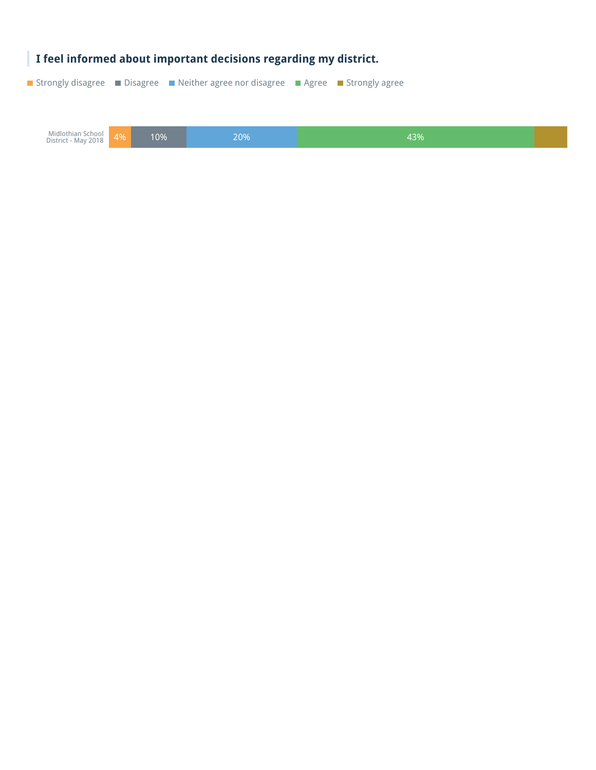### I feel informed about important decisions regarding my district.

| | Strongly disagree | Disagree | Neither agree nor disagree | Agree | Strongly agree |
|---|---|---|---|---|---|
| Midlothian School District - May 2018 | 4% | 10% | 20% | 43% | |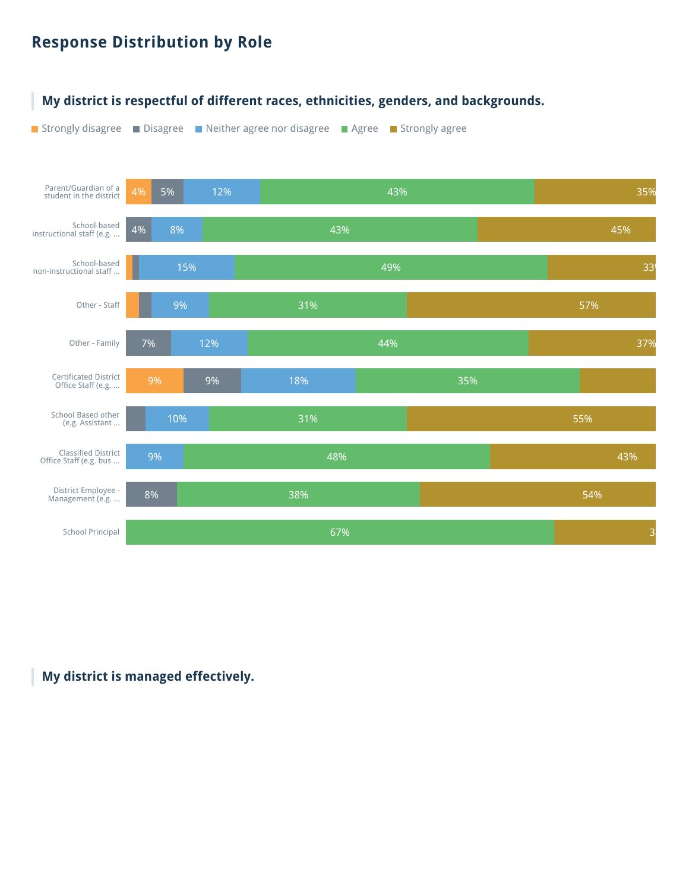## Response Distribution by Role

### My district is respectful of different races, ethnicities, genders, and backgrounds.

Strongly disagree | Disagree | Neither agree nor disagree | Agree | Strongly agree

| Role | Strongly disagree | Disagree | Neither agree nor disagree | Agree | Strongly agree |
|---|---|---|---|---|---|
| Parent/Guardian of a student in the district | 4% | 5% | 12% | 43% | 35% |
| School-based instructional staff (e.g. ... | | 4% | 8% | 43% | 45% |
| School-based non-instructional staff ... | | | 15% | 49% | 33% |
| Other - Staff | | | 9% | 31% | 57% |
| Other - Family | | 7% | 12% | 44% | 37% |
| Certificated District Office Staff (e.g. ... | 9% | 9% | 18% | 35% | |
| School Based other (e.g. Assistant ... | | | 10% | 31% | 55% |
| Classified District Office Staff (e.g. bus ... | | | 9% | 48% | 43% |
| District Employee - Management (e.g. ... | | 8% | | 38% | 54% |
| School Principal | | | | 67% | 3 |

### My district is managed effectively.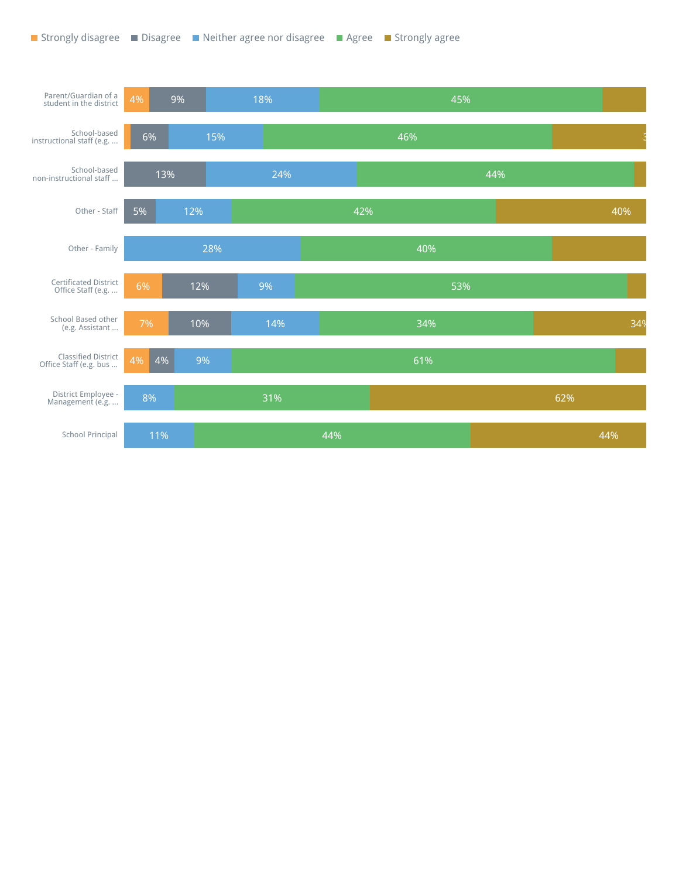Strongly disagree | Disagree | Neither agree nor disagree | Agree | Strongly agree

| | Strongly disagree | Disagree | Neither agree nor disagree | Agree | Strongly agree |
|---|---|---|---|---|---|
| Parent/Guardian of a student in the district | 4% | 9% | 18% | 45% | |
| School-based instructional staff (e.g. ... | | 6% | 15% | 46% | 3 |
| School-based non-instructional staff ... | | 13% | 24% | 44% | |
| Other - Staff | | 5% | 12% | 42% | 40% |
| Other - Family | | | 28% | 40% | |
| Certificated District Office Staff (e.g. ... | 6% | 12% | 9% | 53% | |
| School Based other (e.g. Assistant ... | 7% | 10% | 14% | 34% | 34% |
| Classified District Office Staff (e.g. bus ... | 4% | 4% | 9% | 61% | |
| District Employee - Management (e.g. ... | | | 8% | 31% | 62% |
| School Principal | | | 11% | 44% | 44% |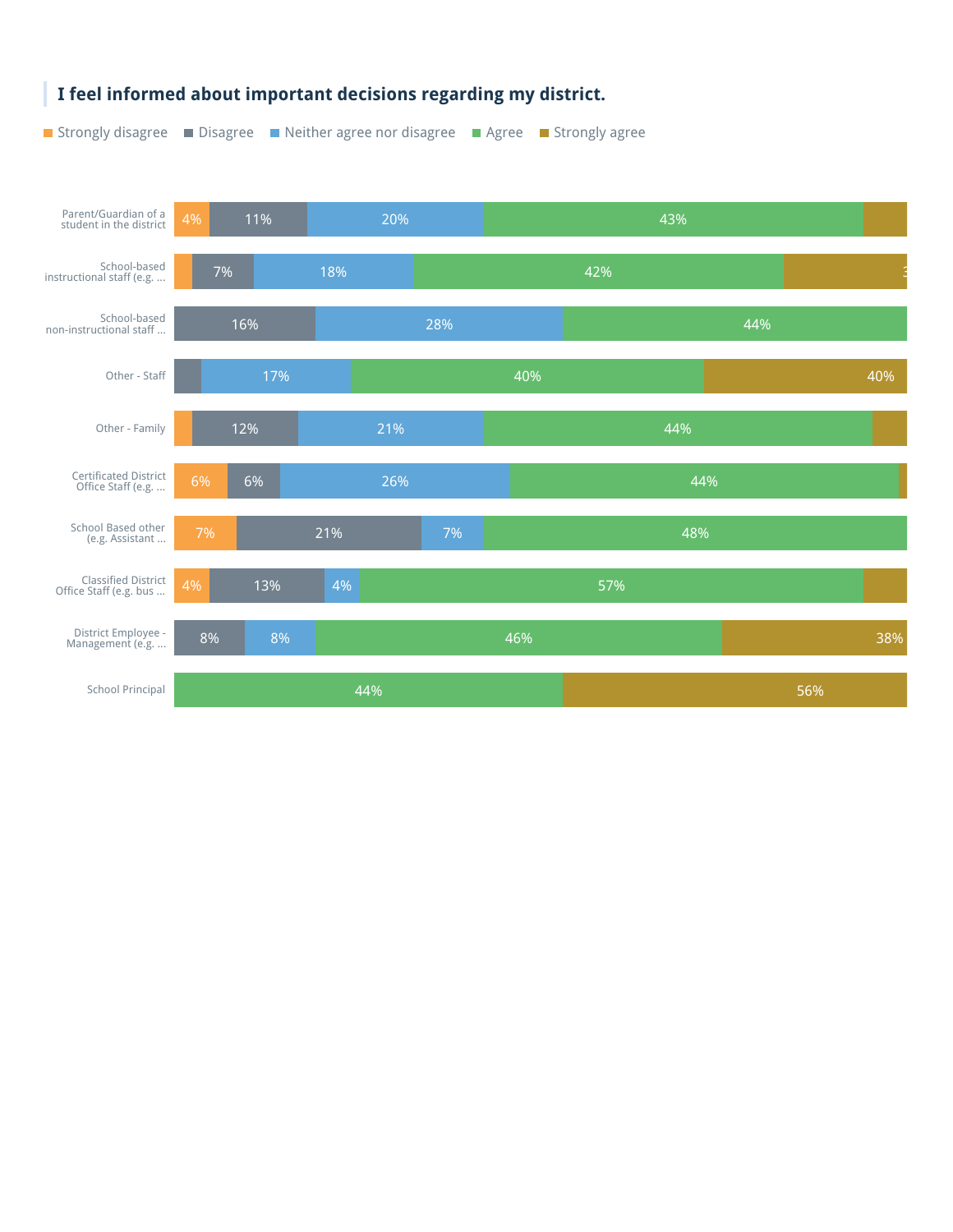### I feel informed about important decisions regarding my district.

Strongly disagree | Disagree | Neither agree nor disagree | Agree | Strongly agree

| Group | Strongly disagree | Disagree | Neither agree nor disagree | Agree | Strongly agree |
|---|---|---|---|---|---|
| Parent/Guardian of a student in the district | 4% | 11% | 20% | 43% | |
| School-based instructional staff (e.g. ... | | 7% | 18% | 42% | 3 |
| School-based non-instructional staff ... | | 16% | 28% | 44% | |
| Other - Staff | | | 17% | 40% | 40% |
| Other - Family | | 12% | 21% | 44% | |
| Certificated District Office Staff (e.g. ... | 6% | 6% | 26% | 44% | |
| School Based other (e.g. Assistant ... | 7% | 21% | 7% | 48% | |
| Classified District Office Staff (e.g. bus ... | 4% | 13% | 4% | 57% | |
| District Employee - Management (e.g. ... | | 8% | 8% | 46% | 38% |
| School Principal | | | | 44% | 56% |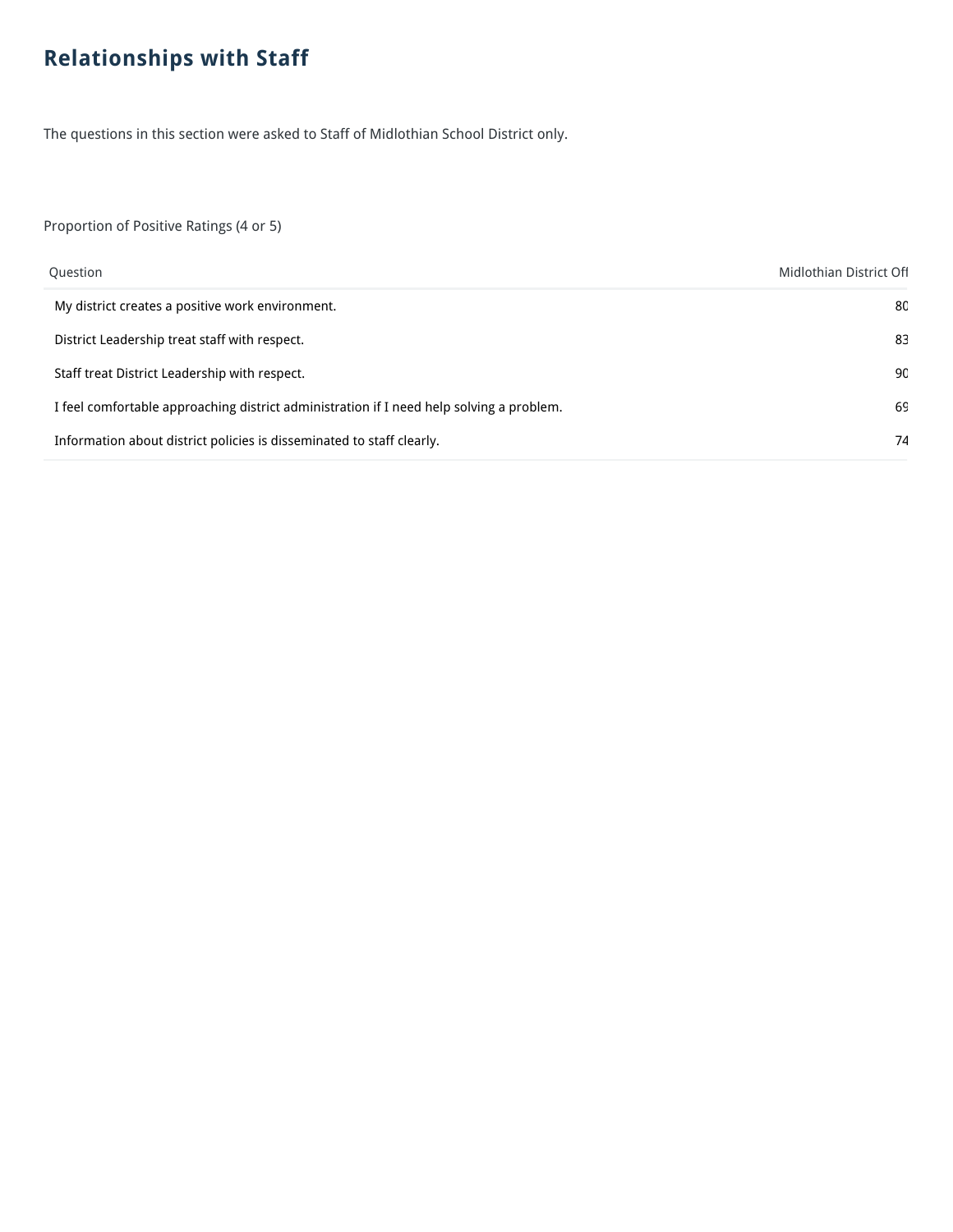## Relationships with Staff

The questions in this section were asked to Staff of Midlothian School District only.

Proportion of Positive Ratings (4 or 5)

| Question | Midlothian District Off |
| --- | --- |
| My district creates a positive work environment. | 80 |
| District Leadership treat staff with respect. | 83 |
| Staff treat District Leadership with respect. | 90 |
| I feel comfortable approaching district administration if I need help solving a problem. | 69 |
| Information about district policies is disseminated to staff clearly. | 74 |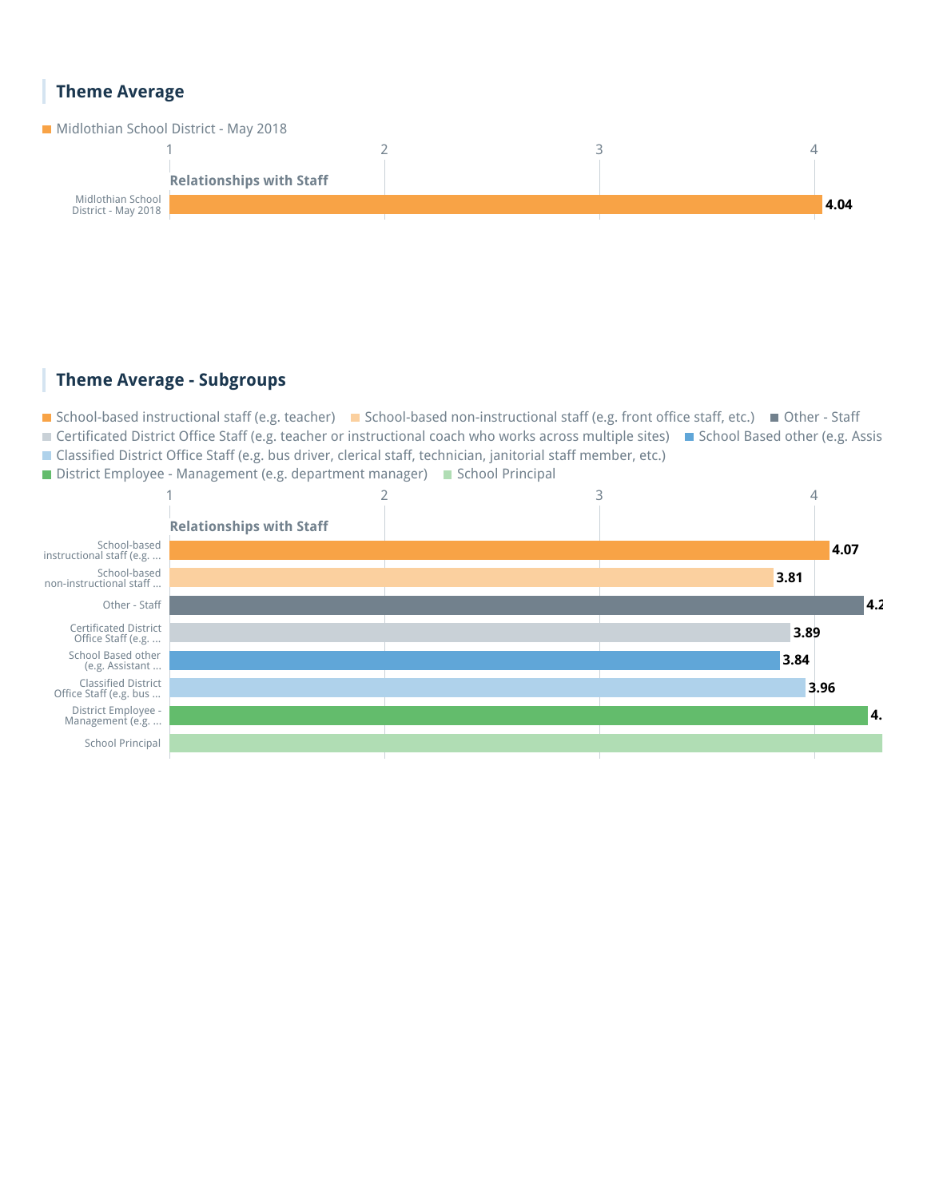## Theme Average

Midlothian School District - May 2018

**Relationships with Staff**

| Group | Average |
|---|---|
| Midlothian School District - May 2018 | 4.04 |

## Theme Average - Subgroups

Legend: School-based instructional staff (e.g. teacher); School-based non-instructional staff (e.g. front office staff, etc.); Other - Staff; Certificated District Office Staff (e.g. teacher or instructional coach who works across multiple sites); School Based other (e.g. Assis; Classified District Office Staff (e.g. bus driver, clerical staff, technician, janitorial staff member, etc.); District Employee - Management (e.g. department manager); School Principal

**Relationships with Staff**

| Subgroup | Average |
|---|---|
| School-based instructional staff (e.g. ... | 4.07 |
| School-based non-instructional staff ... | 3.81 |
| Other - Staff | 4.2 |
| Certificated District Office Staff (e.g. ... | 3.89 |
| School Based other (e.g. Assistant ... | 3.84 |
| Classified District Office Staff (e.g. bus ... | 3.96 |
| District Employee - Management (e.g. ... | 4. |
| School Principal | |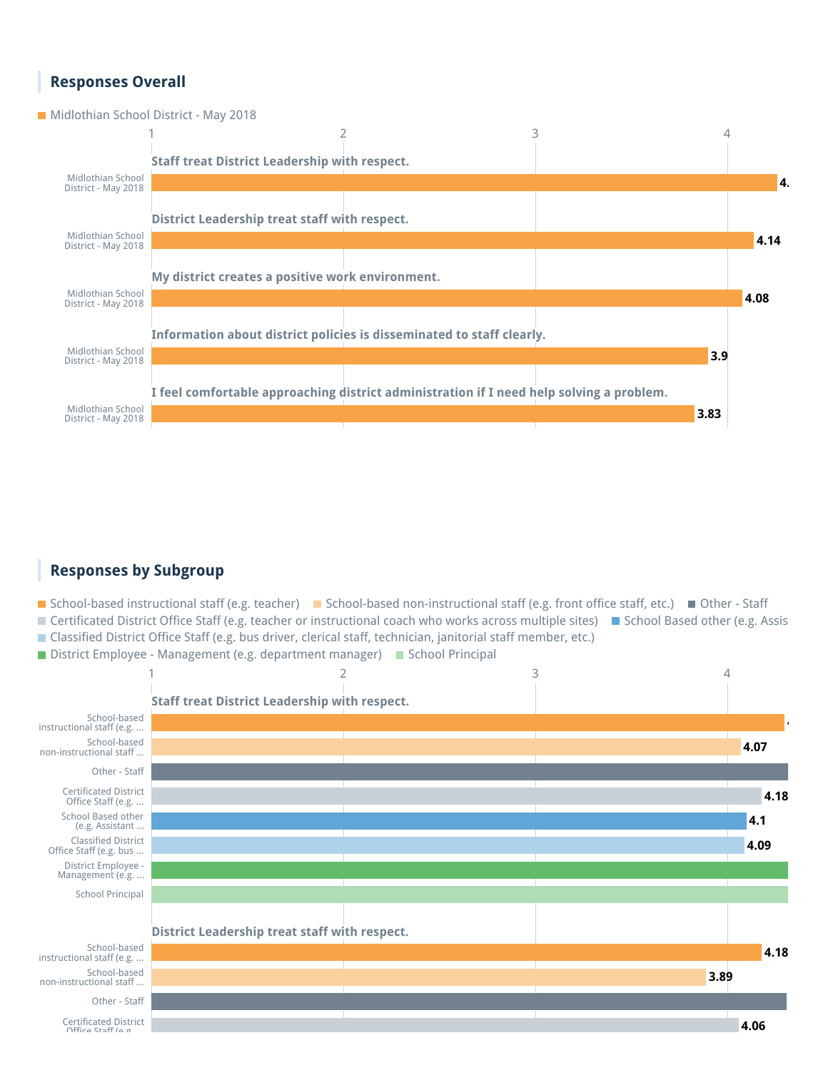## Responses Overall

Midlothian School District - May 2018

| Question | Midlothian School District - May 2018 |
|---|---|
| Staff treat District Leadership with respect. | 4. |
| District Leadership treat staff with respect. | 4.14 |
| My district creates a positive work environment. | 4.08 |
| Information about district policies is disseminated to staff clearly. | 3.9 |
| I feel comfortable approaching district administration if I need help solving a problem. | 3.83 |

## Responses by Subgroup

School-based instructional staff (e.g. teacher) | School-based non-instructional staff (e.g. front office staff, etc.) | Other - Staff | Certificated District Office Staff (e.g. teacher or instructional coach who works across multiple sites) | School Based other (e.g. Assis | Classified District Office Staff (e.g. bus driver, clerical staff, technician, janitorial staff member, etc.) | District Employee - Management (e.g. department manager) | School Principal

**Staff treat District Leadership with respect.**

| Subgroup | Score |
|---|---|
| School-based instructional staff (e.g. ... | |
| School-based non-instructional staff ... | 4.07 |
| Other - Staff | |
| Certificated District Office Staff (e.g. ... | 4.18 |
| School Based other (e.g. Assistant ... | 4.1 |
| Classified District Office Staff (e.g. bus ... | 4.09 |
| District Employee - Management (e.g. ... | |
| School Principal | |

**District Leadership treat staff with respect.**

| Subgroup | Score |
|---|---|
| School-based instructional staff (e.g. ... | 4.18 |
| School-based non-instructional staff ... | 3.89 |
| Other - Staff | |
| Certificated District Office Staff (e.g. ... | 4.06 |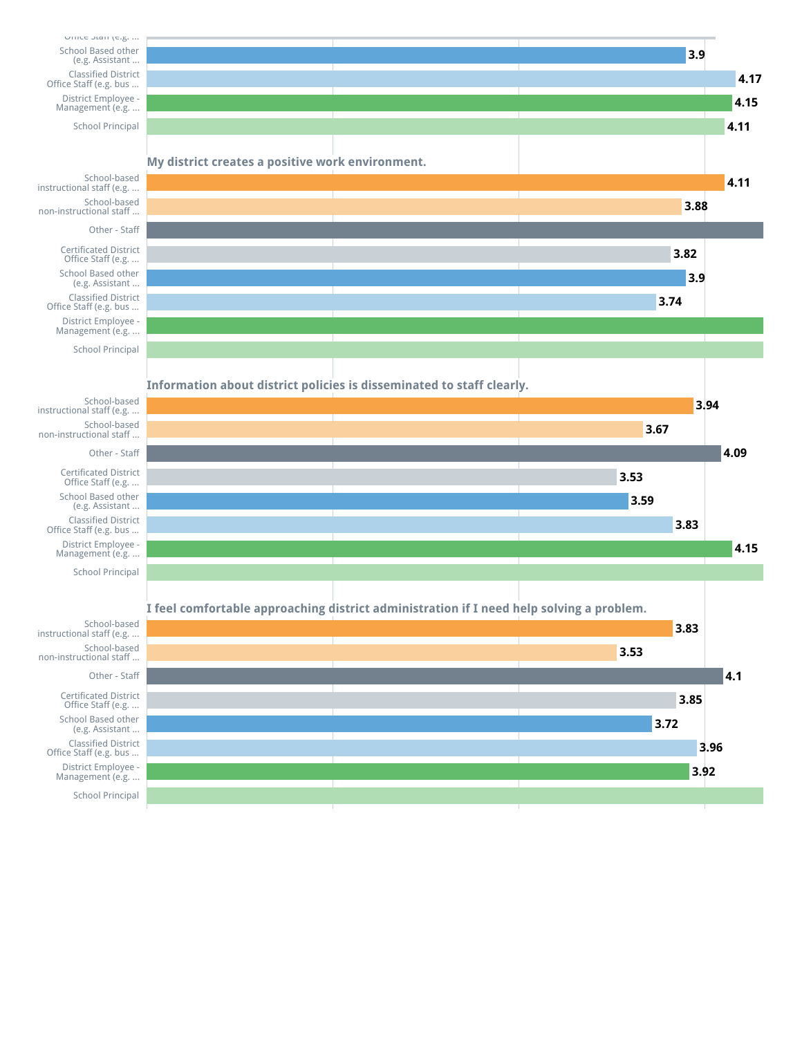| | |
|---|---|
| Office Staff (e.g. ... | |
| School Based other (e.g. Assistant ... | 3.9 |
| Classified District Office Staff (e.g. bus ... | 4.17 |
| District Employee - Management (e.g. ... | 4.15 |
| School Principal | 4.11 |

**My district creates a positive work environment.**

| | |
|---|---|
| School-based instructional staff (e.g. ... | 4.11 |
| School-based non-instructional staff ... | 3.88 |
| Other - Staff | |
| Certificated District Office Staff (e.g. ... | 3.82 |
| School Based other (e.g. Assistant ... | 3.9 |
| Classified District Office Staff (e.g. bus ... | 3.74 |
| District Employee - Management (e.g. ... | |
| School Principal | |

**Information about district policies is disseminated to staff clearly.**

| | |
|---|---|
| School-based instructional staff (e.g. ... | 3.94 |
| School-based non-instructional staff ... | 3.67 |
| Other - Staff | 4.09 |
| Certificated District Office Staff (e.g. ... | 3.53 |
| School Based other (e.g. Assistant ... | 3.59 |
| Classified District Office Staff (e.g. bus ... | 3.83 |
| District Employee - Management (e.g. ... | 4.15 |
| School Principal | |

**I feel comfortable approaching district administration if I need help solving a problem.**

| | |
|---|---|
| School-based instructional staff (e.g. ... | 3.83 |
| School-based non-instructional staff ... | 3.53 |
| Other - Staff | 4.1 |
| Certificated District Office Staff (e.g. ... | 3.85 |
| School Based other (e.g. Assistant ... | 3.72 |
| Classified District Office Staff (e.g. bus ... | 3.96 |
| District Employee - Management (e.g. ... | 3.92 |
| School Principal | |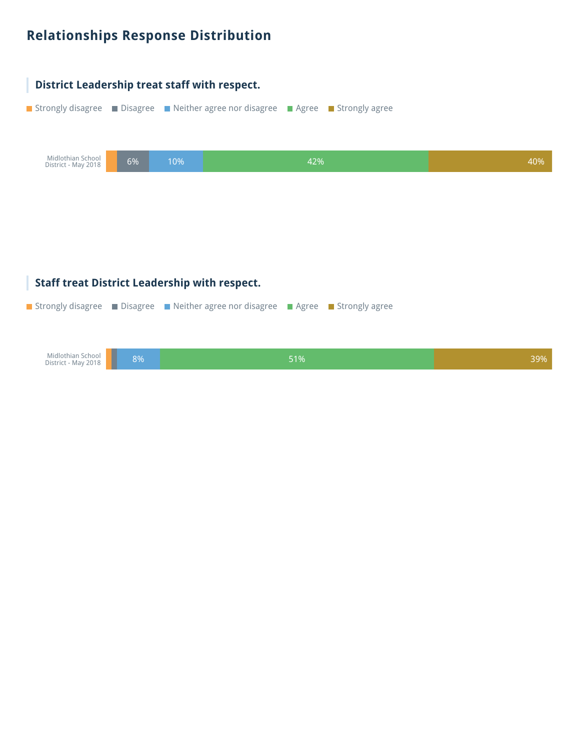# Relationships Response Distribution

## District Leadership treat staff with respect.

Strongly disagree | Disagree | Neither agree nor disagree | Agree | Strongly agree

| | Strongly disagree | Disagree | Neither agree nor disagree | Agree | Strongly agree |
|---|---|---|---|---|---|
| Midlothian School District - May 2018 | | 6% | 10% | 42% | 40% |

## Staff treat District Leadership with respect.

Strongly disagree | Disagree | Neither agree nor disagree | Agree | Strongly agree

| | Strongly disagree | Disagree | Neither agree nor disagree | Agree | Strongly agree |
|---|---|---|---|---|---|
| Midlothian School District - May 2018 | | | 8% | 51% | 39% |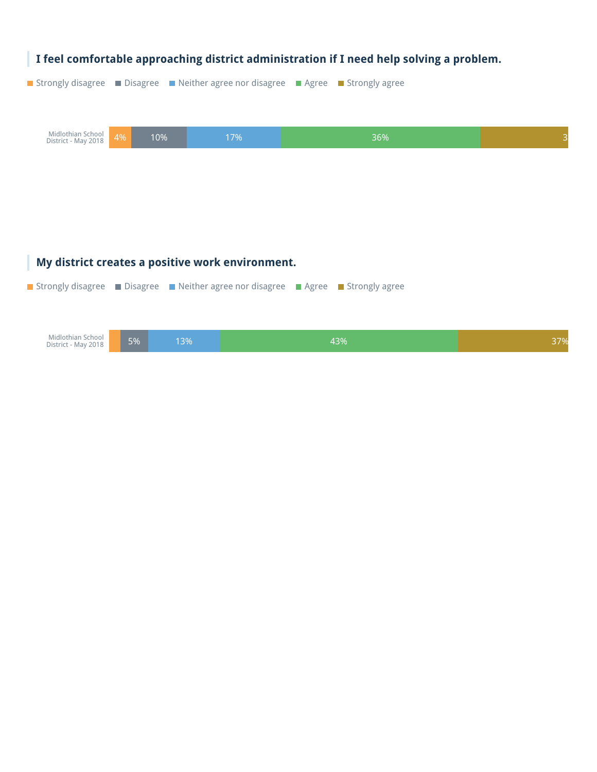## I feel comfortable approaching district administration if I need help solving a problem.

| | Strongly disagree | Disagree | Neither agree nor disagree | Agree | Strongly agree |
|---|---|---|---|---|---|
| Midlothian School District - May 2018 | 4% | 10% | 17% | 36% | 3 |

## My district creates a positive work environment.

| | Strongly disagree | Disagree | Neither agree nor disagree | Agree | Strongly agree |
|---|---|---|---|---|---|
| Midlothian School District - May 2018 | | 5% | 13% | 43% | 37% |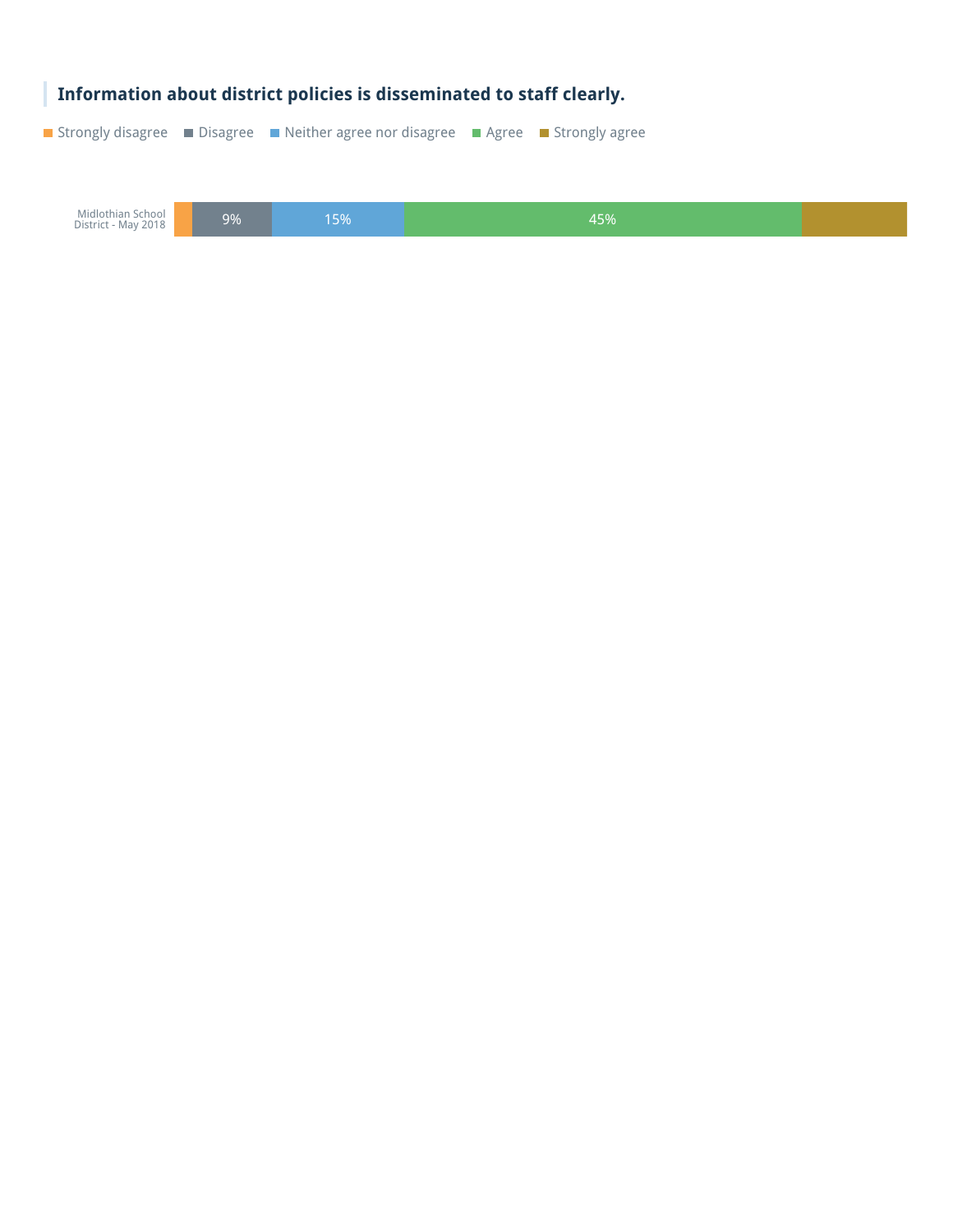**Information about district policies is disseminated to staff clearly.**

| | Strongly disagree | Disagree | Neither agree nor disagree | Agree | Strongly agree |
|---|---|---|---|---|---|
| Midlothian School District - May 2018 | | 9% | 15% | 45% | |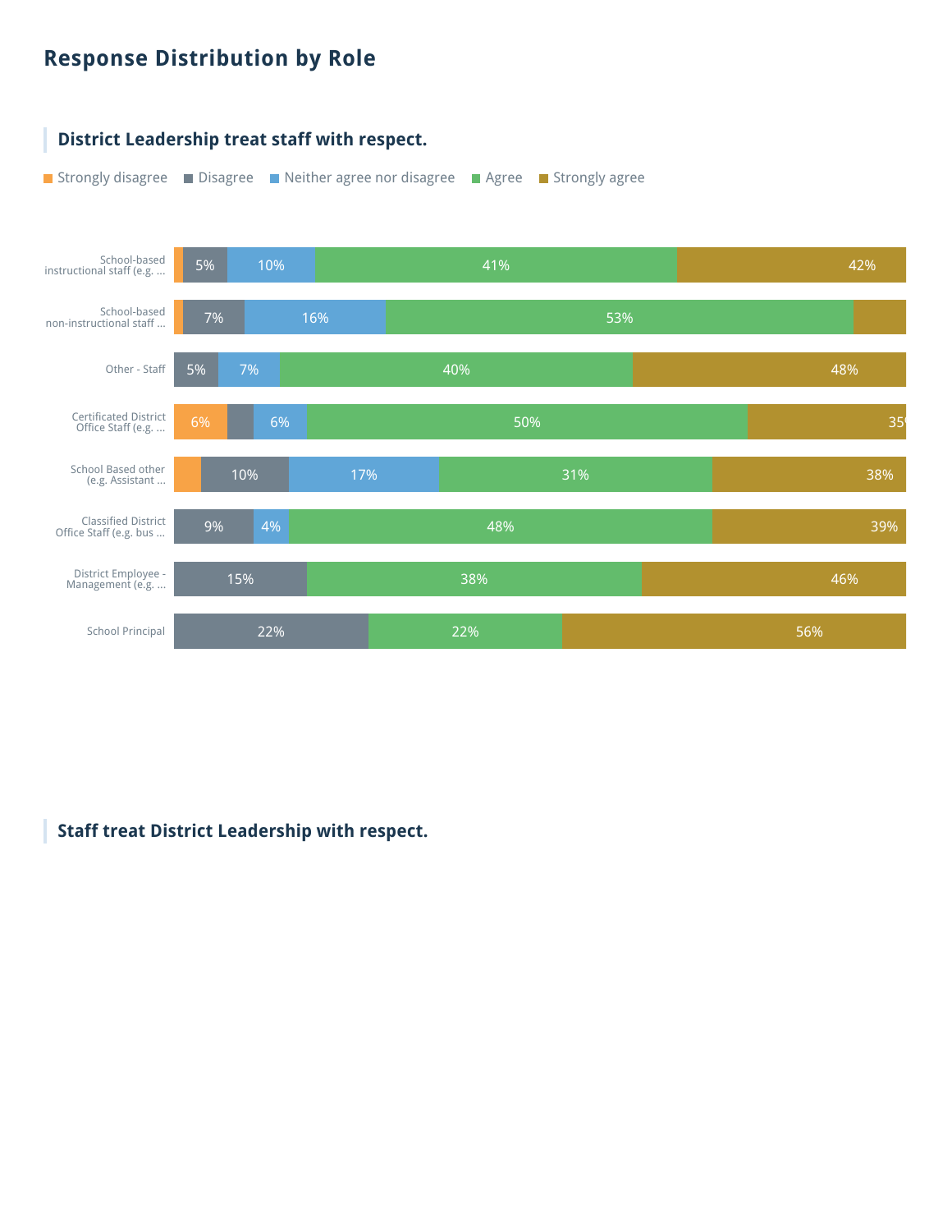## Response Distribution by Role

### District Leadership treat staff with respect.

| Role | Strongly disagree | Disagree | Neither agree nor disagree | Agree | Strongly agree |
|---|---|---|---|---|---|
| School-based instructional staff (e.g. ... | | 5% | 10% | 41% | 42% |
| School-based non-instructional staff ... | | 7% | 16% | 53% | |
| Other - Staff | | 5% | 7% | 40% | 48% |
| Certificated District Office Staff (e.g. ... | 6% | | 6% | 50% | 35% |
| School Based other (e.g. Assistant ... | | 10% | 17% | 31% | 38% |
| Classified District Office Staff (e.g. bus ... | | 9% | 4% | 48% | 39% |
| District Employee - Management (e.g. ... | | 15% | | 38% | 46% |
| School Principal | | 22% | | 22% | 56% |

### Staff treat District Leadership with respect.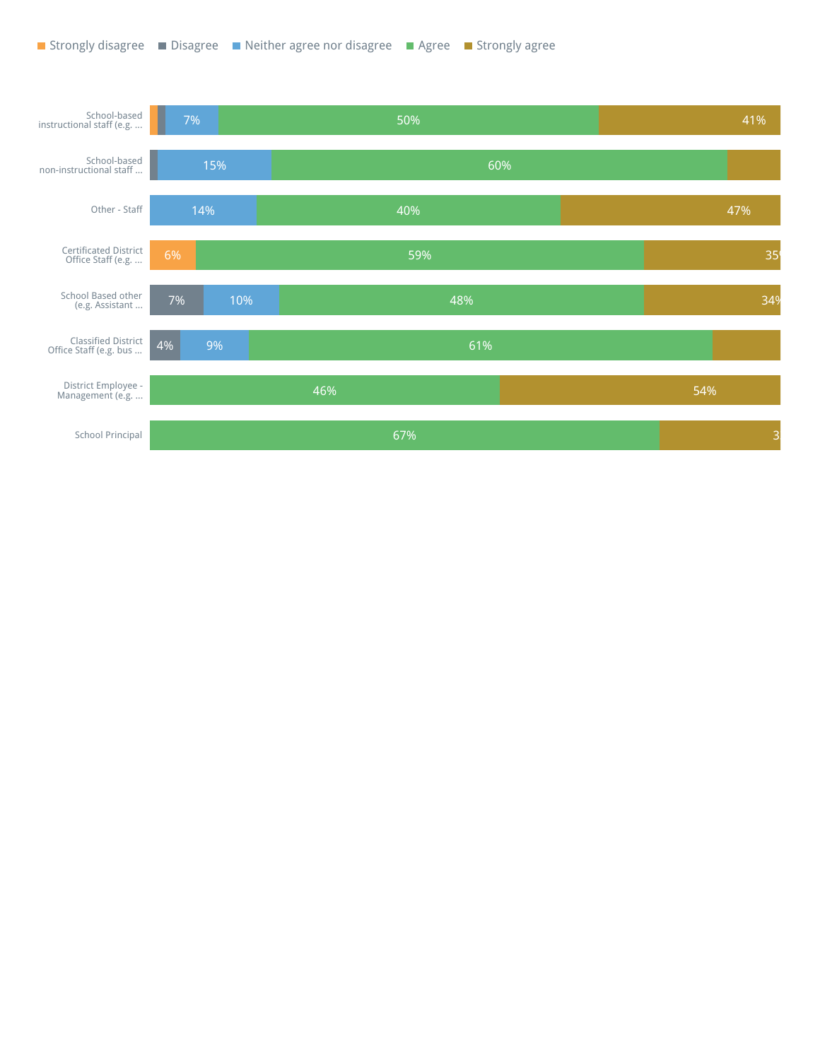| | Strongly disagree | Disagree | Neither agree nor disagree | Agree | Strongly agree |
|---|---|---|---|---|---|
| School-based instructional staff (e.g. ... | | | 7% | 50% | 41% |
| School-based non-instructional staff ... | | | 15% | 60% | |
| Other - Staff | | | 14% | 40% | 47% |
| Certificated District Office Staff (e.g. ... | 6% | | | 59% | 35% |
| School Based other (e.g. Assistant ... | | 7% | 10% | 48% | 34% |
| Classified District Office Staff (e.g. bus ... | | 4% | 9% | 61% | |
| District Employee - Management (e.g. ... | | | | 46% | 54% |
| School Principal | | | | 67% | 3 |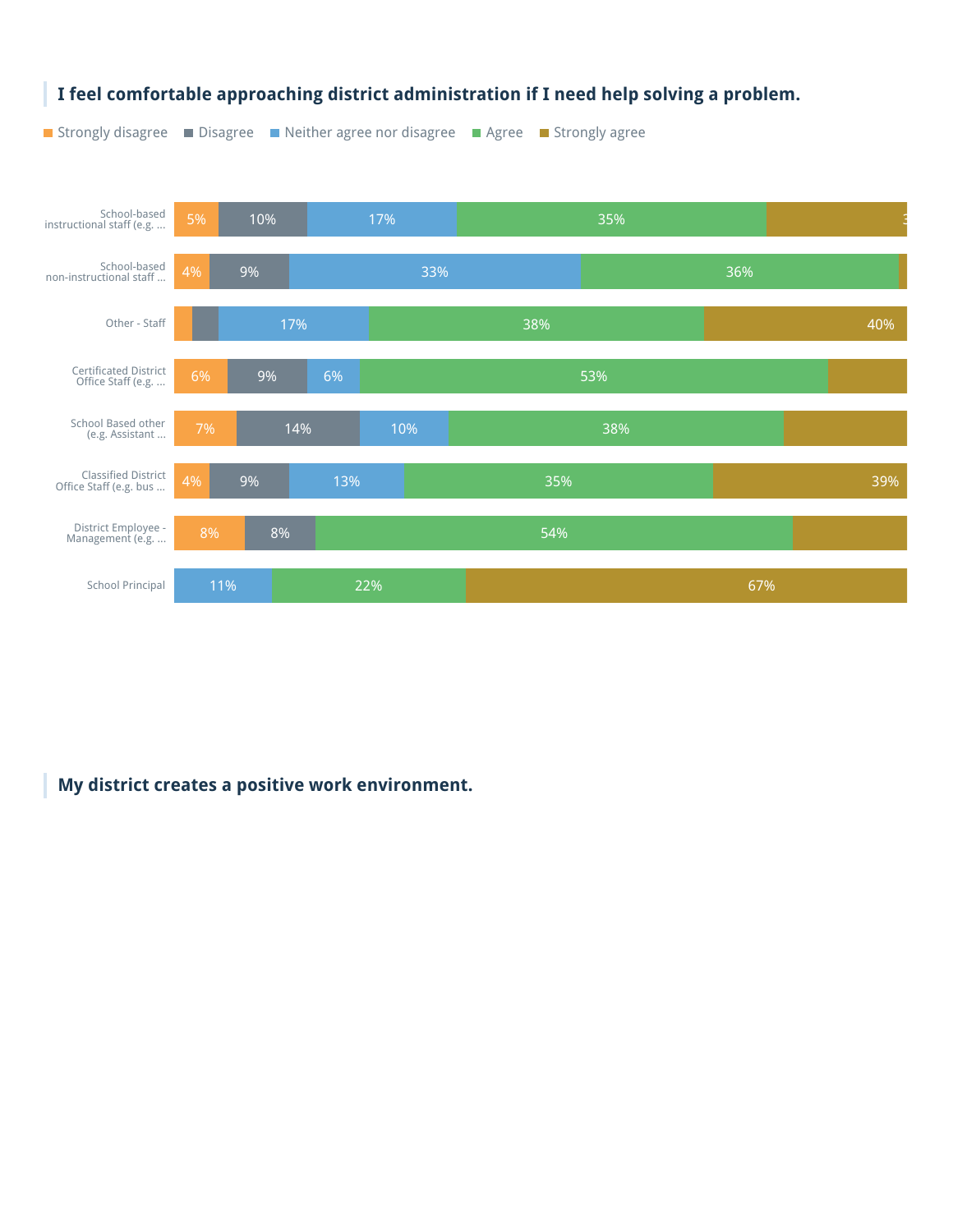### I feel comfortable approaching district administration if I need help solving a problem.

| | Strongly disagree | Disagree | Neither agree nor disagree | Agree | Strongly agree |
|---|---|---|---|---|---|
| School-based instructional staff (e.g. ... | 5% | 10% | 17% | 35% | 3 |
| School-based non-instructional staff ... | 4% | 9% | 33% | 36% | |
| Other - Staff | | | 17% | 38% | 40% |
| Certificated District Office Staff (e.g. ... | 6% | 9% | 6% | 53% | |
| School Based other (e.g. Assistant ... | 7% | 14% | 10% | 38% | |
| Classified District Office Staff (e.g. bus ... | 4% | 9% | 13% | 35% | 39% |
| District Employee - Management (e.g. ... | 8% | 8% | | 54% | |
| School Principal | | | 11% | 22% | 67% |

### My district creates a positive work environment.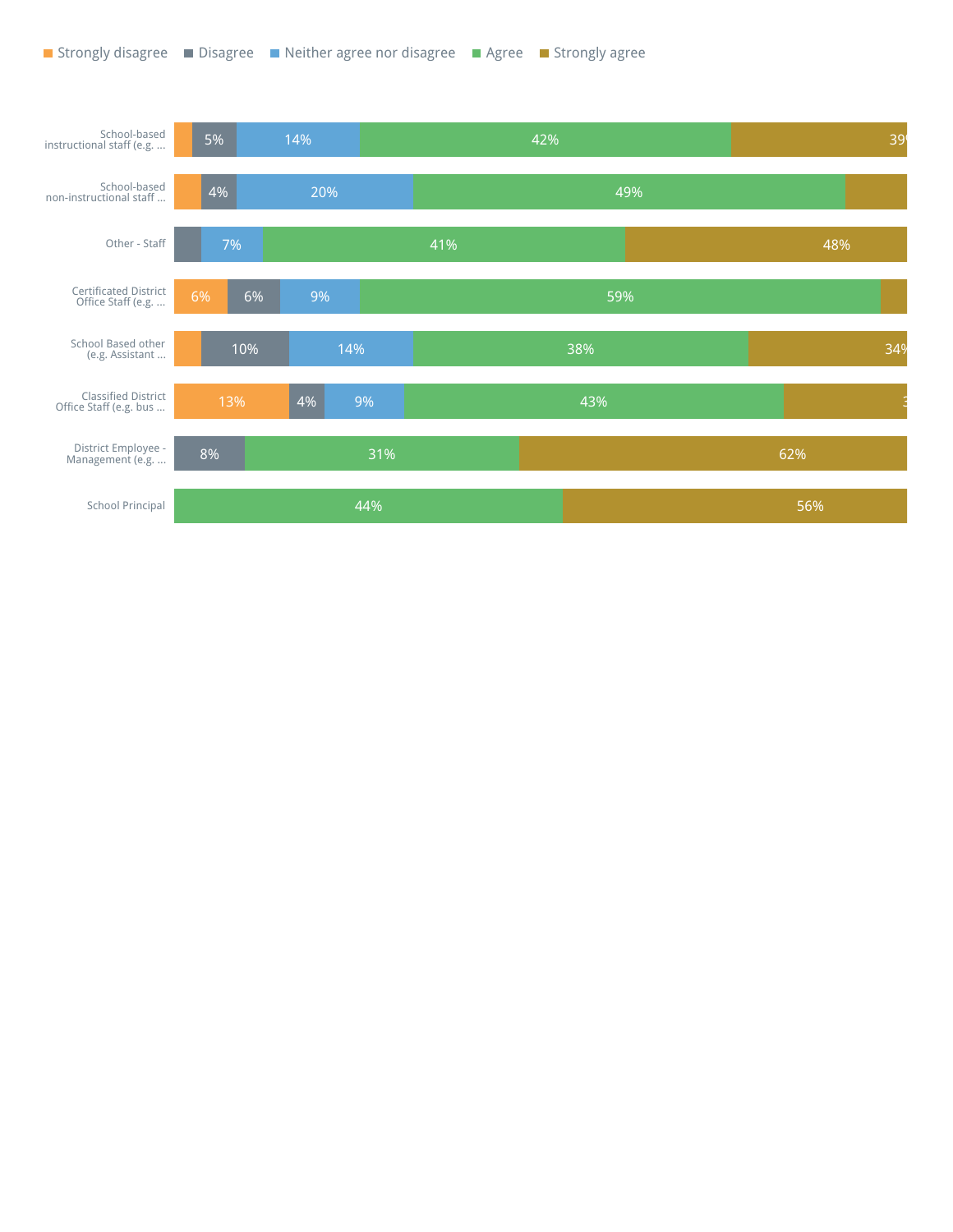| | Strongly disagree | Disagree | Neither agree nor disagree | Agree | Strongly agree |
|---|---|---|---|---|---|
| School-based instructional staff (e.g. ... | | 5% | 14% | 42% | 39% |
| School-based non-instructional staff ... | | 4% | 20% | 49% | |
| Other - Staff | | | 7% | 41% | 48% |
| Certificated District Office Staff (e.g. ... | 6% | 6% | 9% | 59% | |
| School Based other (e.g. Assistant ... | | 10% | 14% | 38% | 34% |
| Classified District Office Staff (e.g. bus ... | 13% | 4% | 9% | 43% | 3 |
| District Employee - Management (e.g. ... | | 8% | | 31% | 62% |
| School Principal | | | | 44% | 56% |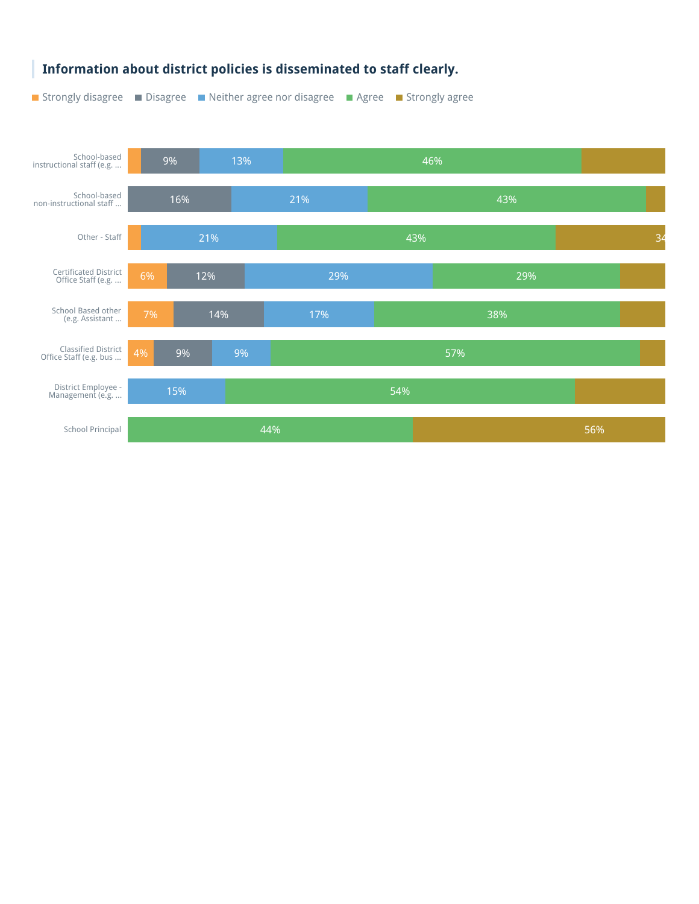### Information about district policies is disseminated to staff clearly.

Strongly disagree | Disagree | Neither agree nor disagree | Agree | Strongly agree

| | Strongly disagree | Disagree | Neither agree nor disagree | Agree | Strongly agree |
|---|---|---|---|---|---|
| School-based instructional staff (e.g. ... | | 9% | 13% | 46% | |
| School-based non-instructional staff ... | | 16% | 21% | 43% | |
| Other - Staff | | | 21% | 43% | 34 |
| Certificated District Office Staff (e.g. ... | 6% | 12% | 29% | 29% | |
| School Based other (e.g. Assistant ... | 7% | 14% | 17% | 38% | |
| Classified District Office Staff (e.g. bus ... | 4% | 9% | 9% | 57% | |
| District Employee - Management (e.g. ... | | | 15% | 54% | |
| School Principal | | | | 44% | 56% |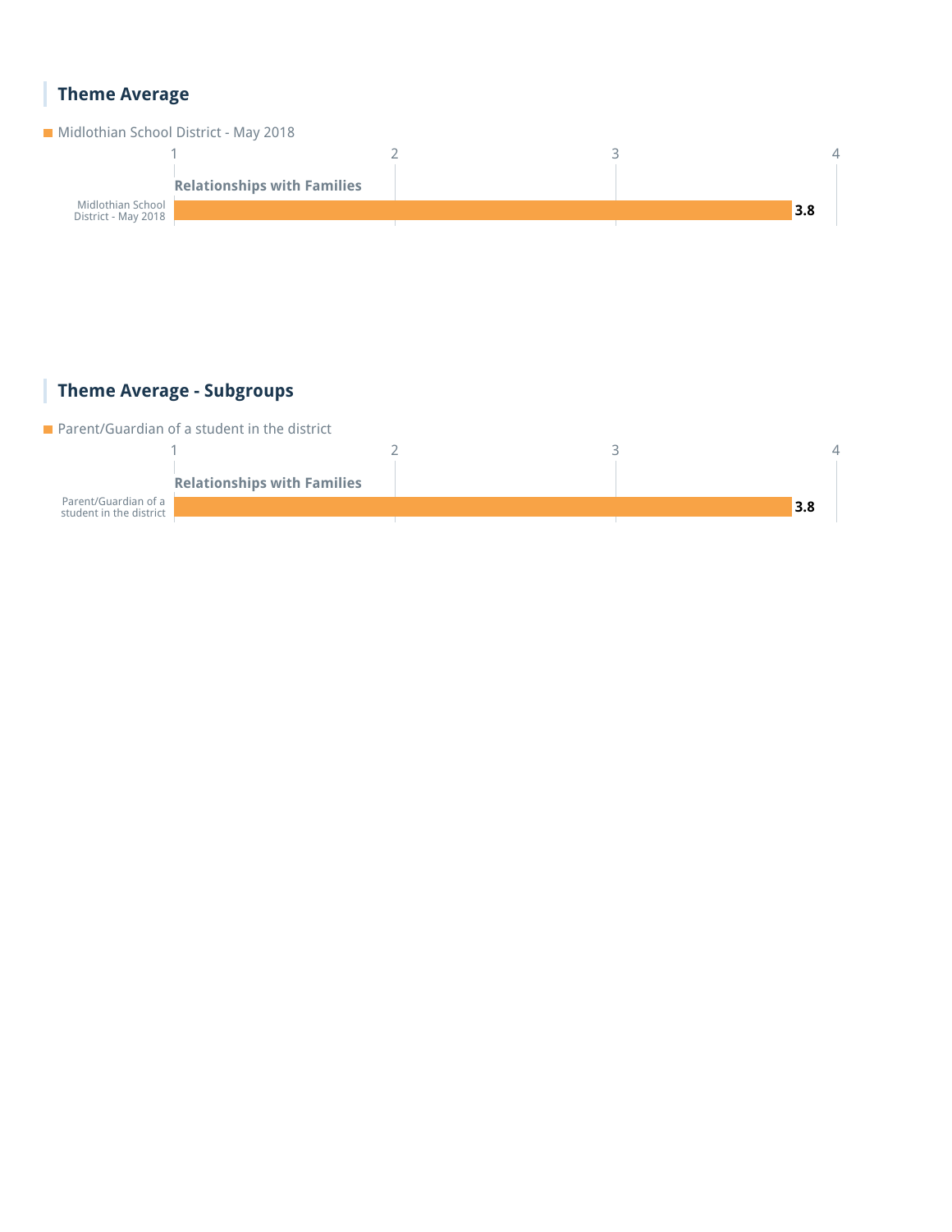## Theme Average

Midlothian School District - May 2018

| | Relationships with Families |
|---|---|
| Midlothian School District - May 2018 | 3.8 |

## Theme Average - Subgroups

Parent/Guardian of a student in the district

| | Relationships with Families |
|---|---|
| Parent/Guardian of a student in the district | 3.8 |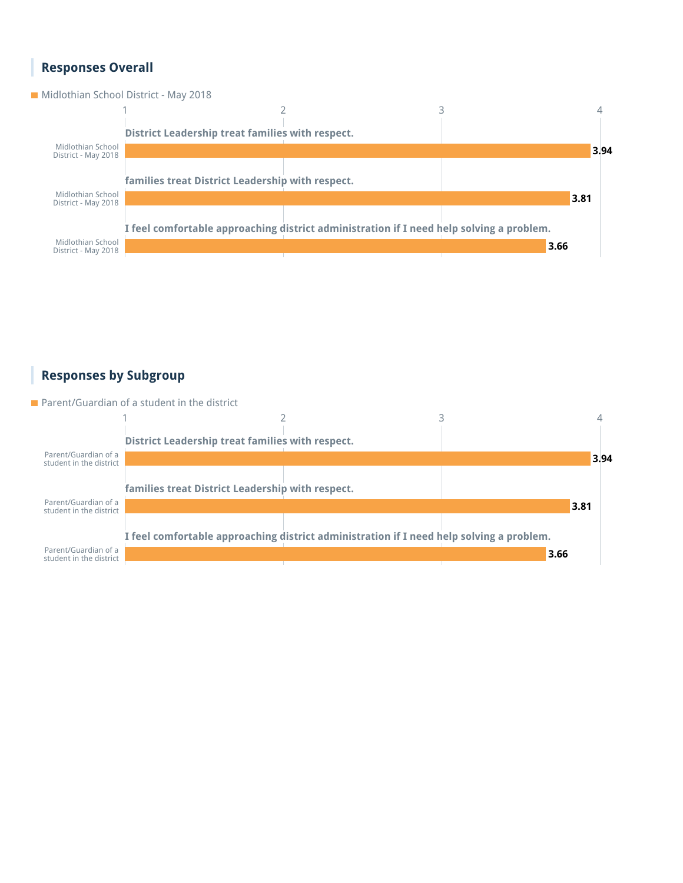## Responses Overall

Midlothian School District - May 2018

| Question | Group | Score |
| --- | --- | --- |
| District Leadership treat families with respect. | Midlothian School District - May 2018 | 3.94 |
| families treat District Leadership with respect. | Midlothian School District - May 2018 | 3.81 |
| I feel comfortable approaching district administration if I need help solving a problem. | Midlothian School District - May 2018 | 3.66 |

## Responses by Subgroup

Parent/Guardian of a student in the district

| Question | Group | Score |
| --- | --- | --- |
| District Leadership treat families with respect. | Parent/Guardian of a student in the district | 3.94 |
| families treat District Leadership with respect. | Parent/Guardian of a student in the district | 3.81 |
| I feel comfortable approaching district administration if I need help solving a problem. | Parent/Guardian of a student in the district | 3.66 |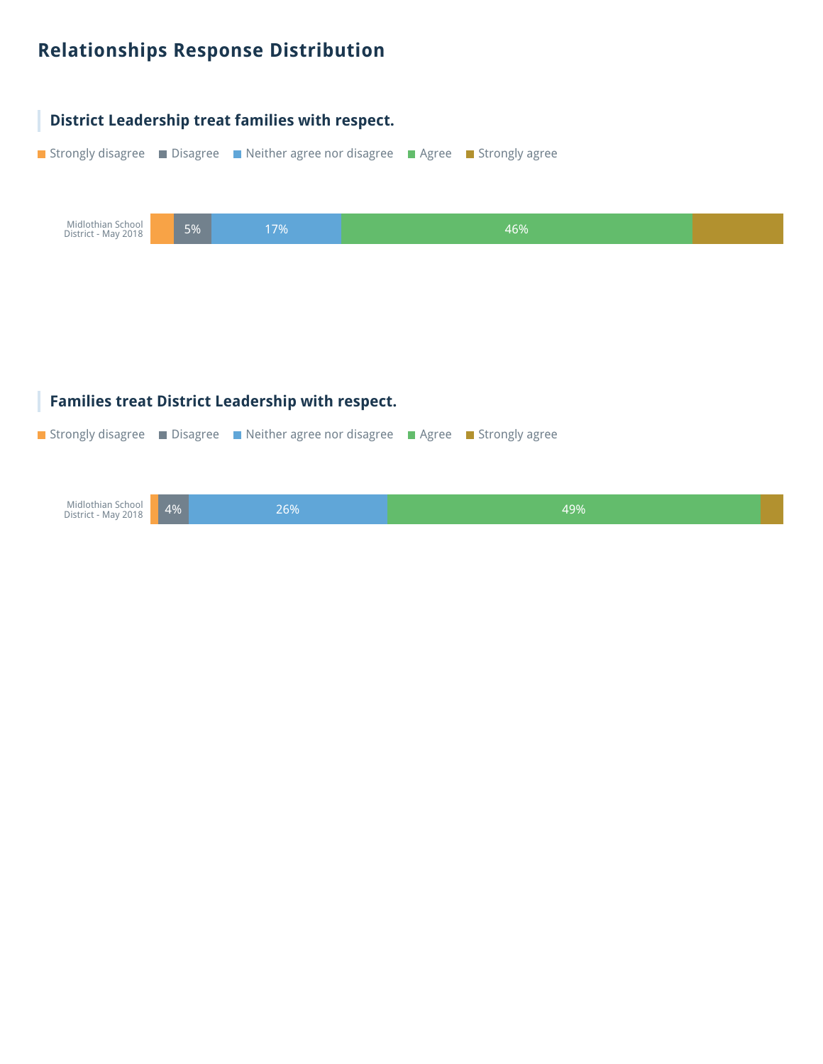# Relationships Response Distribution

## District Leadership treat families with respect.

Strongly disagree | Disagree | Neither agree nor disagree | Agree | Strongly agree

| | Strongly disagree | Disagree | Neither agree nor disagree | Agree | Strongly agree |
|---|---|---|---|---|---|
| Midlothian School District - May 2018 | | 5% | 17% | 46% | |

## Families treat District Leadership with respect.

Strongly disagree | Disagree | Neither agree nor disagree | Agree | Strongly agree

| | Strongly disagree | Disagree | Neither agree nor disagree | Agree | Strongly agree |
|---|---|---|---|---|---|
| Midlothian School District - May 2018 | | 4% | 26% | 49% | |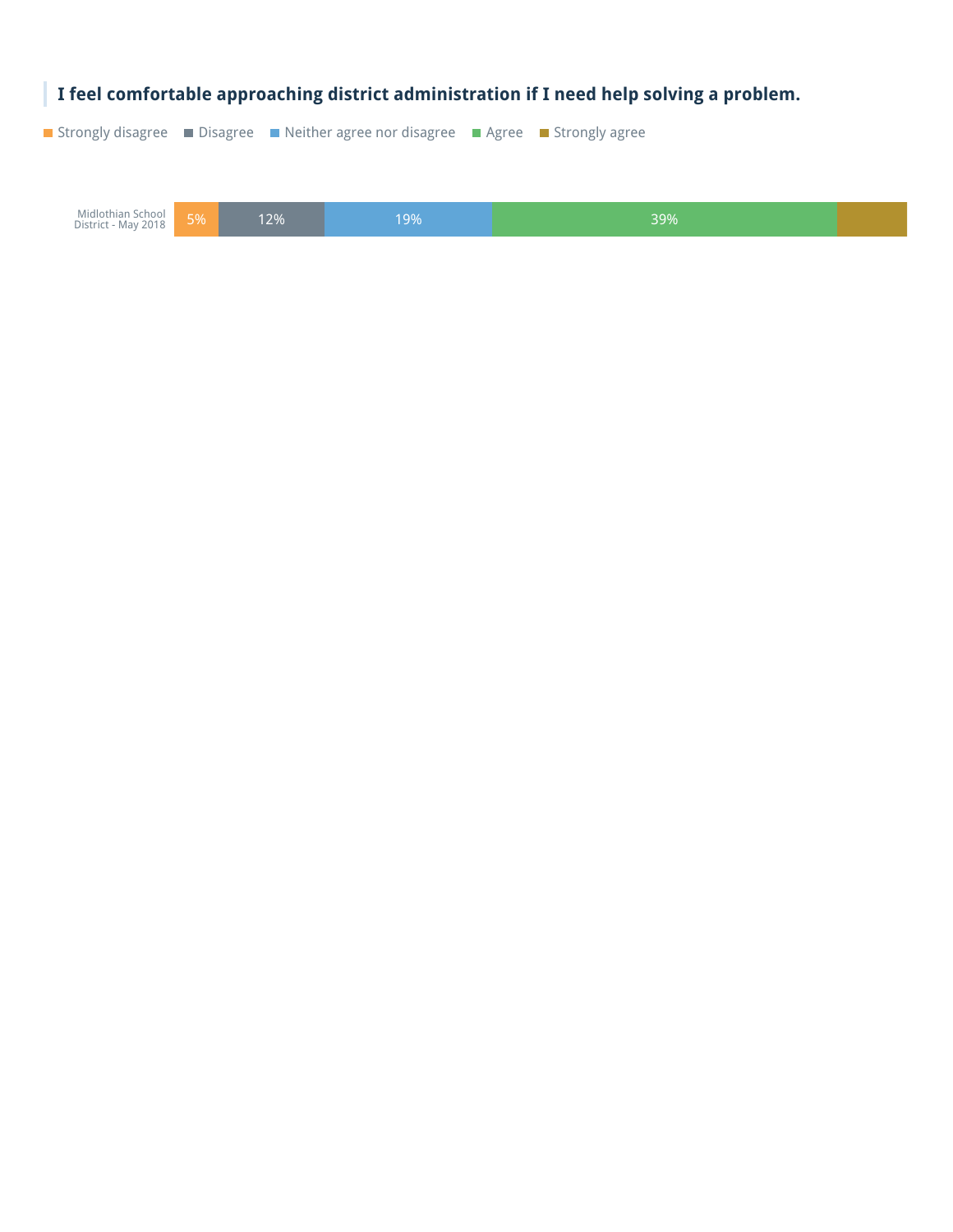**I feel comfortable approaching district administration if I need help solving a problem.**

| | Strongly disagree | Disagree | Neither agree nor disagree | Agree | Strongly agree |
|---|---|---|---|---|---|
| Midlothian School District - May 2018 | 5% | 12% | 19% | 39% | |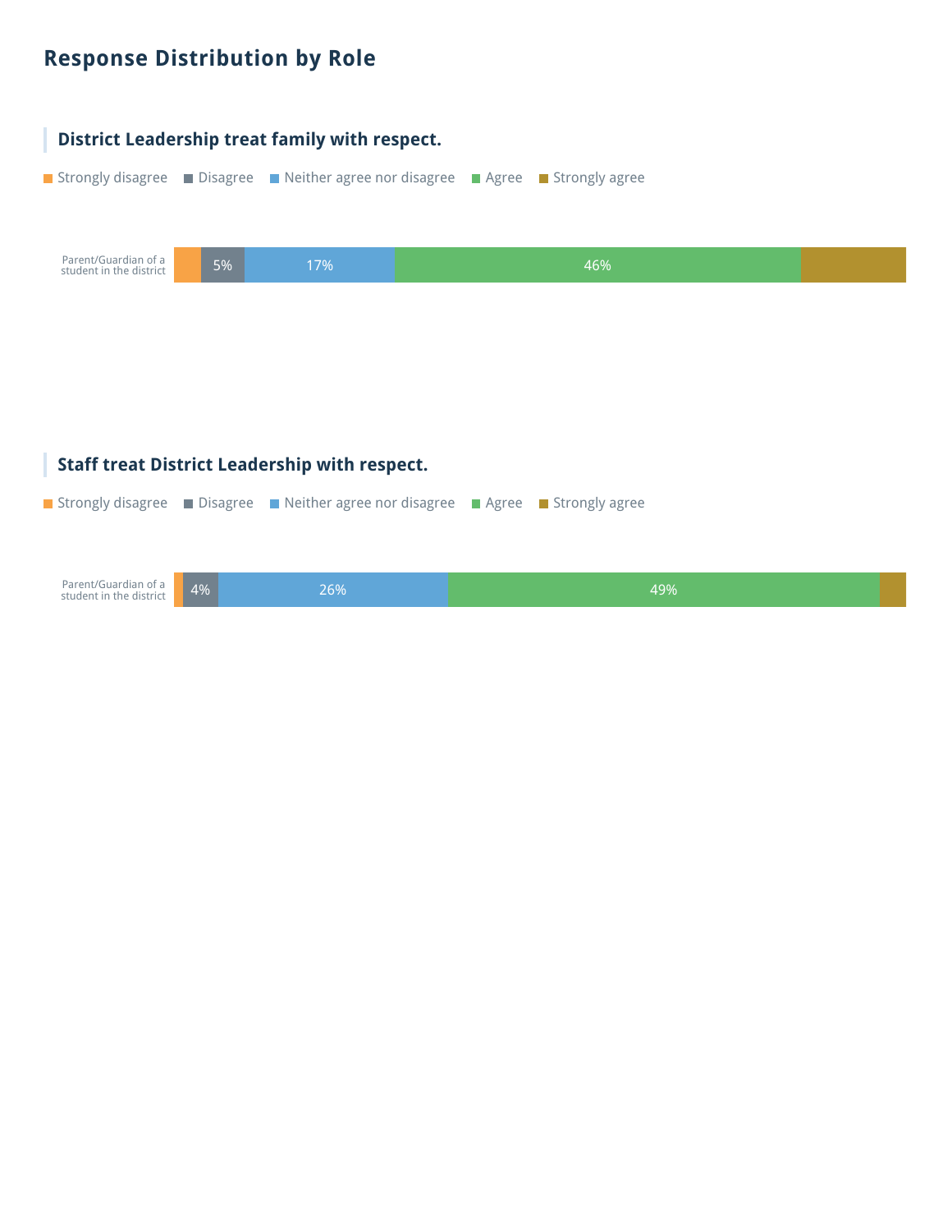## Response Distribution by Role

### District Leadership treat family with respect.

Strongly disagree | Disagree | Neither agree nor disagree | Agree | Strongly agree

| Role | Strongly disagree | Disagree | Neither agree nor disagree | Agree | Strongly agree |
|---|---|---|---|---|---|
| Parent/Guardian of a student in the district | | 5% | 17% | 46% | |

### Staff treat District Leadership with respect.

Strongly disagree | Disagree | Neither agree nor disagree | Agree | Strongly agree

| Role | Strongly disagree | Disagree | Neither agree nor disagree | Agree | Strongly agree |
|---|---|---|---|---|---|
| Parent/Guardian of a student in the district | | 4% | 26% | 49% | |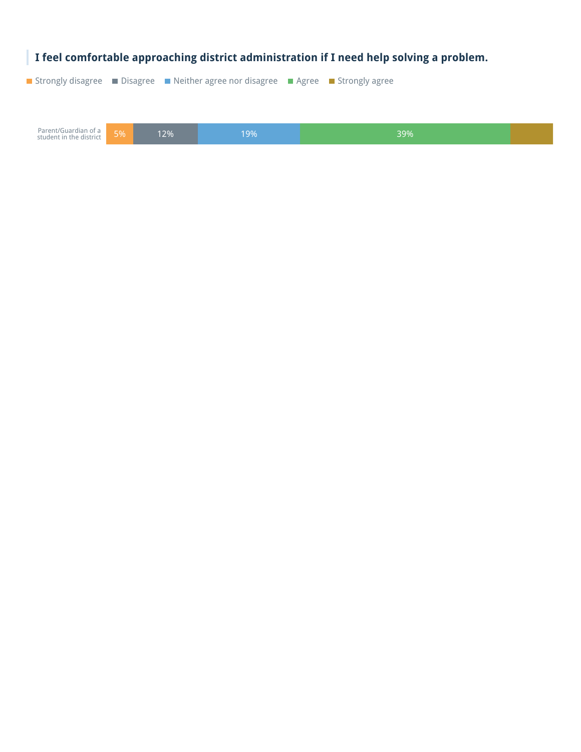### I feel comfortable approaching district administration if I need help solving a problem.

Strongly disagree | Disagree | Neither agree nor disagree | Agree | Strongly agree

| | Strongly disagree | Disagree | Neither agree nor disagree | Agree | Strongly agree |
|---|---|---|---|---|---|
| Parent/Guardian of a student in the district | 5% | 12% | 19% | 39% | |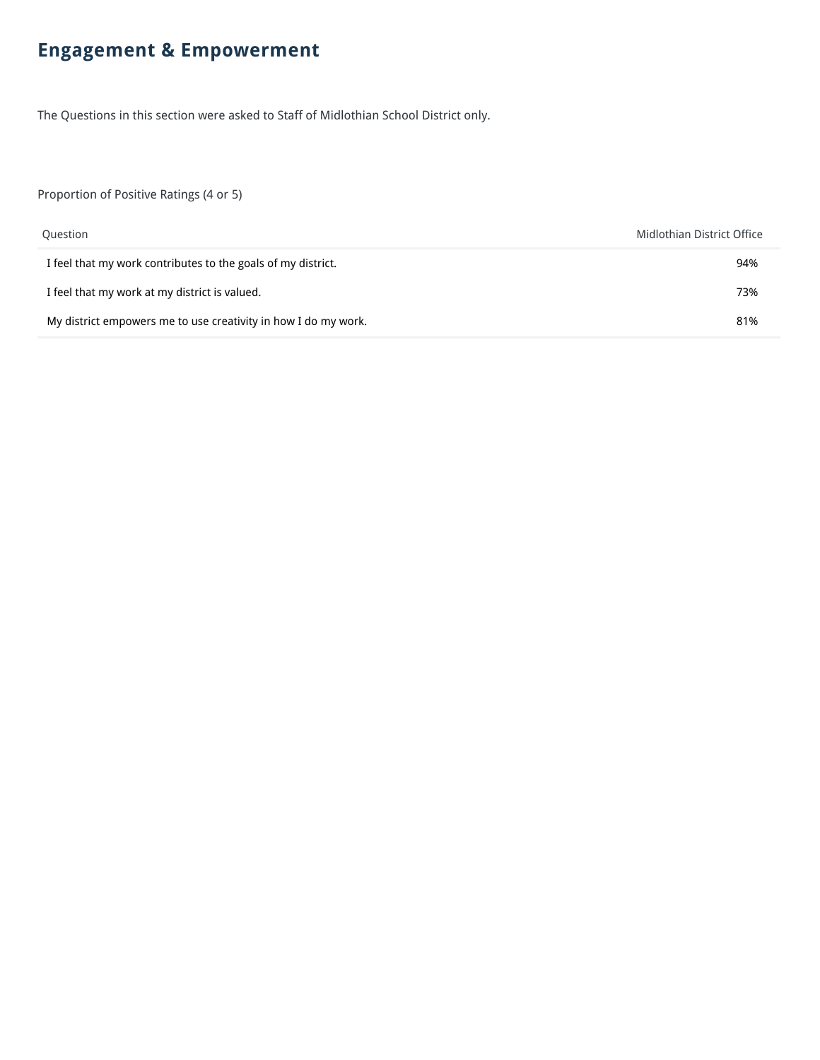## Engagement & Empowerment

The Questions in this section were asked to Staff of Midlothian School District only.

Proportion of Positive Ratings (4 or 5)

| Question | Midlothian District Office |
|---|---|
| I feel that my work contributes to the goals of my district. | 94% |
| I feel that my work at my district is valued. | 73% |
| My district empowers me to use creativity in how I do my work. | 81% |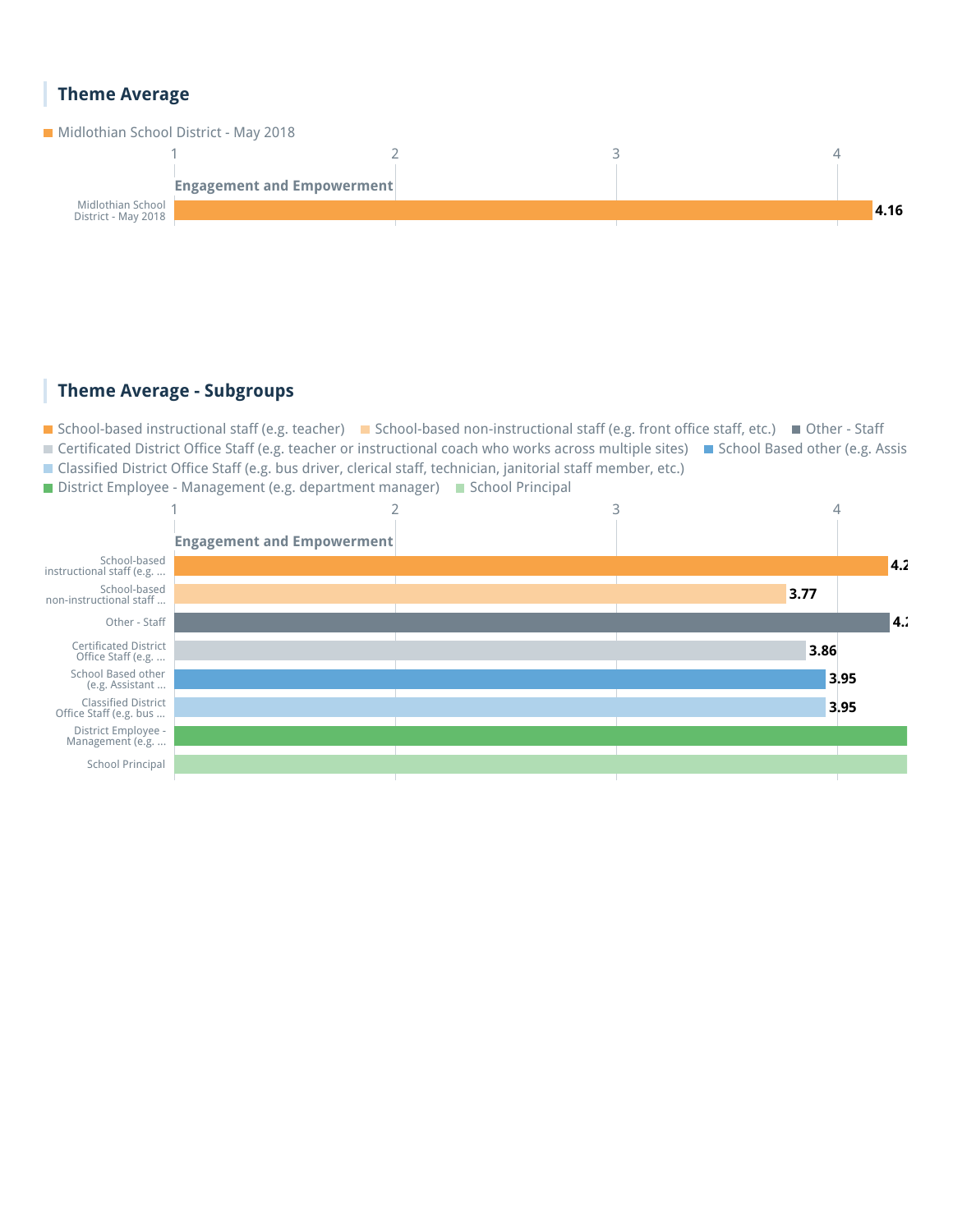## Theme Average

Midlothian School District - May 2018

| | Engagement and Empowerment |
|---|---|
| Midlothian School District - May 2018 | 4.16 |

## Theme Average - Subgroups

School-based instructional staff (e.g. teacher) | School-based non-instructional staff (e.g. front office staff, etc.) | Other - Staff | Certificated District Office Staff (e.g. teacher or instructional coach who works across multiple sites) | School Based other (e.g. Assis | Classified District Office Staff (e.g. bus driver, clerical staff, technician, janitorial staff member, etc.) | District Employee - Management (e.g. department manager) | School Principal

| | Engagement and Empowerment |
|---|---|
| School-based instructional staff (e.g. ... | 4.2 |
| School-based non-instructional staff ... | 3.77 |
| Other - Staff | 4.2 |
| Certificated District Office Staff (e.g. ... | 3.86 |
| School Based other (e.g. Assistant ... | 3.95 |
| Classified District Office Staff (e.g. bus ... | 3.95 |
| District Employee - Management (e.g. ... | |
| School Principal | |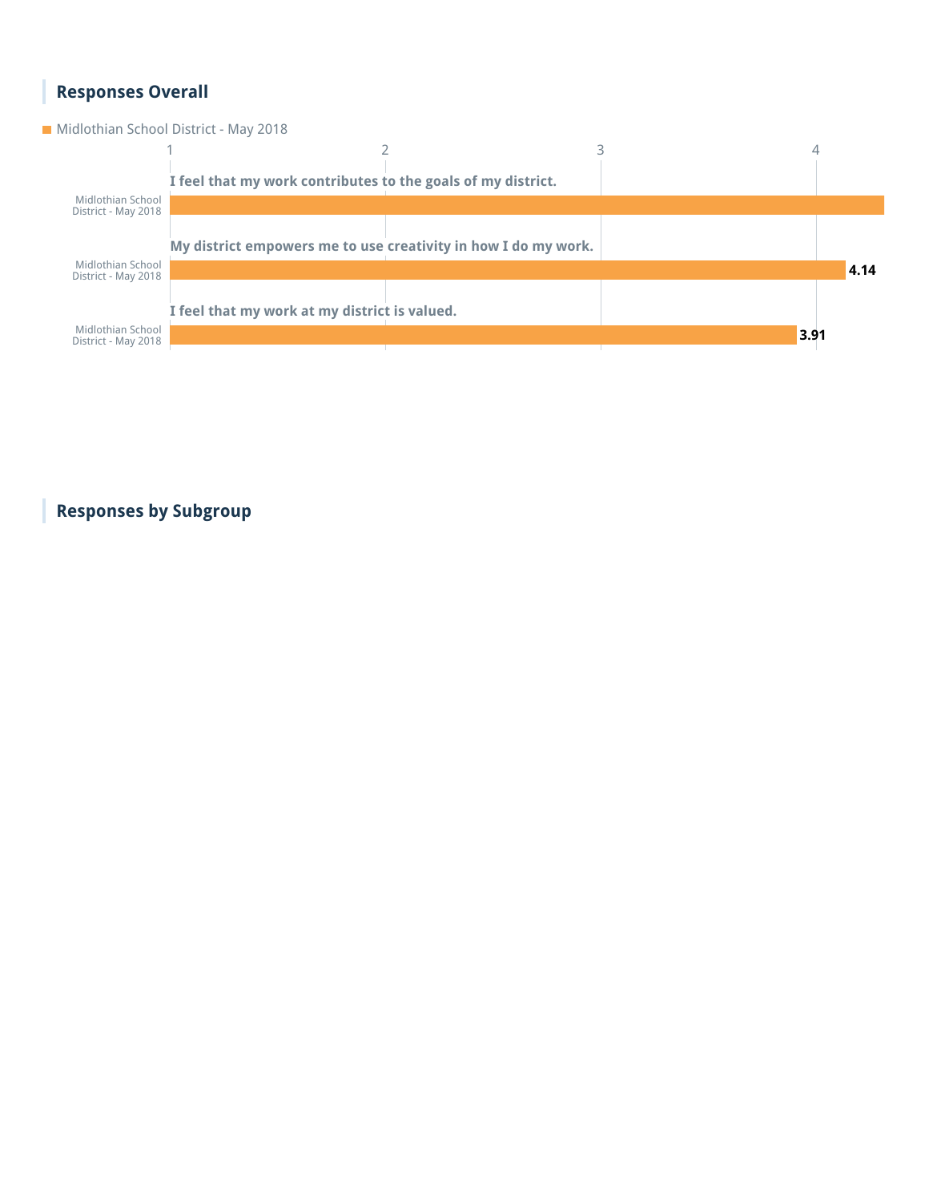## Responses Overall

Midlothian School District - May 2018

| Question | Midlothian School District - May 2018 |
|---|---|
| I feel that my work contributes to the goals of my district. | |
| My district empowers me to use creativity in how I do my work. | 4.14 |
| I feel that my work at my district is valued. | 3.91 |

## Responses by Subgroup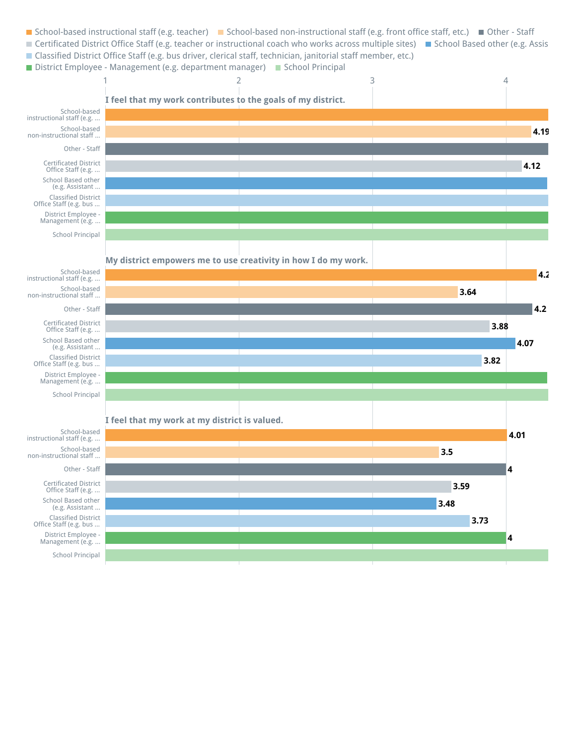School-based instructional staff (e.g. teacher) | School-based non-instructional staff (e.g. front office staff, etc.) | Other - Staff | Certificated District Office Staff (e.g. teacher or instructional coach who works across multiple sites) | School Based other (e.g. Assis | Classified District Office Staff (e.g. bus driver, clerical staff, technician, janitorial staff member, etc.) | District Employee - Management (e.g. department manager) | School Principal

**I feel that my work contributes to the goals of my district.**

| Group | Score |
|---|---|
| School-based instructional staff (e.g. ... | |
| School-based non-instructional staff ... | 4.19 |
| Other - Staff | |
| Certificated District Office Staff (e.g. ... | 4.12 |
| School Based other (e.g. Assistant ... | |
| Classified District Office Staff (e.g. bus ... | |
| District Employee - Management (e.g. ... | |
| School Principal | |

**My district empowers me to use creativity in how I do my work.**

| Group | Score |
|---|---|
| School-based instructional staff (e.g. ... | 4.2 |
| School-based non-instructional staff ... | 3.64 |
| Other - Staff | 4.2 |
| Certificated District Office Staff (e.g. ... | 3.88 |
| School Based other (e.g. Assistant ... | 4.07 |
| Classified District Office Staff (e.g. bus ... | 3.82 |
| District Employee - Management (e.g. ... | |
| School Principal | |

**I feel that my work at my district is valued.**

| Group | Score |
|---|---|
| School-based instructional staff (e.g. ... | 4.01 |
| School-based non-instructional staff ... | 3.5 |
| Other - Staff | 4 |
| Certificated District Office Staff (e.g. ... | 3.59 |
| School Based other (e.g. Assistant ... | 3.48 |
| Classified District Office Staff (e.g. bus ... | 3.73 |
| District Employee - Management (e.g. ... | 4 |
| School Principal | |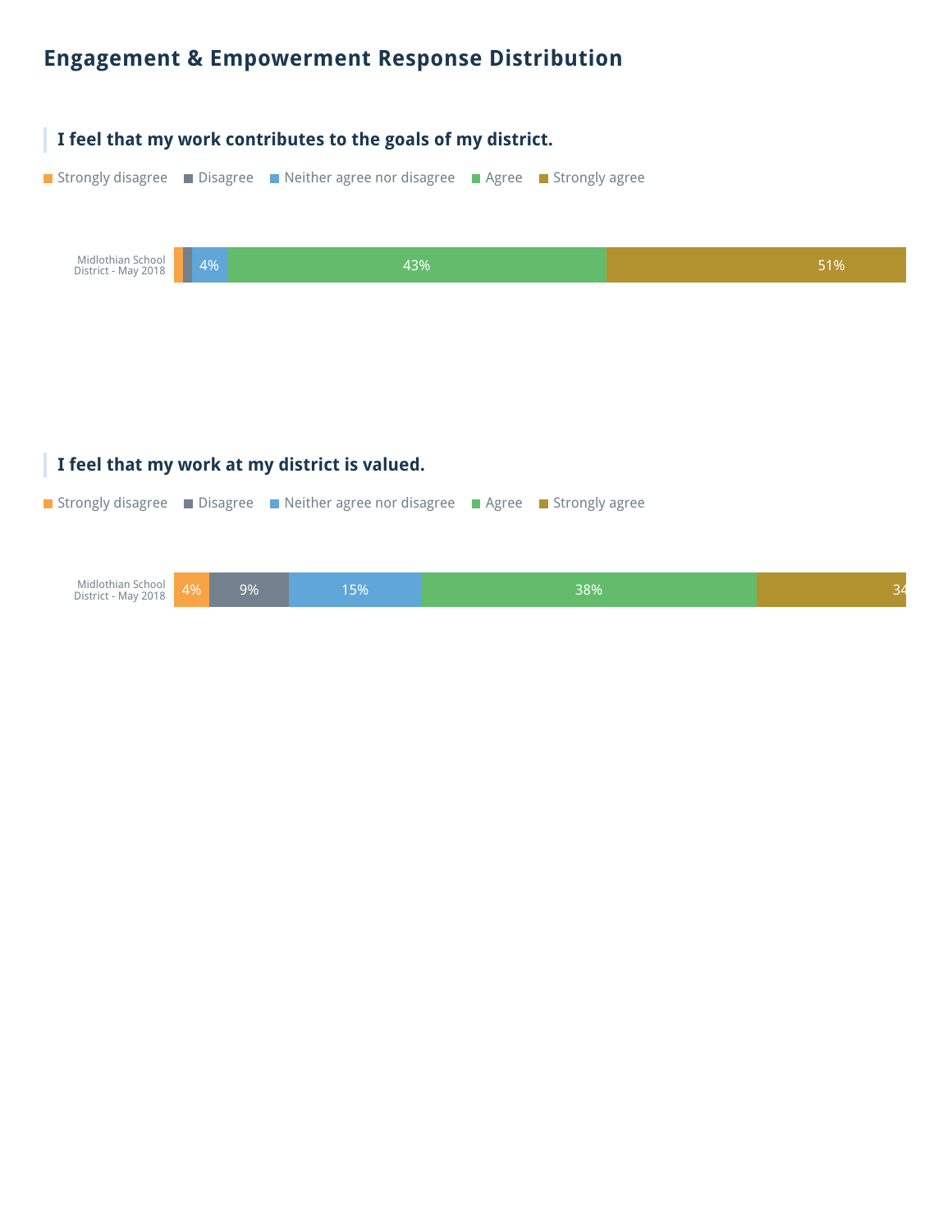## Engagement & Empowerment Response Distribution

### I feel that my work contributes to the goals of my district.

Strongly disagree | Disagree | Neither agree nor disagree | Agree | Strongly agree

| | Strongly disagree | Disagree | Neither agree nor disagree | Agree | Strongly agree |
|---|---|---|---|---|---|
| Midlothian School District - May 2018 | | | 4% | 43% | 51% |

### I feel that my work at my district is valued.

Strongly disagree | Disagree | Neither agree nor disagree | Agree | Strongly agree

| | Strongly disagree | Disagree | Neither agree nor disagree | Agree | Strongly agree |
|---|---|---|---|---|---|
| Midlothian School District - May 2018 | 4% | 9% | 15% | 38% | 34 |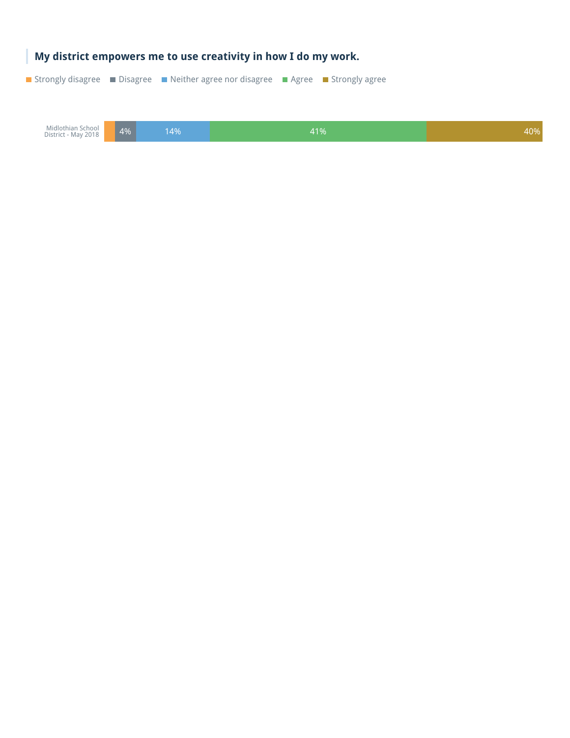**My district empowers me to use creativity in how I do my work.**

| | Strongly disagree | Disagree | Neither agree nor disagree | Agree | Strongly agree |
|---|---|---|---|---|---|
| Midlothian School District - May 2018 | | 4% | 14% | 41% | 40% |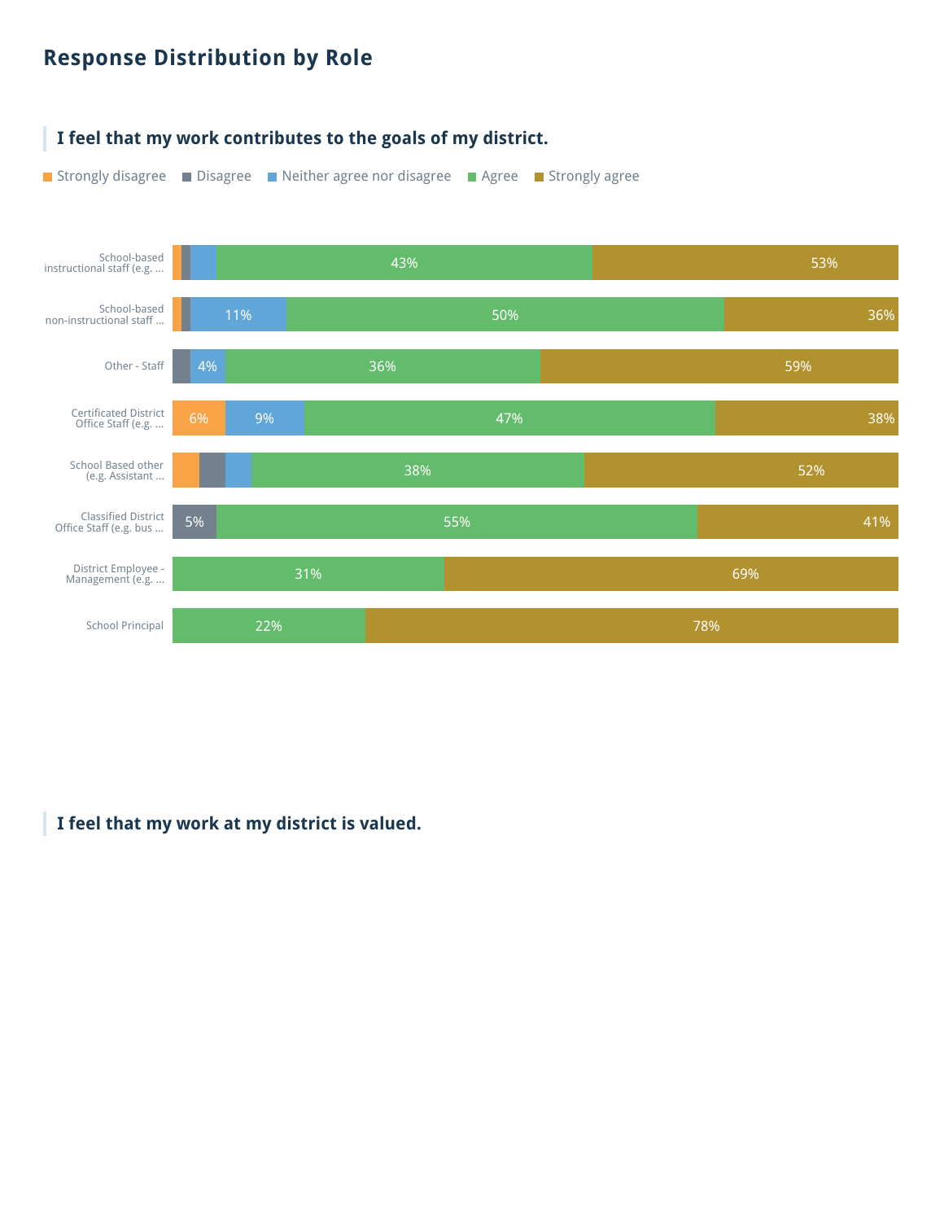## Response Distribution by Role

### I feel that my work contributes to the goals of my district.

| Role | Strongly disagree | Disagree | Neither agree nor disagree | Agree | Strongly agree |
|---|---|---|---|---|---|
| School-based instructional staff (e.g. ... | | | | 43% | 53% |
| School-based non-instructional staff ... | | | 11% | 50% | 36% |
| Other - Staff | | | 4% | 36% | 59% |
| Certificated District Office Staff (e.g. ... | 6% | | 9% | 47% | 38% |
| School Based other (e.g. Assistant ... | | | | 38% | 52% |
| Classified District Office Staff (e.g. bus ... | | 5% | | 55% | 41% |
| District Employee - Management (e.g. ... | | | | 31% | 69% |
| School Principal | | | | 22% | 78% |

### I feel that my work at my district is valued.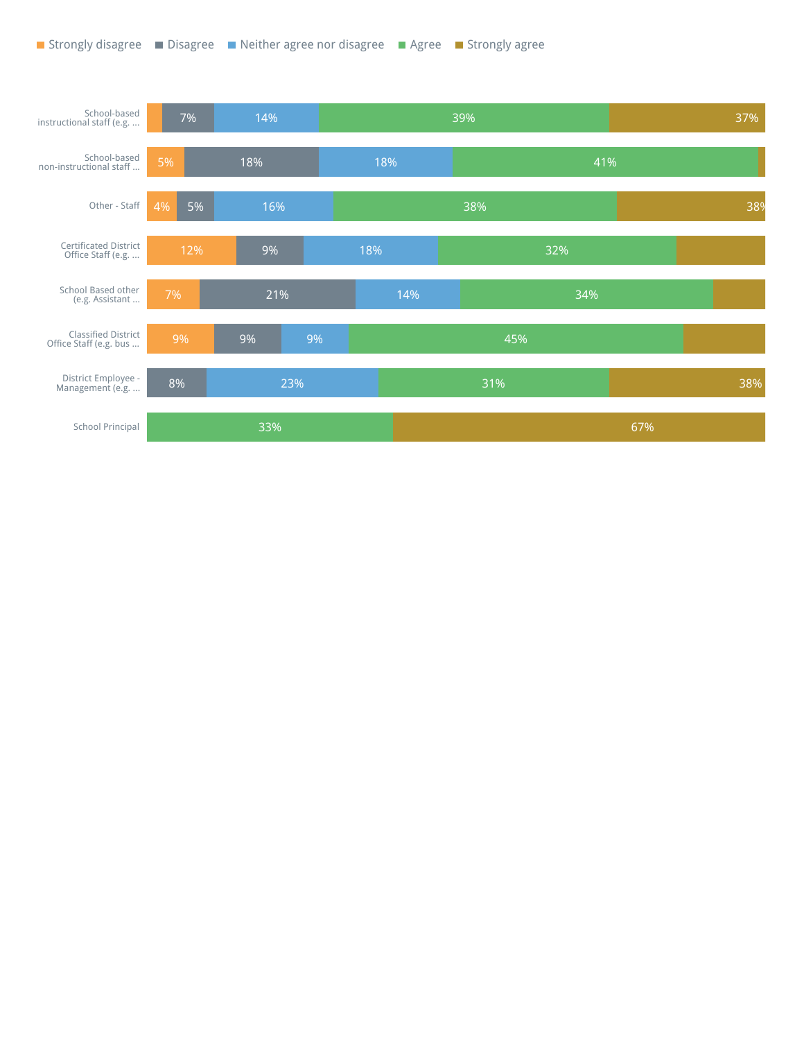| | Strongly disagree | Disagree | Neither agree nor disagree | Agree | Strongly agree |
|---|---|---|---|---|---|
| School-based instructional staff (e.g. ... | | 7% | 14% | 39% | 37% |
| School-based non-instructional staff ... | 5% | 18% | 18% | 41% | |
| Other - Staff | 4% | 5% | 16% | 38% | 38% |
| Certificated District Office Staff (e.g. ... | 12% | 9% | 18% | 32% | |
| School Based other (e.g. Assistant ... | 7% | 21% | 14% | 34% | |
| Classified District Office Staff (e.g. bus ... | 9% | 9% | 9% | 45% | |
| District Employee - Management (e.g. ... | | 8% | 23% | 31% | 38% |
| School Principal | | | | 33% | 67% |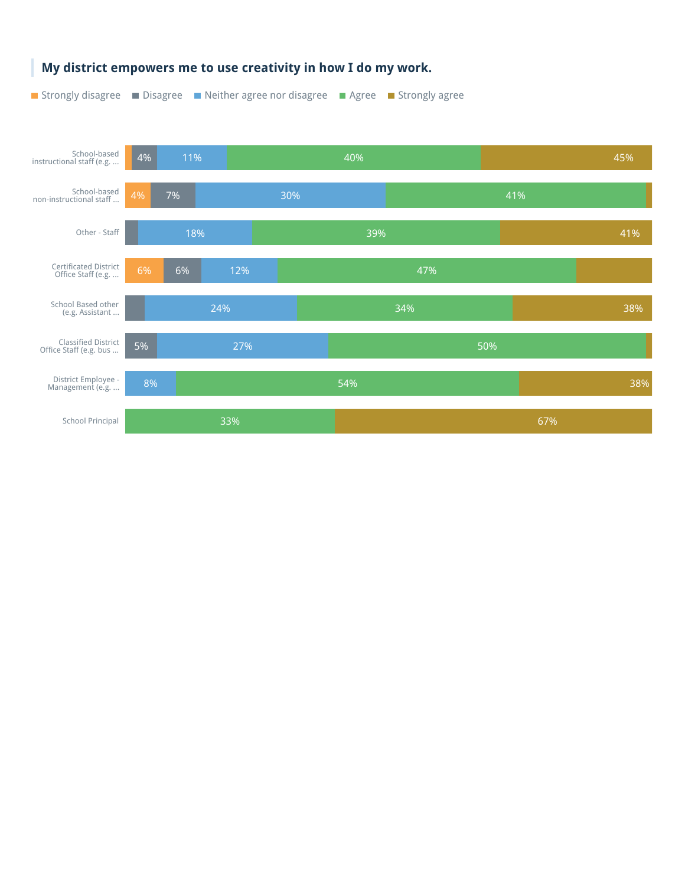### My district empowers me to use creativity in how I do my work.

| Group | Strongly disagree | Disagree | Neither agree nor disagree | Agree | Strongly agree |
|---|---|---|---|---|---|
| School-based instructional staff (e.g. ... | | 4% | 11% | 40% | 45% |
| School-based non-instructional staff ... | 4% | 7% | 30% | 41% | |
| Other - Staff | | | 18% | 39% | 41% |
| Certificated District Office Staff (e.g. ... | 6% | 6% | 12% | 47% | |
| School Based other (e.g. Assistant ... | | | 24% | 34% | 38% |
| Classified District Office Staff (e.g. bus ... | | 5% | 27% | 50% | |
| District Employee - Management (e.g. ... | | | 8% | 54% | 38% |
| School Principal | | | | 33% | 67% |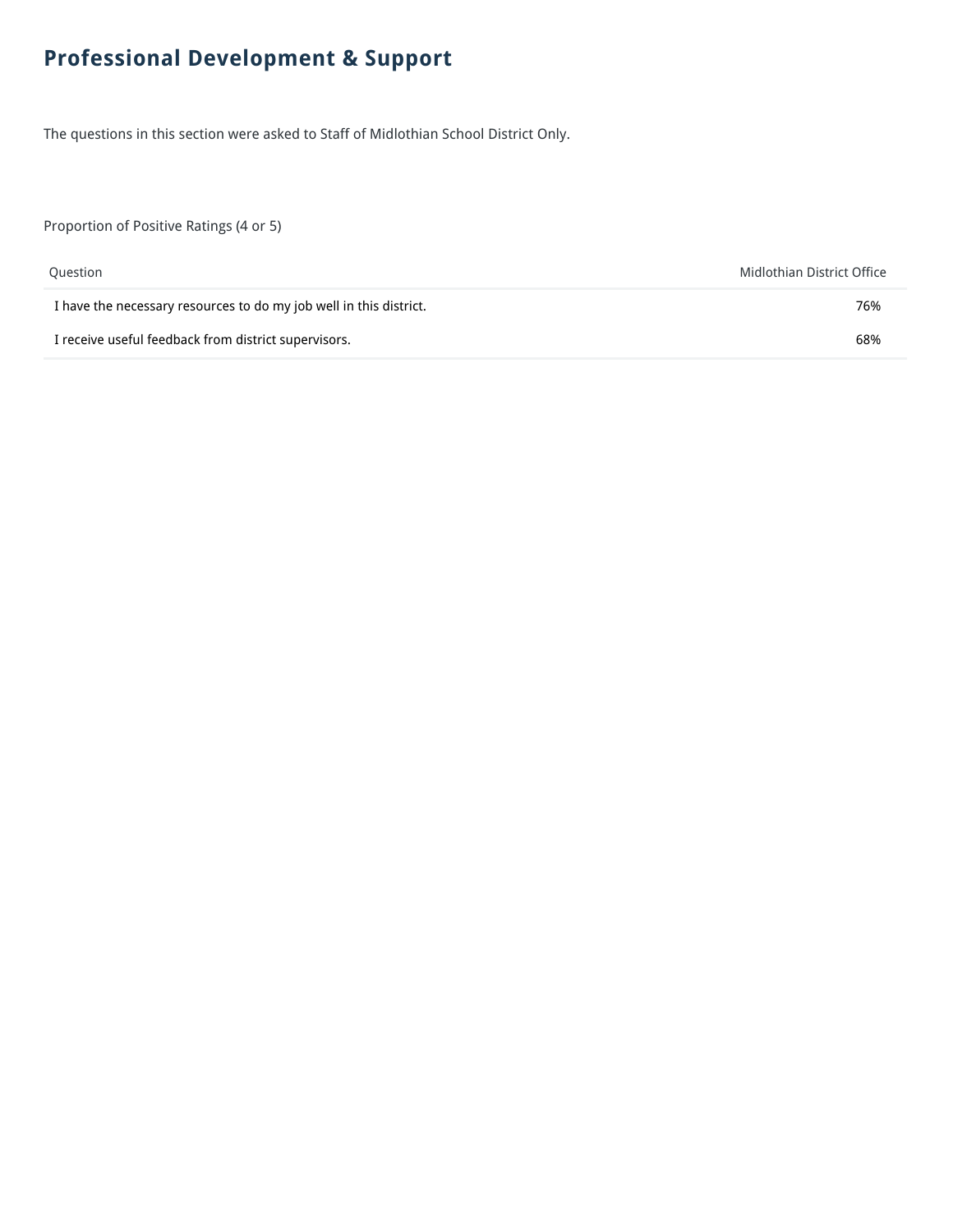## Professional Development & Support

The questions in this section were asked to Staff of Midlothian School District Only.

Proportion of Positive Ratings (4 or 5)

| Question | Midlothian District Office |
| --- | --- |
| I have the necessary resources to do my job well in this district. | 76% |
| I receive useful feedback from district supervisors. | 68% |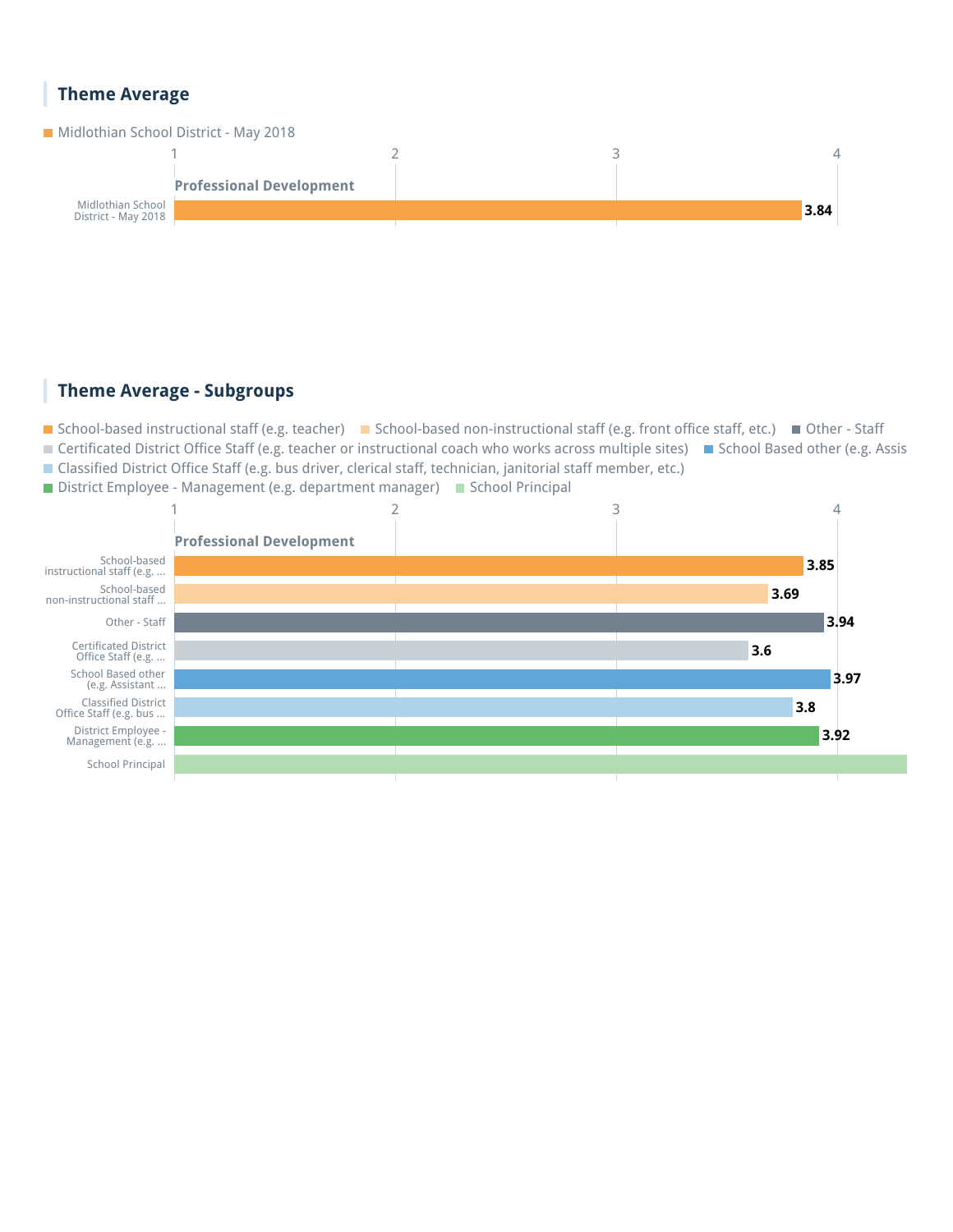## Theme Average

Midlothian School District - May 2018

| | Professional Development |
|---|---|
| Midlothian School District - May 2018 | 3.84 |

## Theme Average - Subgroups

School-based instructional staff (e.g. teacher) | School-based non-instructional staff (e.g. front office staff, etc.) | Other - Staff | Certificated District Office Staff (e.g. teacher or instructional coach who works across multiple sites) | School Based other (e.g. Assis | Classified District Office Staff (e.g. bus driver, clerical staff, technician, janitorial staff member, etc.) | District Employee - Management (e.g. department manager) | School Principal

| | Professional Development |
|---|---|
| School-based instructional staff (e.g. ... | 3.85 |
| School-based non-instructional staff ... | 3.69 |
| Other - Staff | 3.94 |
| Certificated District Office Staff (e.g. ... | 3.6 |
| School Based other (e.g. Assistant ... | 3.97 |
| Classified District Office Staff (e.g. bus ... | 3.8 |
| District Employee - Management (e.g. ... | 3.92 |
| School Principal | |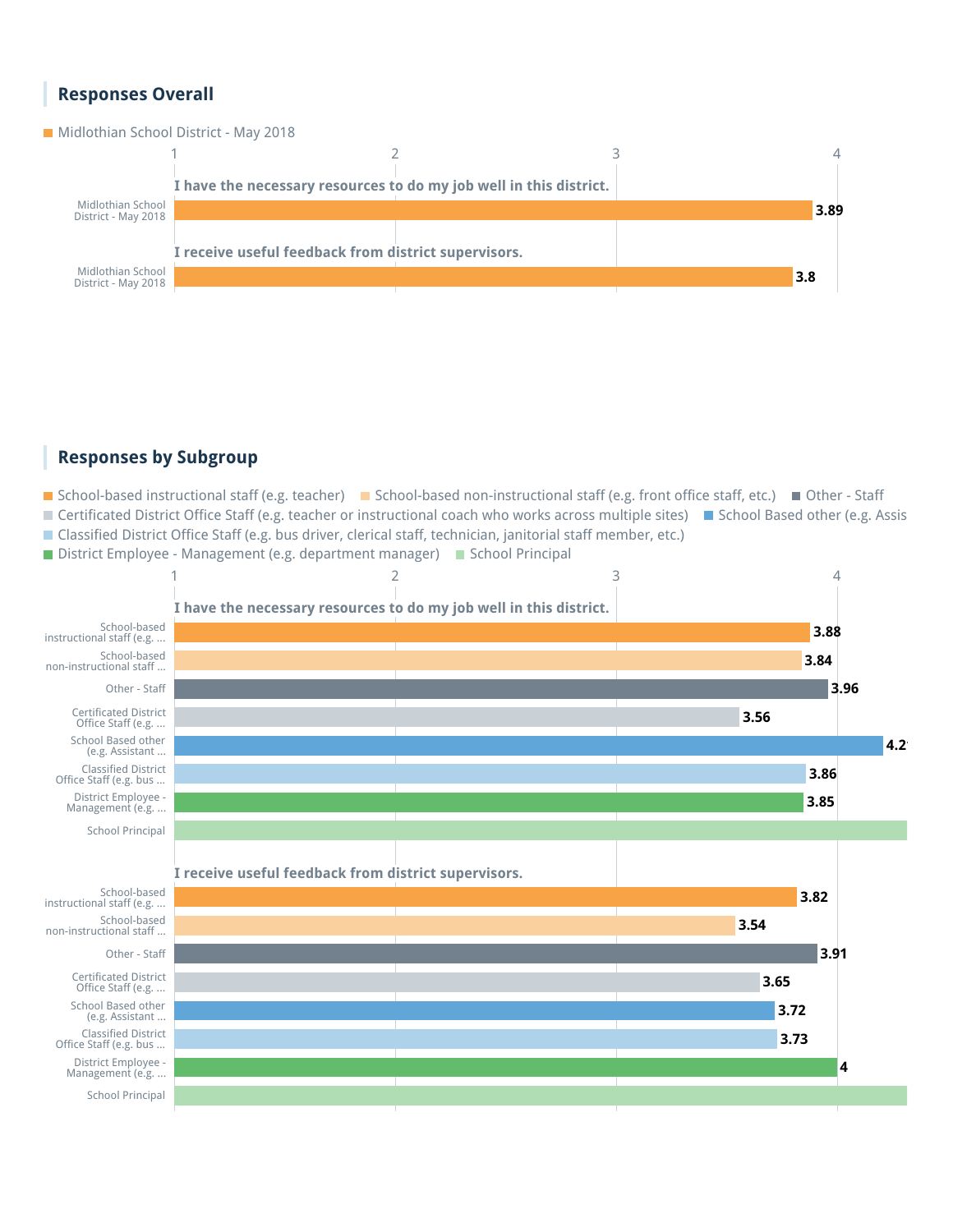## Responses Overall

Midlothian School District - May 2018

| Question | Midlothian School District - May 2018 |
|---|---|
| I have the necessary resources to do my job well in this district. | 3.89 |
| I receive useful feedback from district supervisors. | 3.8 |

## Responses by Subgroup

Legend: School-based instructional staff (e.g. teacher); School-based non-instructional staff (e.g. front office staff, etc.); Other - Staff; Certificated District Office Staff (e.g. teacher or instructional coach who works across multiple sites); School Based other (e.g. Assis; Classified District Office Staff (e.g. bus driver, clerical staff, technician, janitorial staff member, etc.); District Employee - Management (e.g. department manager); School Principal

**I have the necessary resources to do my job well in this district.**

| Subgroup | Score |
|---|---|
| School-based instructional staff (e.g. ... | 3.88 |
| School-based non-instructional staff ... | 3.84 |
| Other - Staff | 3.96 |
| Certificated District Office Staff (e.g. ... | 3.56 |
| School Based other (e.g. Assistant ... | 4.2 |
| Classified District Office Staff (e.g. bus ... | 3.86 |
| District Employee - Management (e.g. ... | 3.85 |
| School Principal | |

**I receive useful feedback from district supervisors.**

| Subgroup | Score |
|---|---|
| School-based instructional staff (e.g. ... | 3.82 |
| School-based non-instructional staff ... | 3.54 |
| Other - Staff | 3.91 |
| Certificated District Office Staff (e.g. ... | 3.65 |
| School Based other (e.g. Assistant ... | 3.72 |
| Classified District Office Staff (e.g. bus ... | 3.73 |
| District Employee - Management (e.g. ... | 4 |
| School Principal | |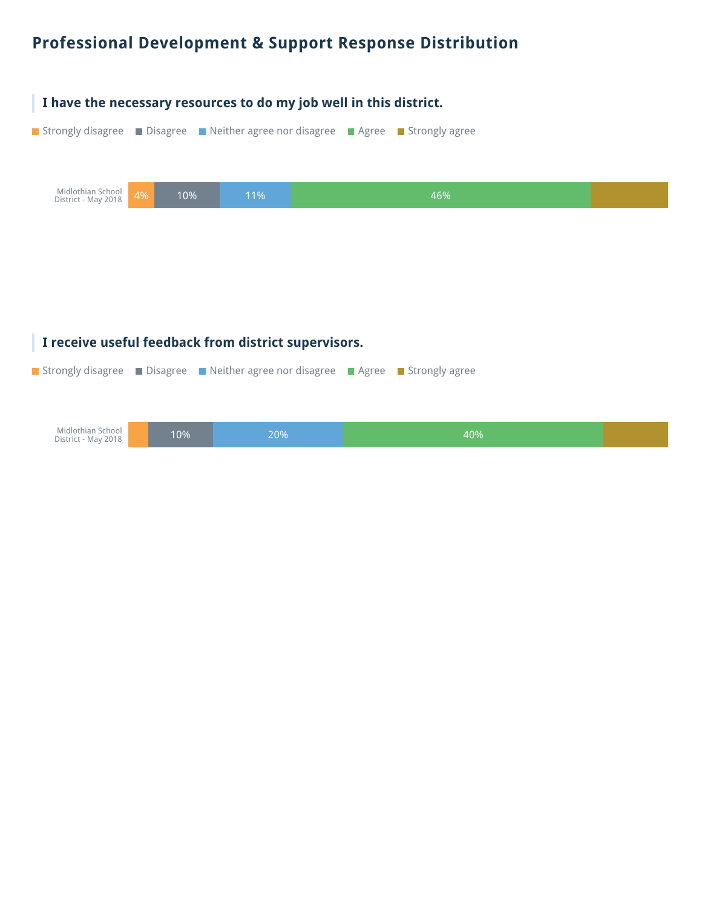## Professional Development & Support Response Distribution

### I have the necessary resources to do my job well in this district.

Strongly disagree | Disagree | Neither agree nor disagree | Agree | Strongly agree

| | Strongly disagree | Disagree | Neither agree nor disagree | Agree | Strongly agree |
|---|---|---|---|---|---|
| Midlothian School District - May 2018 | 4% | 10% | 11% | 46% | |

### I receive useful feedback from district supervisors.

Strongly disagree | Disagree | Neither agree nor disagree | Agree | Strongly agree

| | Strongly disagree | Disagree | Neither agree nor disagree | Agree | Strongly agree |
|---|---|---|---|---|---|
| Midlothian School District - May 2018 | | 10% | 20% | 40% | |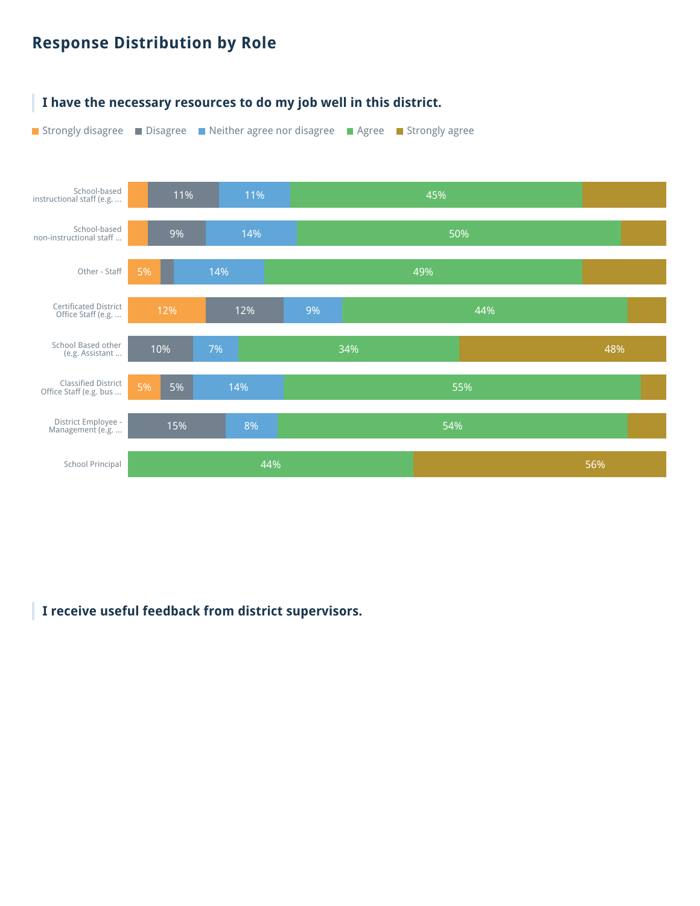## Response Distribution by Role

### I have the necessary resources to do my job well in this district.

Strongly disagree | Disagree | Neither agree nor disagree | Agree | Strongly agree

| Role | Strongly disagree | Disagree | Neither agree nor disagree | Agree | Strongly agree |
|---|---|---|---|---|---|
| School-based instructional staff (e.g. ... | | 11% | 11% | 45% | |
| School-based non-instructional staff ... | | 9% | 14% | 50% | |
| Other - Staff | 5% | | 14% | 49% | |
| Certificated District Office Staff (e.g. ... | 12% | 12% | 9% | 44% | |
| School Based other (e.g. Assistant ... | | 10% | 7% | 34% | 48% |
| Classified District Office Staff (e.g. bus ... | 5% | 5% | 14% | 55% | |
| District Employee - Management (e.g. ... | | 15% | 8% | 54% | |
| School Principal | | | | 44% | 56% |

### I receive useful feedback from district supervisors.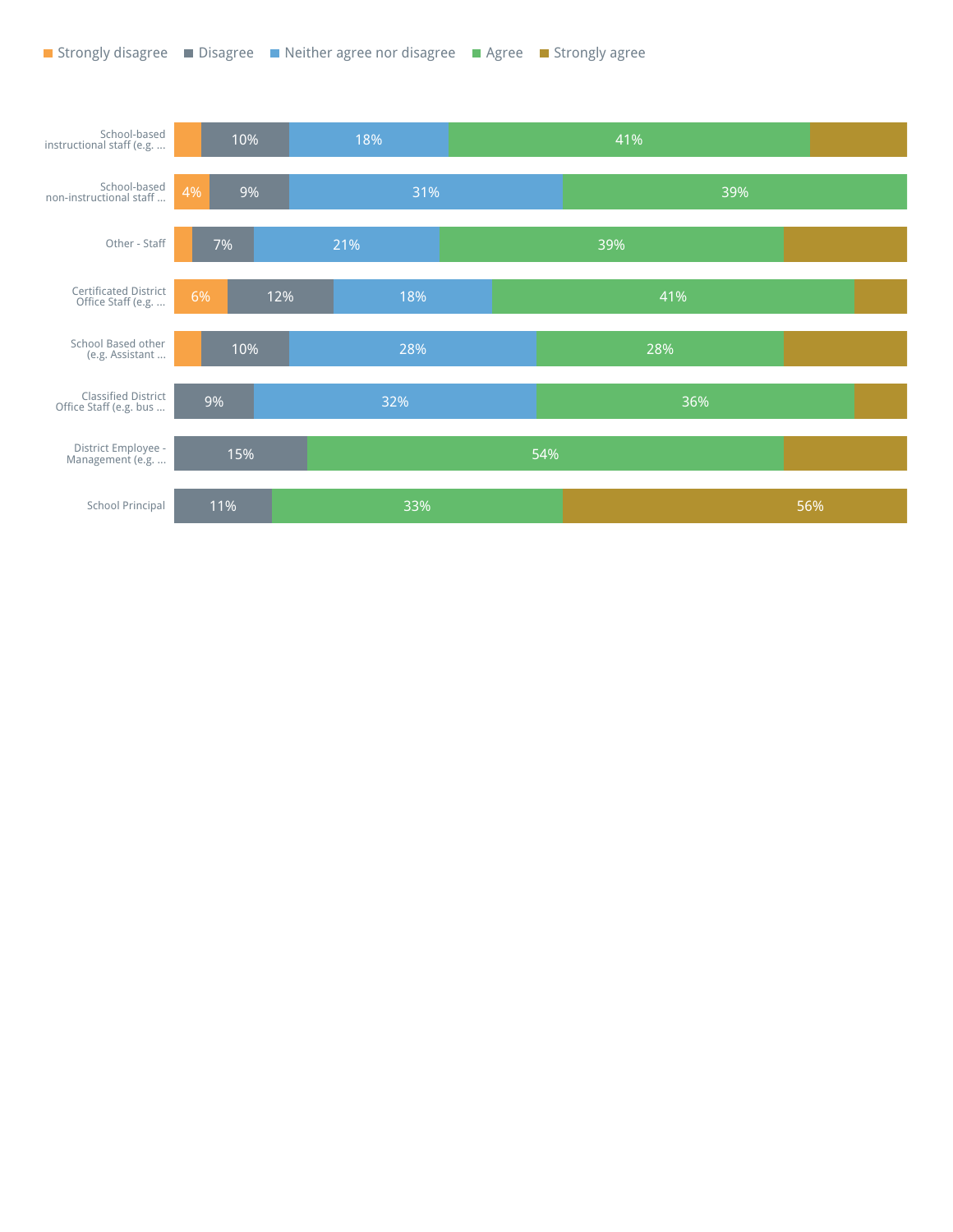Strongly disagree
Disagree
Neither agree nor disagree
Agree
Strongly agree

School-based instructional staff (e.g. ...
10%
18%
41%

School-based non-instructional staff ...
4%
9%
31%
39%

Other - Staff
7%
21%
39%

Certificated District Office Staff (e.g. ...
6%
12%
18%
41%

School Based other (e.g. Assistant ...
10%
28%
28%

Classified District Office Staff (e.g. bus ...
9%
32%
36%

District Employee - Management (e.g. ...
15%
54%

School Principal
11%
33%
56%